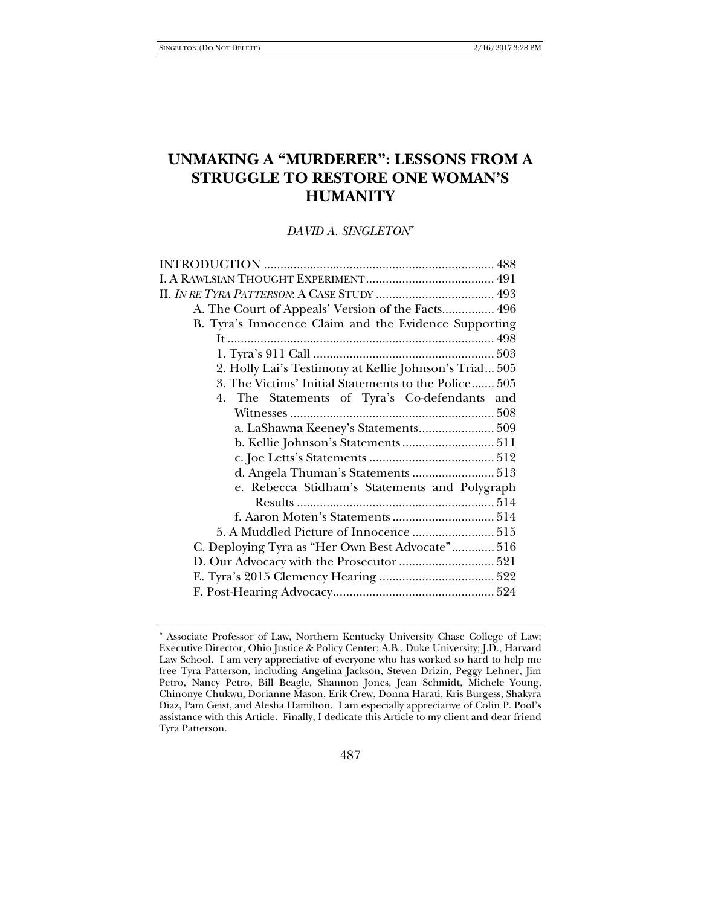# UNMAKING A "MURDERER": LESSONS FROM A STRUGGLE TO RESTORE ONE WOMAN'S HUMANITY

*DAVID A. SINGLETON*[*]

INTRODUCTION ...................................................................... 488
I. A RAWLSIAN THOUGHT EXPERIMENT ....................................... 491
II. *IN RE TYRA PATTERSON*: A CASE STUDY .................................... 493
- A. The Court of Appeals' Version of the Facts................ 496
- B. Tyra's Innocence Claim and the Evidence Supporting It ................................................................................. 498
  - 1. Tyra's 911 Call ....................................................... 503
  - 2. Holly Lai's Testimony at Kellie Johnson's Trial... 505
  - 3. The Victims' Initial Statements to the Police....... 505
  - 4. The Statements of Tyra's Co-defendants and Witnesses .............................................................. 508
    - a. LaShawna Keeney's Statements....................... 509
    - b. Kellie Johnson's Statements............................ 511
    - c. Joe Letts's Statements ...................................... 512
    - d. Angela Thuman's Statements ......................... 513
    - e. Rebecca Stidham's Statements and Polygraph Results ............................................................ 514
    - f. Aaron Moten's Statements ............................... 514
  - 5. A Muddled Picture of Innocence ......................... 515
- C. Deploying Tyra as "Her Own Best Advocate"............. 516
- D. Our Advocacy with the Prosecutor ............................. 521
- E. Tyra's 2015 Clemency Hearing ................................... 522
- F. Post-Hearing Advocacy................................................. 524

---

[*] Associate Professor of Law, Northern Kentucky University Chase College of Law; Executive Director, Ohio Justice & Policy Center; A.B., Duke University; J.D., Harvard Law School. I am very appreciative of everyone who has worked so hard to help me free Tyra Patterson, including Angelina Jackson, Steven Drizin, Peggy Lehner, Jim Petro, Nancy Petro, Bill Beagle, Shannon Jones, Jean Schmidt, Michele Young, Chinonye Chukwu, Dorianne Mason, Erik Crew, Donna Harati, Kris Burgess, Shakyra Diaz, Pam Geist, and Alesha Hamilton. I am especially appreciative of Colin P. Pool's assistance with this Article. Finally, I dedicate this Article to my client and dear friend Tyra Patterson.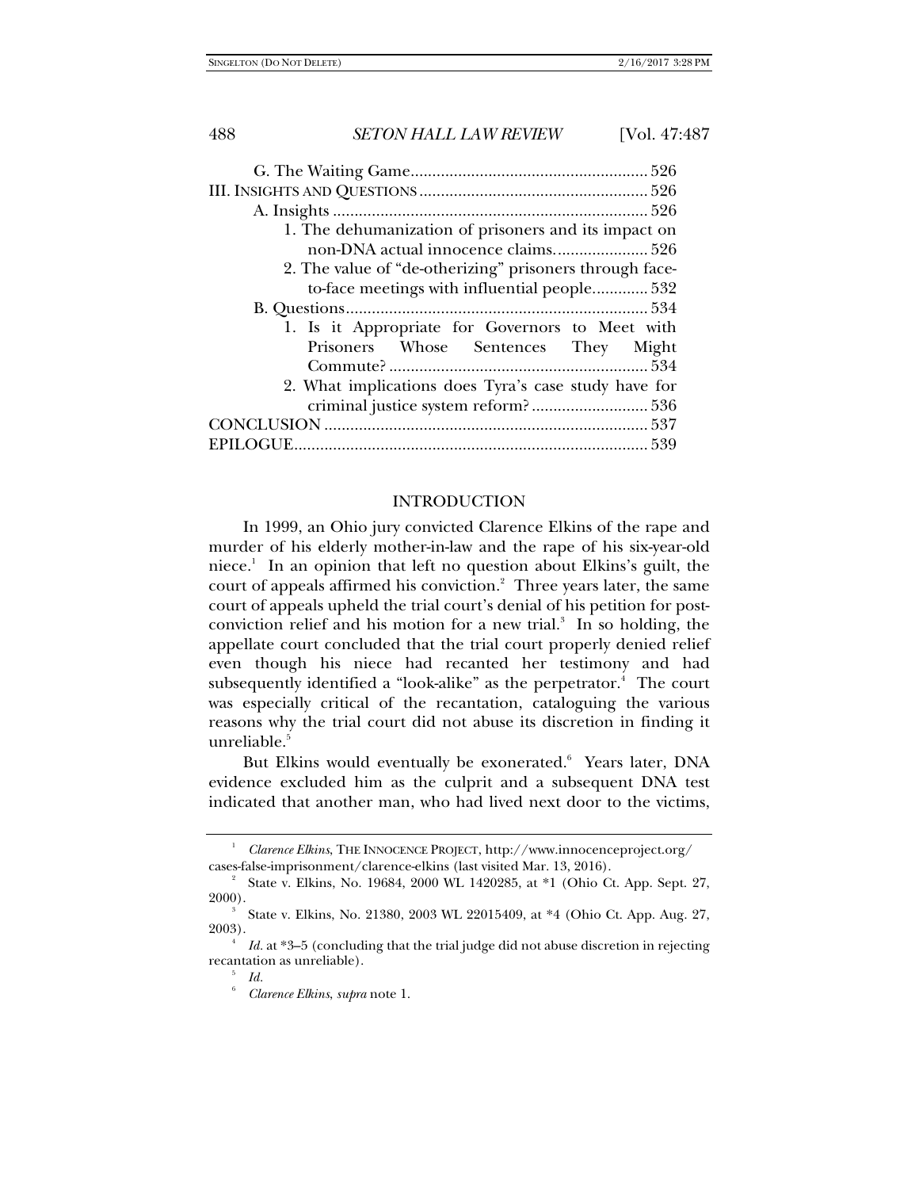G. The Waiting Game ....................................................... 526
III. Insights and Questions ..................................................... 526
A. Insights ......................................................................... 526
1. The dehumanization of prisoners and its impact on non-DNA actual innocence claims. .................... 526
2. The value of "de-otherizing" prisoners through face-to-face meetings with influential people............. 532
B. Questions...................................................................... 534
1. Is it Appropriate for Governors to Meet with Prisoners Whose Sentences They Might Commute? ............................................................ 534
2. What implications does Tyra's case study have for criminal justice system reform? ........................... 536
Conclusion ............................................................................ 537
Epilogue................................................................................. 539

## INTRODUCTION

In 1999, an Ohio jury convicted Clarence Elkins of the rape and murder of his elderly mother-in-law and the rape of his six-year-old niece.[1] In an opinion that left no question about Elkins's guilt, the court of appeals affirmed his conviction.[2] Three years later, the same court of appeals upheld the trial court's denial of his petition for post-conviction relief and his motion for a new trial.[3] In so holding, the appellate court concluded that the trial court properly denied relief even though his niece had recanted her testimony and had subsequently identified a "look-alike" as the perpetrator.[4] The court was especially critical of the recantation, cataloguing the various reasons why the trial court did not abuse its discretion in finding it unreliable.[5]

But Elkins would eventually be exonerated.[6] Years later, DNA evidence excluded him as the culprit and a subsequent DNA test indicated that another man, who had lived next door to the victims,

---

[1] *Clarence Elkins*, The Innocence Project, http://www.innocenceproject.org/cases-false-imprisonment/clarence-elkins (last visited Mar. 13, 2016).

[2] State v. Elkins, No. 19684, 2000 WL 1420285, at *1 (Ohio Ct. App. Sept. 27, 2000).

[3] State v. Elkins, No. 21380, 2003 WL 22015409, at *4 (Ohio Ct. App. Aug. 27, 2003).

[4] *Id.* at *3–5 (concluding that the trial judge did not abuse discretion in rejecting recantation as unreliable).

[5] *Id.*

[6] *Clarence Elkins*, *supra* note 1.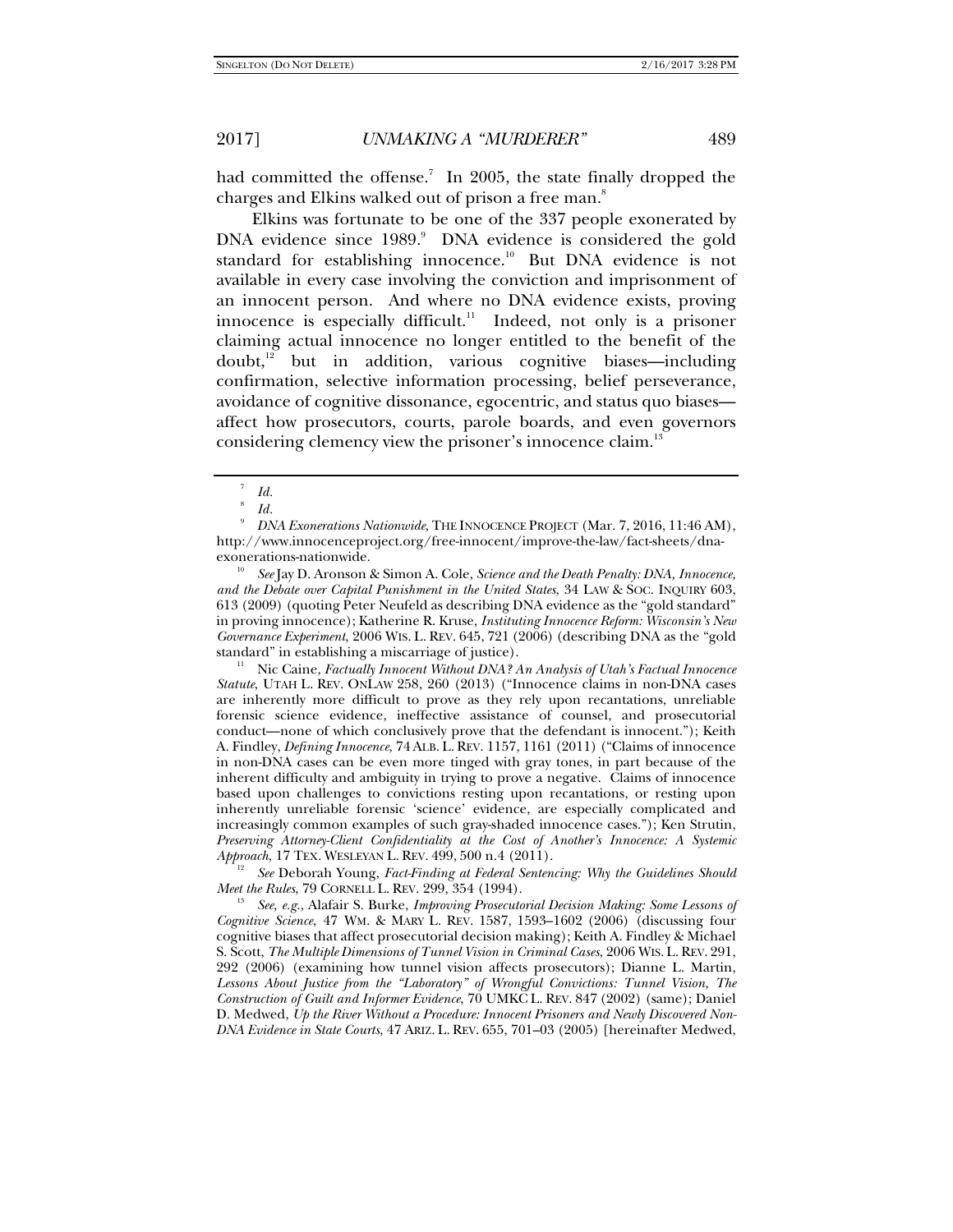had committed the offense.[7] In 2005, the state finally dropped the charges and Elkins walked out of prison a free man.[8]

Elkins was fortunate to be one of the 337 people exonerated by DNA evidence since 1989.[9] DNA evidence is considered the gold standard for establishing innocence.[10] But DNA evidence is not available in every case involving the conviction and imprisonment of an innocent person. And where no DNA evidence exists, proving innocence is especially difficult.[11] Indeed, not only is a prisoner claiming actual innocence no longer entitled to the benefit of the doubt,[12] but in addition, various cognitive biases—including confirmation, selective information processing, belief perseverance, avoidance of cognitive dissonance, egocentric, and status quo biases—affect how prosecutors, courts, parole boards, and even governors considering clemency view the prisoner's innocence claim.[13]

---

[7] *Id.*

[8] *Id.*

[9] *DNA Exonerations Nationwide*, THE INNOCENCE PROJECT (Mar. 7, 2016, 11:46 AM), http://www.innocenceproject.org/free-innocent/improve-the-law/fact-sheets/dna-exonerations-nationwide.

[10] *See* Jay D. Aronson & Simon A. Cole, *Science and the Death Penalty: DNA, Innocence, and the Debate over Capital Punishment in the United States*, 34 LAW & SOC. INQUIRY 603, 613 (2009) (quoting Peter Neufeld as describing DNA evidence as the "gold standard" in proving innocence); Katherine R. Kruse, *Instituting Innocence Reform: Wisconsin's New Governance Experiment*, 2006 WIS. L. REV. 645, 721 (2006) (describing DNA as the "gold standard" in establishing a miscarriage of justice).

[11] Nic Caine, *Factually Innocent Without DNA? An Analysis of Utah's Factual Innocence Statute*, UTAH L. REV. ONLAW 258, 260 (2013) ("Innocence claims in non-DNA cases are inherently more difficult to prove as they rely upon recantations, unreliable forensic science evidence, ineffective assistance of counsel, and prosecutorial conduct—none of which conclusively prove that the defendant is innocent."); Keith A. Findley, *Defining Innocence*, 74 ALB. L. REV. 1157, 1161 (2011) ("Claims of innocence in non-DNA cases can be even more tinged with gray tones, in part because of the inherent difficulty and ambiguity in trying to prove a negative. Claims of innocence based upon challenges to convictions resting upon recantations, or resting upon inherently unreliable forensic 'science' evidence, are especially complicated and increasingly common examples of such gray-shaded innocence cases."); Ken Strutin, *Preserving Attorney-Client Confidentiality at the Cost of Another's Innocence: A Systemic Approach*, 17 TEX. WESLEYAN L. REV. 499, 500 n.4 (2011).

[12] *See* Deborah Young, *Fact-Finding at Federal Sentencing: Why the Guidelines Should Meet the Rules*, 79 CORNELL L. REV. 299, 354 (1994).

[13] *See, e.g.*, Alafair S. Burke, *Improving Prosecutorial Decision Making: Some Lessons of Cognitive Science*, 47 WM. & MARY L. REV. 1587, 1593–1602 (2006) (discussing four cognitive biases that affect prosecutorial decision making); Keith A. Findley & Michael S. Scott, *The Multiple Dimensions of Tunnel Vision in Criminal Cases*, 2006 WIS. L. REV. 291, 292 (2006) (examining how tunnel vision affects prosecutors); Dianne L. Martin, *Lessons About Justice from the "Laboratory" of Wrongful Convictions: Tunnel Vision, The Construction of Guilt and Informer Evidence*, 70 UMKC L. REV. 847 (2002) (same); Daniel D. Medwed, *Up the River Without a Procedure: Innocent Prisoners and Newly Discovered Non-DNA Evidence in State Courts*, 47 ARIZ. L. REV. 655, 701–03 (2005) [hereinafter Medwed,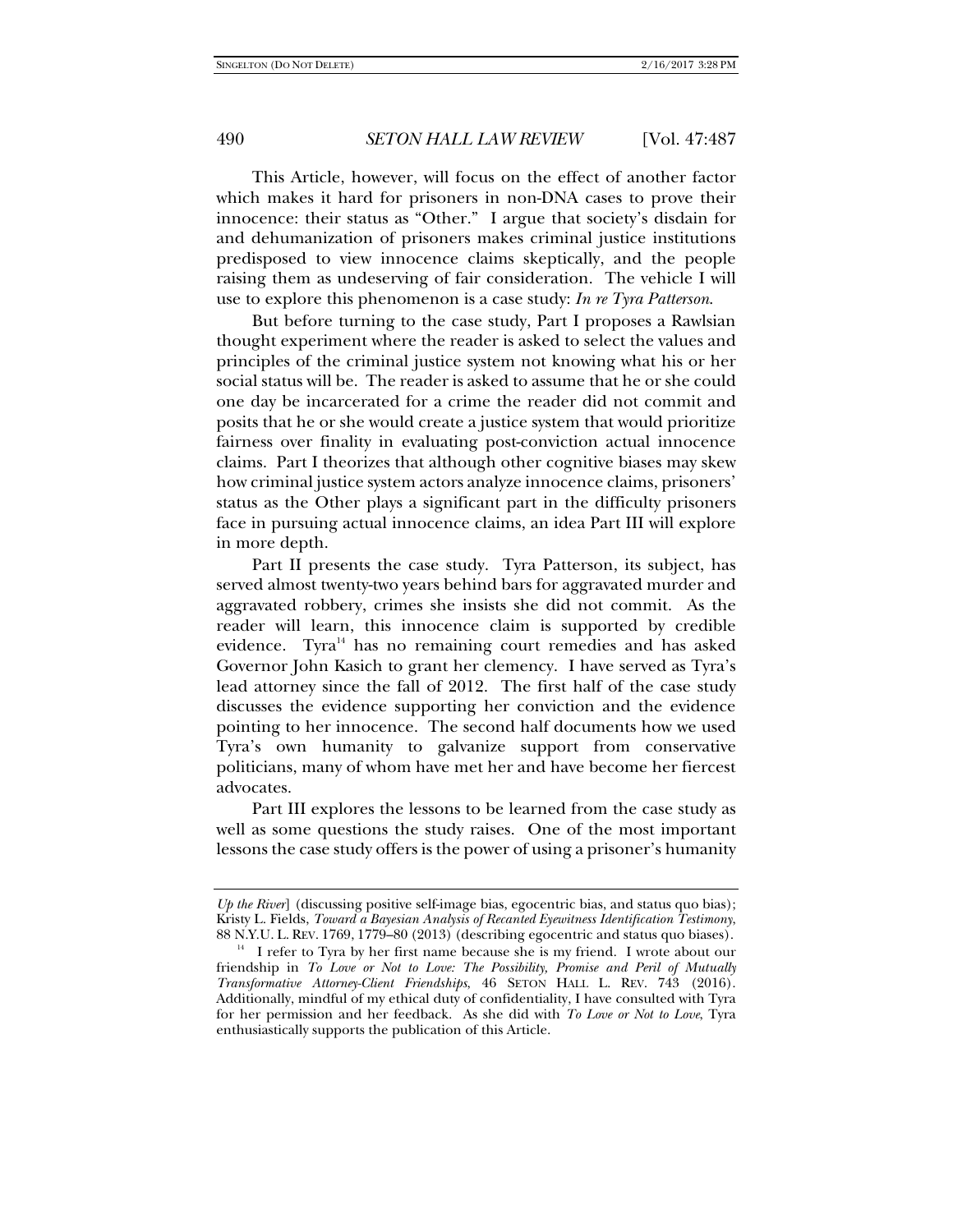This Article, however, will focus on the effect of another factor which makes it hard for prisoners in non-DNA cases to prove their innocence: their status as "Other." I argue that society's disdain for and dehumanization of prisoners makes criminal justice institutions predisposed to view innocence claims skeptically, and the people raising them as undeserving of fair consideration. The vehicle I will use to explore this phenomenon is a case study: *In re Tyra Patterson*.

But before turning to the case study, Part I proposes a Rawlsian thought experiment where the reader is asked to select the values and principles of the criminal justice system not knowing what his or her social status will be. The reader is asked to assume that he or she could one day be incarcerated for a crime the reader did not commit and posits that he or she would create a justice system that would prioritize fairness over finality in evaluating post-conviction actual innocence claims. Part I theorizes that although other cognitive biases may skew how criminal justice system actors analyze innocence claims, prisoners' status as the Other plays a significant part in the difficulty prisoners face in pursuing actual innocence claims, an idea Part III will explore in more depth.

Part II presents the case study. Tyra Patterson, its subject, has served almost twenty-two years behind bars for aggravated murder and aggravated robbery, crimes she insists she did not commit. As the reader will learn, this innocence claim is supported by credible evidence. Tyra[14] has no remaining court remedies and has asked Governor John Kasich to grant her clemency. I have served as Tyra's lead attorney since the fall of 2012. The first half of the case study discusses the evidence supporting her conviction and the evidence pointing to her innocence. The second half documents how we used Tyra's own humanity to galvanize support from conservative politicians, many of whom have met her and have become her fiercest advocates.

Part III explores the lessons to be learned from the case study as well as some questions the study raises. One of the most important lessons the case study offers is the power of using a prisoner's humanity

---

*Up the River*] (discussing positive self-image bias, egocentric bias, and status quo bias); Kristy L. Fields, *Toward a Bayesian Analysis of Recanted Eyewitness Identification Testimony*, 88 N.Y.U. L. REV. 1769, 1779–80 (2013) (describing egocentric and status quo biases).

[14] I refer to Tyra by her first name because she is my friend. I wrote about our friendship in *To Love or Not to Love: The Possibility, Promise and Peril of Mutually Transformative Attorney-Client Friendships*, 46 SETON HALL L. REV. 743 (2016). Additionally, mindful of my ethical duty of confidentiality, I have consulted with Tyra for her permission and her feedback. As she did with *To Love or Not to Love*, Tyra enthusiastically supports the publication of this Article.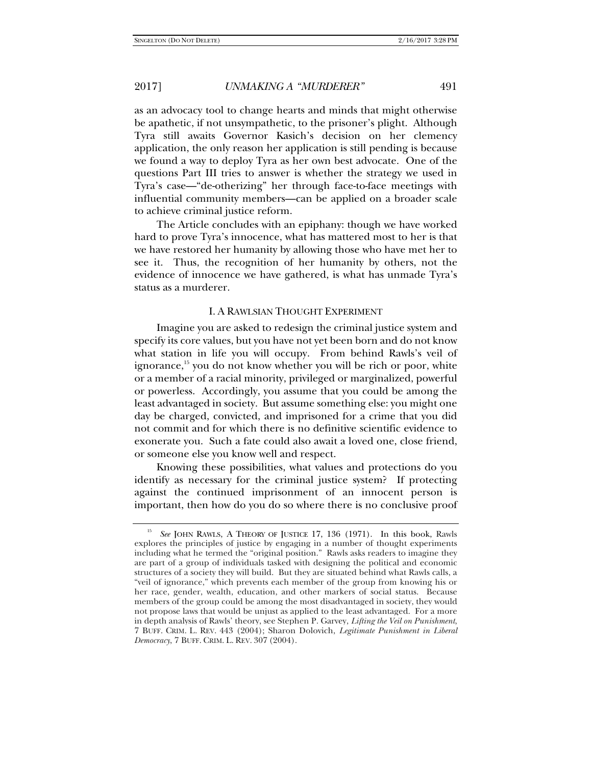as an advocacy tool to change hearts and minds that might otherwise be apathetic, if not unsympathetic, to the prisoner's plight. Although Tyra still awaits Governor Kasich's decision on her clemency application, the only reason her application is still pending is because we found a way to deploy Tyra as her own best advocate. One of the questions Part III tries to answer is whether the strategy we used in Tyra's case—"de-otherizing" her through face-to-face meetings with influential community members—can be applied on a broader scale to achieve criminal justice reform.

The Article concludes with an epiphany: though we have worked hard to prove Tyra's innocence, what has mattered most to her is that we have restored her humanity by allowing those who have met her to see it. Thus, the recognition of her humanity by others, not the evidence of innocence we have gathered, is what has unmade Tyra's status as a murderer.

## I. A RAWLSIAN THOUGHT EXPERIMENT

Imagine you are asked to redesign the criminal justice system and specify its core values, but you have not yet been born and do not know what station in life you will occupy. From behind Rawls's veil of ignorance,[15] you do not know whether you will be rich or poor, white or a member of a racial minority, privileged or marginalized, powerful or powerless. Accordingly, you assume that you could be among the least advantaged in society. But assume something else: you might one day be charged, convicted, and imprisoned for a crime that you did not commit and for which there is no definitive scientific evidence to exonerate you. Such a fate could also await a loved one, close friend, or someone else you know well and respect.

Knowing these possibilities, what values and protections do you identify as necessary for the criminal justice system? If protecting against the continued imprisonment of an innocent person is important, then how do you do so where there is no conclusive proof

---

[15] *See* JOHN RAWLS, A THEORY OF JUSTICE 17, 136 (1971). In this book, Rawls explores the principles of justice by engaging in a number of thought experiments including what he termed the "original position." Rawls asks readers to imagine they are part of a group of individuals tasked with designing the political and economic structures of a society they will build. But they are situated behind what Rawls calls, a "veil of ignorance," which prevents each member of the group from knowing his or her race, gender, wealth, education, and other markers of social status. Because members of the group could be among the most disadvantaged in society, they would not propose laws that would be unjust as applied to the least advantaged. For a more in depth analysis of Rawls' theory, see Stephen P. Garvey, *Lifting the Veil on Punishment*, 7 BUFF. CRIM. L. REV. 443 (2004); Sharon Dolovich, *Legitimate Punishment in Liberal Democracy*, 7 BUFF. CRIM. L. REV. 307 (2004).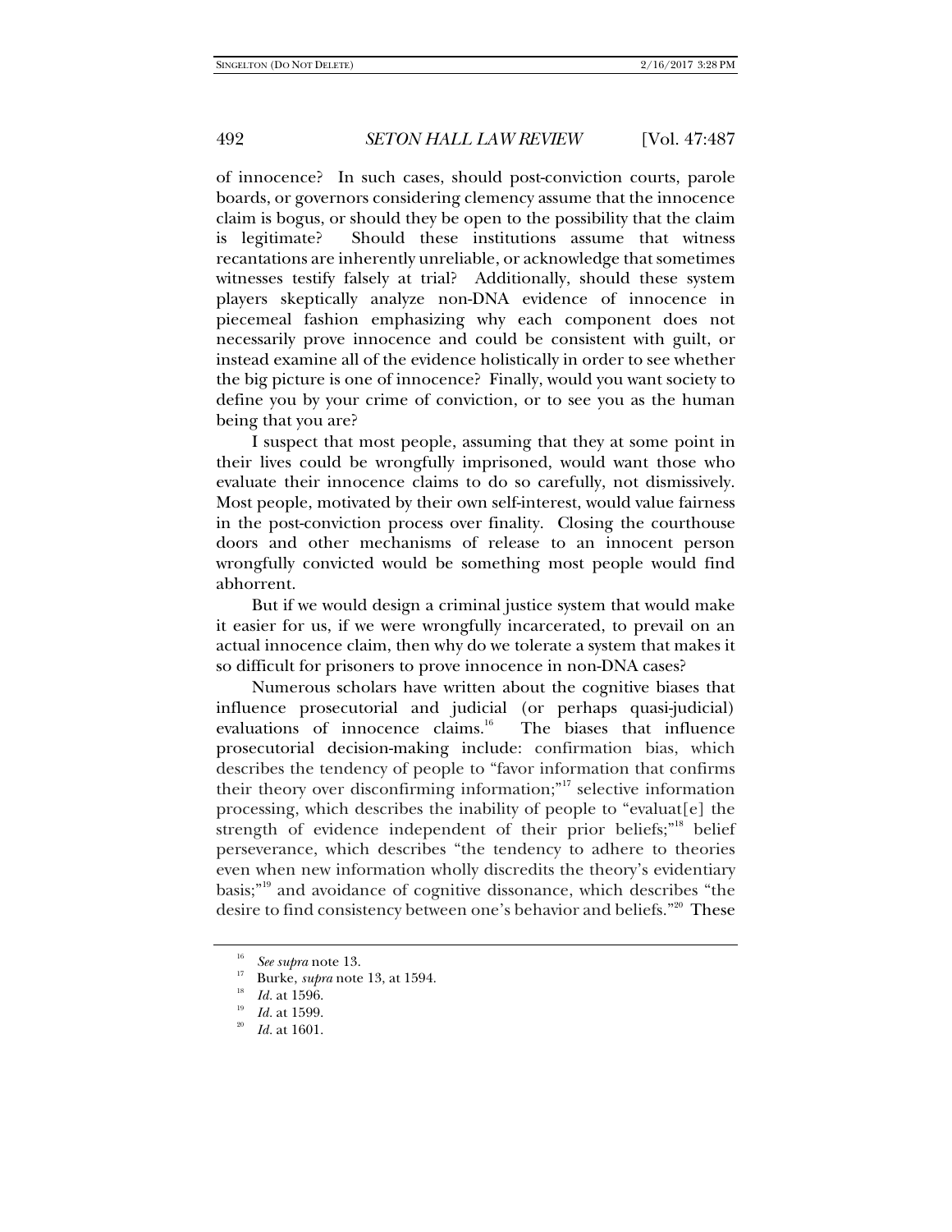of innocence? In such cases, should post-conviction courts, parole boards, or governors considering clemency assume that the innocence claim is bogus, or should they be open to the possibility that the claim is legitimate? Should these institutions assume that witness recantations are inherently unreliable, or acknowledge that sometimes witnesses testify falsely at trial? Additionally, should these system players skeptically analyze non-DNA evidence of innocence in piecemeal fashion emphasizing why each component does not necessarily prove innocence and could be consistent with guilt, or instead examine all of the evidence holistically in order to see whether the big picture is one of innocence? Finally, would you want society to define you by your crime of conviction, or to see you as the human being that you are?

I suspect that most people, assuming that they at some point in their lives could be wrongfully imprisoned, would want those who evaluate their innocence claims to do so carefully, not dismissively. Most people, motivated by their own self-interest, would value fairness in the post-conviction process over finality. Closing the courthouse doors and other mechanisms of release to an innocent person wrongfully convicted would be something most people would find abhorrent.

But if we would design a criminal justice system that would make it easier for us, if we were wrongfully incarcerated, to prevail on an actual innocence claim, then why do we tolerate a system that makes it so difficult for prisoners to prove innocence in non-DNA cases?

Numerous scholars have written about the cognitive biases that influence prosecutorial and judicial (or perhaps quasi-judicial) evaluations of innocence claims.[16] The biases that influence prosecutorial decision-making include: confirmation bias, which describes the tendency of people to "favor information that confirms their theory over disconfirming information;"[17] selective information processing, which describes the inability of people to "evaluat[e] the strength of evidence independent of their prior beliefs;"[18] belief perseverance, which describes "the tendency to adhere to theories even when new information wholly discredits the theory's evidentiary basis;"[19] and avoidance of cognitive dissonance, which describes "the desire to find consistency between one's behavior and beliefs."[20] These

---

[16] *See supra* note 13.

[17] Burke, *supra* note 13, at 1594.

[18] *Id.* at 1596.

[19] *Id.* at 1599.

[20] *Id.* at 1601.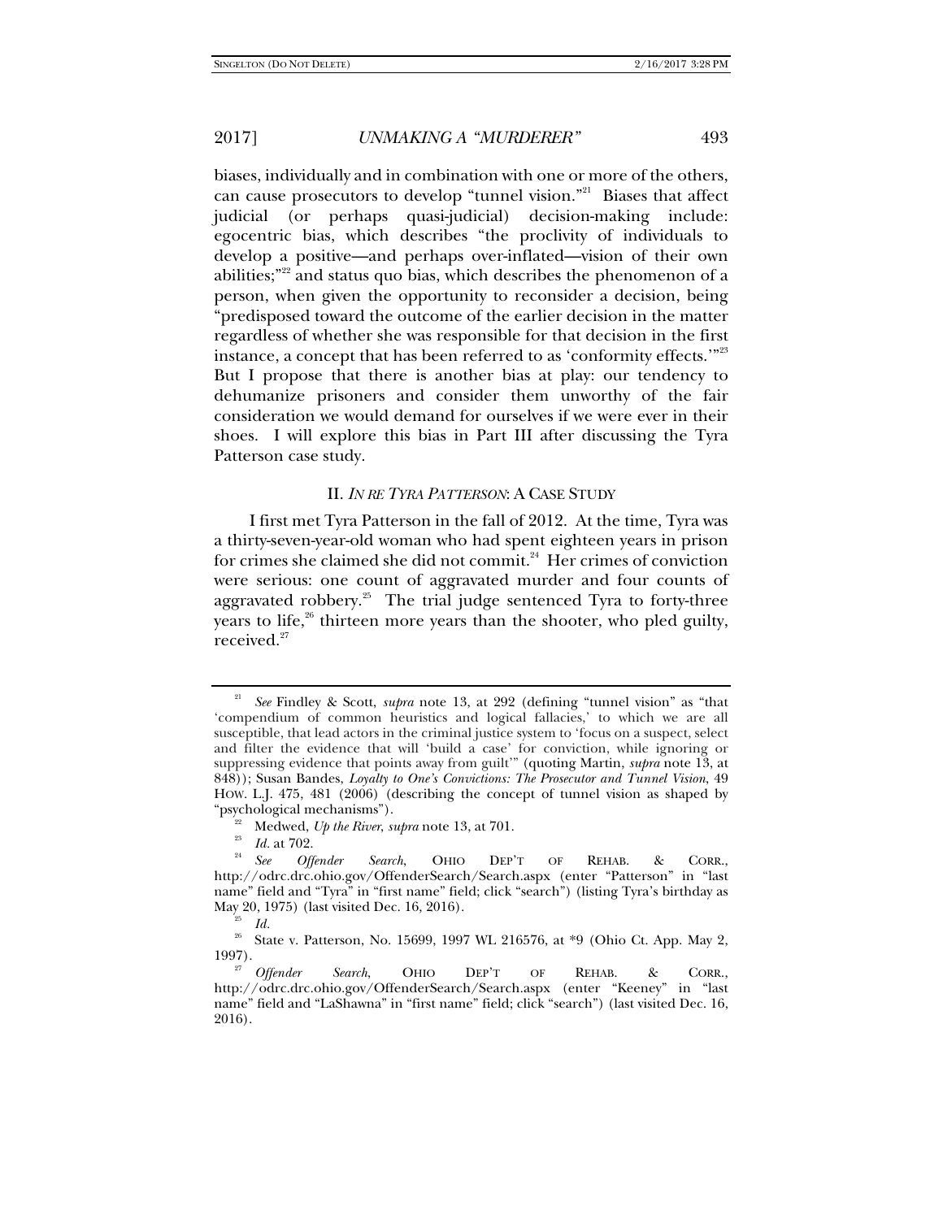biases, individually and in combination with one or more of the others, can cause prosecutors to develop "tunnel vision."[21] Biases that affect judicial (or perhaps quasi-judicial) decision-making include: egocentric bias, which describes "the proclivity of individuals to develop a positive—and perhaps over-inflated—vision of their own abilities;"[22] and status quo bias, which describes the phenomenon of a person, when given the opportunity to reconsider a decision, being "predisposed toward the outcome of the earlier decision in the matter regardless of whether she was responsible for that decision in the first instance, a concept that has been referred to as 'conformity effects.'"[23] But I propose that there is another bias at play: our tendency to dehumanize prisoners and consider them unworthy of the fair consideration we would demand for ourselves if we were ever in their shoes. I will explore this bias in Part III after discussing the Tyra Patterson case study.

## II. *IN RE TYRA PATTERSON*: A CASE STUDY

I first met Tyra Patterson in the fall of 2012. At the time, Tyra was a thirty-seven-year-old woman who had spent eighteen years in prison for crimes she claimed she did not commit.[24] Her crimes of conviction were serious: one count of aggravated murder and four counts of aggravated robbery.[25] The trial judge sentenced Tyra to forty-three years to life,[26] thirteen more years than the shooter, who pled guilty, received.[27]

---

[21] *See* Findley & Scott, *supra* note 13, at 292 (defining "tunnel vision" as "that 'compendium of common heuristics and logical fallacies,' to which we are all susceptible, that lead actors in the criminal justice system to 'focus on a suspect, select and filter the evidence that will 'build a case' for conviction, while ignoring or suppressing evidence that points away from guilt'" (quoting Martin, *supra* note 13, at 848)); Susan Bandes, *Loyalty to One's Convictions: The Prosecutor and Tunnel Vision*, 49 HOW. L.J. 475, 481 (2006) (describing the concept of tunnel vision as shaped by "psychological mechanisms").

[22] Medwed, *Up the River*, *supra* note 13, at 701.

[23] *Id.* at 702.

[24] *See* *Offender Search*, OHIO DEP'T OF REHAB. & CORR., http://odrc.drc.ohio.gov/OffenderSearch/Search.aspx (enter "Patterson" in "last name" field and "Tyra" in "first name" field; click "search") (listing Tyra's birthday as May 20, 1975) (last visited Dec. 16, 2016).

[25] *Id.*

[26] State v. Patterson, No. 15699, 1997 WL 216576, at *9 (Ohio Ct. App. May 2, 1997).

[27] *Offender Search*, OHIO DEP'T OF REHAB. & CORR., http://odrc.drc.ohio.gov/OffenderSearch/Search.aspx (enter "Keeney" in "last name" field and "LaShawna" in "first name" field; click "search") (last visited Dec. 16, 2016).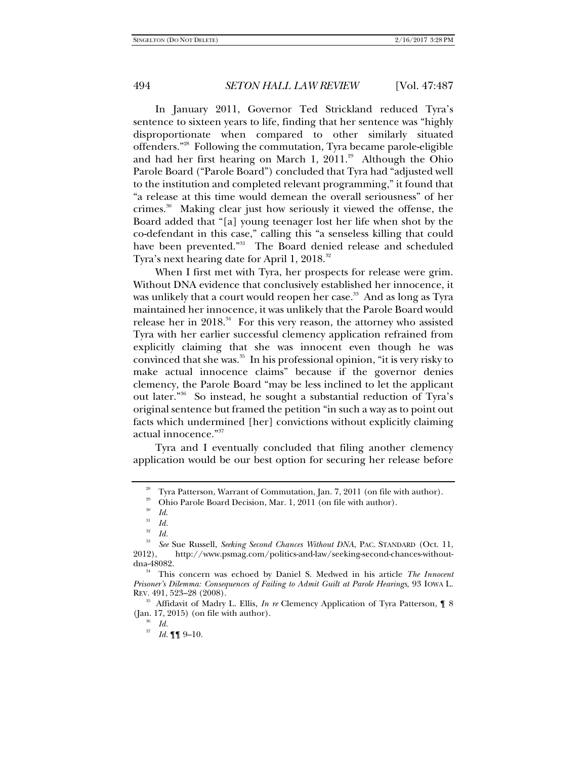In January 2011, Governor Ted Strickland reduced Tyra's sentence to sixteen years to life, finding that her sentence was "highly disproportionate when compared to other similarly situated offenders."[28] Following the commutation, Tyra became parole-eligible and had her first hearing on March 1, 2011.[29] Although the Ohio Parole Board ("Parole Board") concluded that Tyra had "adjusted well to the institution and completed relevant programming," it found that "a release at this time would demean the overall seriousness" of her crimes.[30] Making clear just how seriously it viewed the offense, the Board added that "[a] young teenager lost her life when shot by the co-defendant in this case," calling this "a senseless killing that could have been prevented."[31] The Board denied release and scheduled Tyra's next hearing date for April 1, 2018.[32]

When I first met with Tyra, her prospects for release were grim. Without DNA evidence that conclusively established her innocence, it was unlikely that a court would reopen her case.[33] And as long as Tyra maintained her innocence, it was unlikely that the Parole Board would release her in 2018.[34] For this very reason, the attorney who assisted Tyra with her earlier successful clemency application refrained from explicitly claiming that she was innocent even though he was convinced that she was.[35] In his professional opinion, "it is very risky to make actual innocence claims" because if the governor denies clemency, the Parole Board "may be less inclined to let the applicant out later."[36] So instead, he sought a substantial reduction of Tyra's original sentence but framed the petition "in such a way as to point out facts which undermined [her] convictions without explicitly claiming actual innocence."[37]

Tyra and I eventually concluded that filing another clemency application would be our best option for securing her release before

---

[28] Tyra Patterson, Warrant of Commutation, Jan. 7, 2011 (on file with author).

[29] Ohio Parole Board Decision, Mar. 1, 2011 (on file with author).

[30] *Id.*

[31] *Id.*

[32] *Id.*

[33] *See* Sue Russell, *Seeking Second Chances Without DNA*, PAC. STANDARD (Oct. 11, 2012), http://www.psmag.com/politics-and-law/seeking-second-chances-without-dna-48082.

[34] This concern was echoed by Daniel S. Medwed in his article *The Innocent Prisoner's Dilemma: Consequences of Failing to Admit Guilt at Parole Hearings*, 93 IOWA L. REV. 491, 523–28 (2008).

[35] Affidavit of Madry L. Ellis, *In re* Clemency Application of Tyra Patterson, ¶ 8 (Jan. 17, 2015) (on file with author).

[36] *Id.*

[37] *Id.* ¶¶ 9–10.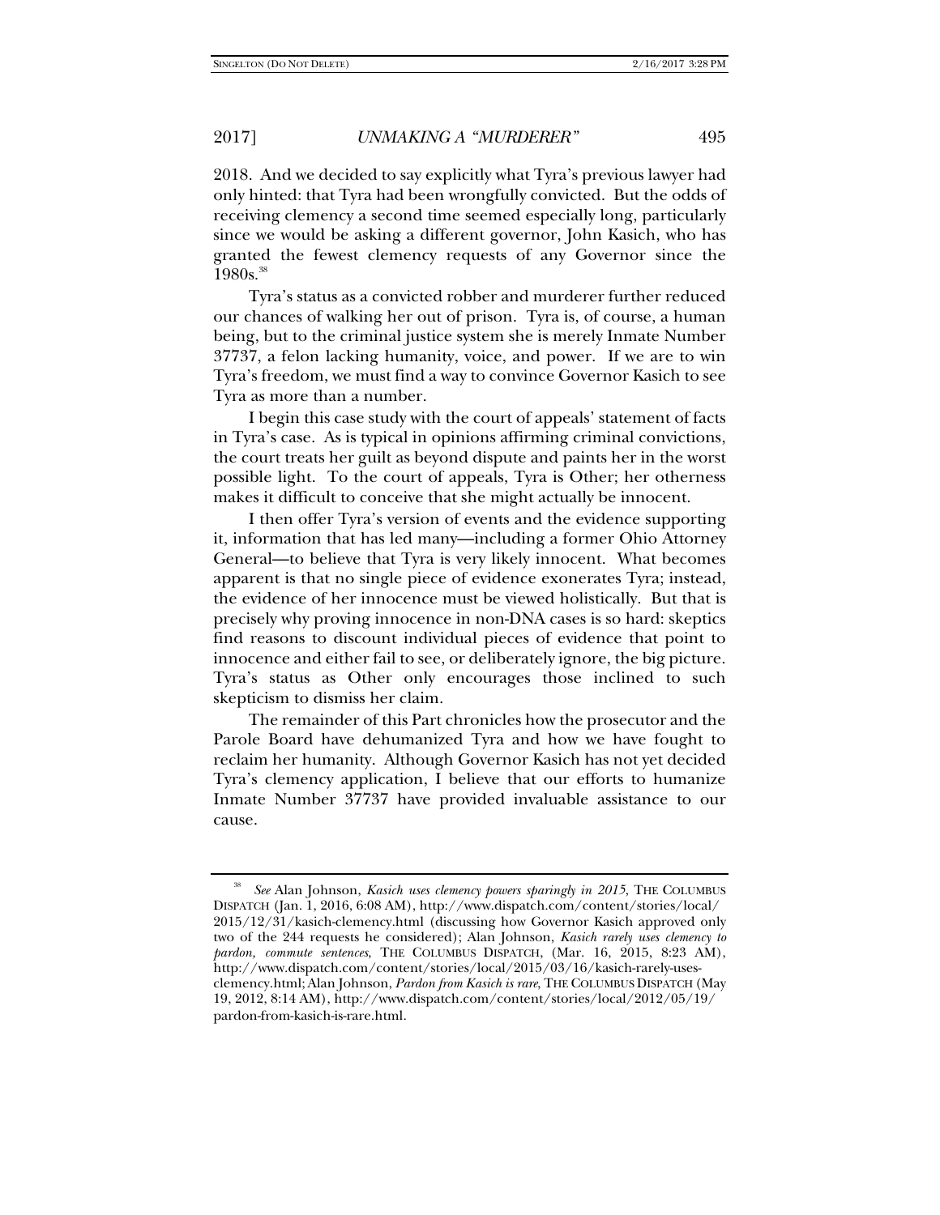2018. And we decided to say explicitly what Tyra's previous lawyer had only hinted: that Tyra had been wrongfully convicted. But the odds of receiving clemency a second time seemed especially long, particularly since we would be asking a different governor, John Kasich, who has granted the fewest clemency requests of any Governor since the 1980s.[38]

Tyra's status as a convicted robber and murderer further reduced our chances of walking her out of prison. Tyra is, of course, a human being, but to the criminal justice system she is merely Inmate Number 37737, a felon lacking humanity, voice, and power. If we are to win Tyra's freedom, we must find a way to convince Governor Kasich to see Tyra as more than a number.

I begin this case study with the court of appeals' statement of facts in Tyra's case. As is typical in opinions affirming criminal convictions, the court treats her guilt as beyond dispute and paints her in the worst possible light. To the court of appeals, Tyra is Other; her otherness makes it difficult to conceive that she might actually be innocent.

I then offer Tyra's version of events and the evidence supporting it, information that has led many—including a former Ohio Attorney General—to believe that Tyra is very likely innocent. What becomes apparent is that no single piece of evidence exonerates Tyra; instead, the evidence of her innocence must be viewed holistically. But that is precisely why proving innocence in non-DNA cases is so hard: skeptics find reasons to discount individual pieces of evidence that point to innocence and either fail to see, or deliberately ignore, the big picture. Tyra's status as Other only encourages those inclined to such skepticism to dismiss her claim.

The remainder of this Part chronicles how the prosecutor and the Parole Board have dehumanized Tyra and how we have fought to reclaim her humanity. Although Governor Kasich has not yet decided Tyra's clemency application, I believe that our efforts to humanize Inmate Number 37737 have provided invaluable assistance to our cause.

---

[38] *See* Alan Johnson, *Kasich uses clemency powers sparingly in 2015*, THE COLUMBUS DISPATCH (Jan. 1, 2016, 6:08 AM), http://www.dispatch.com/content/stories/local/2015/12/31/kasich-clemency.html (discussing how Governor Kasich approved only two of the 244 requests he considered); Alan Johnson, *Kasich rarely uses clemency to pardon, commute sentences*, THE COLUMBUS DISPATCH, (Mar. 16, 2015, 8:23 AM), http://www.dispatch.com/content/stories/local/2015/03/16/kasich-rarely-uses-clemency.html; Alan Johnson, *Pardon from Kasich is rare*, THE COLUMBUS DISPATCH (May 19, 2012, 8:14 AM), http://www.dispatch.com/content/stories/local/2012/05/19/pardon-from-kasich-is-rare.html.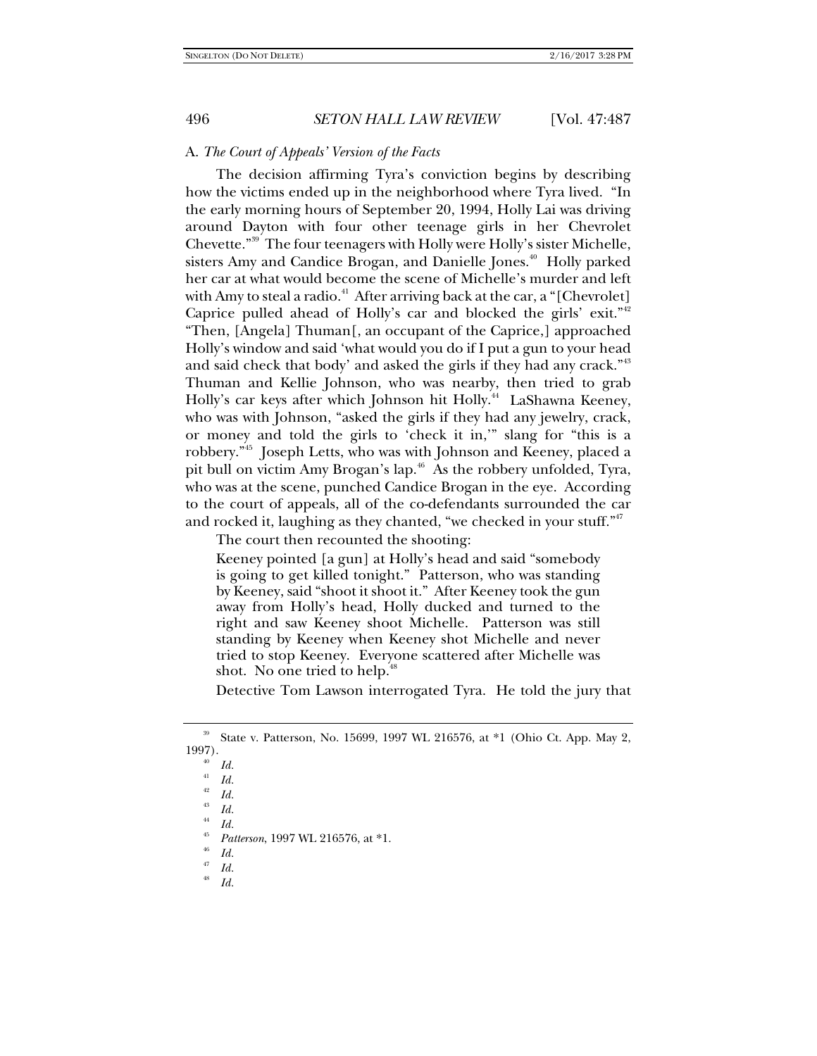### A. *The Court of Appeals' Version of the Facts*

The decision affirming Tyra's conviction begins by describing how the victims ended up in the neighborhood where Tyra lived. "In the early morning hours of September 20, 1994, Holly Lai was driving around Dayton with four other teenage girls in her Chevrolet Chevette."[39] The four teenagers with Holly were Holly's sister Michelle, sisters Amy and Candice Brogan, and Danielle Jones.[40] Holly parked her car at what would become the scene of Michelle's murder and left with Amy to steal a radio.[41] After arriving back at the car, a "[Chevrolet] Caprice pulled ahead of Holly's car and blocked the girls' exit."[42] "Then, [Angela] Thuman[, an occupant of the Caprice,] approached Holly's window and said 'what would you do if I put a gun to your head and said check that body' and asked the girls if they had any crack."[43] Thuman and Kellie Johnson, who was nearby, then tried to grab Holly's car keys after which Johnson hit Holly.[44] LaShawna Keeney, who was with Johnson, "asked the girls if they had any jewelry, crack, or money and told the girls to 'check it in,'" slang for "this is a robbery."[45] Joseph Letts, who was with Johnson and Keeney, placed a pit bull on victim Amy Brogan's lap.[46] As the robbery unfolded, Tyra, who was at the scene, punched Candice Brogan in the eye. According to the court of appeals, all of the co-defendants surrounded the car and rocked it, laughing as they chanted, "we checked in your stuff."[47]

The court then recounted the shooting:

> Keeney pointed [a gun] at Holly's head and said "somebody is going to get killed tonight." Patterson, who was standing by Keeney, said "shoot it shoot it." After Keeney took the gun away from Holly's head, Holly ducked and turned to the right and saw Keeney shoot Michelle. Patterson was still standing by Keeney when Keeney shot Michelle and never tried to stop Keeney. Everyone scattered after Michelle was shot. No one tried to help.[48]

Detective Tom Lawson interrogated Tyra. He told the jury that

---

[39] State v. Patterson, No. 15699, 1997 WL 216576, at *1 (Ohio Ct. App. May 2, 1997).

[40] *Id.*

[41] *Id.*

[42] *Id.*

[43] *Id.*

[44] *Id.*

[45] *Patterson*, 1997 WL 216576, at *1.

[46] *Id.*

[47] *Id.*

[48] *Id.*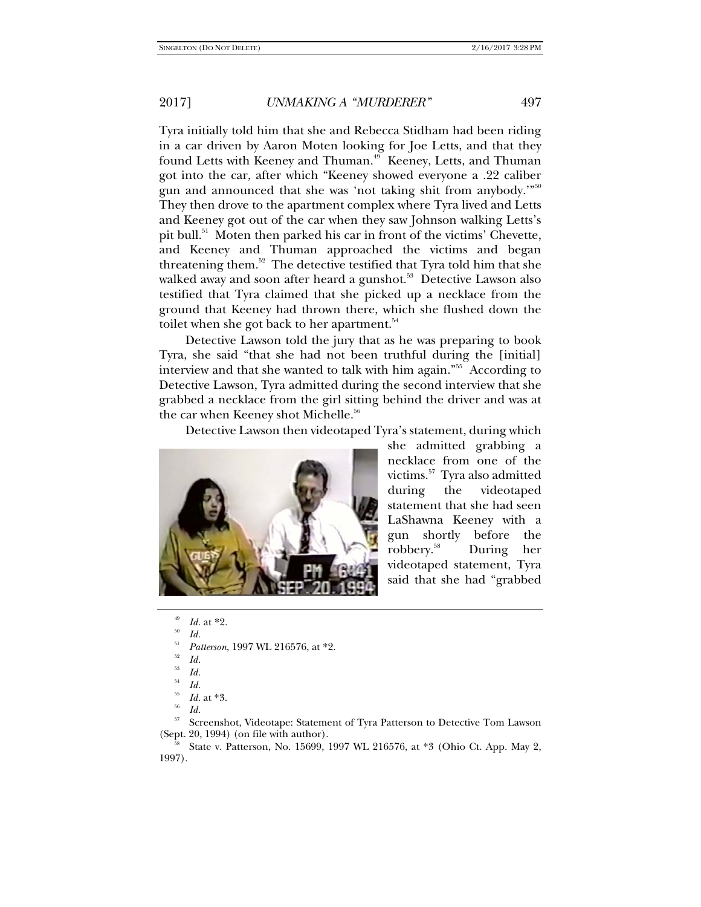Tyra initially told him that she and Rebecca Stidham had been riding in a car driven by Aaron Moten looking for Joe Letts, and that they found Letts with Keeney and Thuman.[49] Keeney, Letts, and Thuman got into the car, after which "Keeney showed everyone a .22 caliber gun and announced that she was 'not taking shit from anybody.'"[50] They then drove to the apartment complex where Tyra lived and Letts and Keeney got out of the car when they saw Johnson walking Letts's pit bull.[51] Moten then parked his car in front of the victims' Chevette, and Keeney and Thuman approached the victims and began threatening them.[52] The detective testified that Tyra told him that she walked away and soon after heard a gunshot.[53] Detective Lawson also testified that Tyra claimed that she picked up a necklace from the ground that Keeney had thrown there, which she flushed down the toilet when she got back to her apartment.[54]

Detective Lawson told the jury that as he was preparing to book Tyra, she said "that she had not been truthful during the [initial] interview and that she wanted to talk with him again."[55] According to Detective Lawson, Tyra admitted during the second interview that she grabbed a necklace from the girl sitting behind the driver and was at the car when Keeney shot Michelle.[56]

Detective Lawson then videotaped Tyra's statement, during which she admitted grabbing a necklace from one of the victims.[57] Tyra also admitted during the videotaped statement that she had seen LaShawna Keeney with a gun shortly before the robbery.[58] During her videotaped statement, Tyra said that she had "grabbed

---

[49] *Id.* at *2.

[50] *Id.*

[51] *Patterson*, 1997 WL 216576, at *2.

[52] *Id.*

[53] *Id.*

[54] *Id.*

[55] *Id.* at *3.

[56] *Id.*

[57] Screenshot, Videotape: Statement of Tyra Patterson to Detective Tom Lawson (Sept. 20, 1994) (on file with author).

[58] State v. Patterson, No. 15699, 1997 WL 216576, at *3 (Ohio Ct. App. May 2, 1997).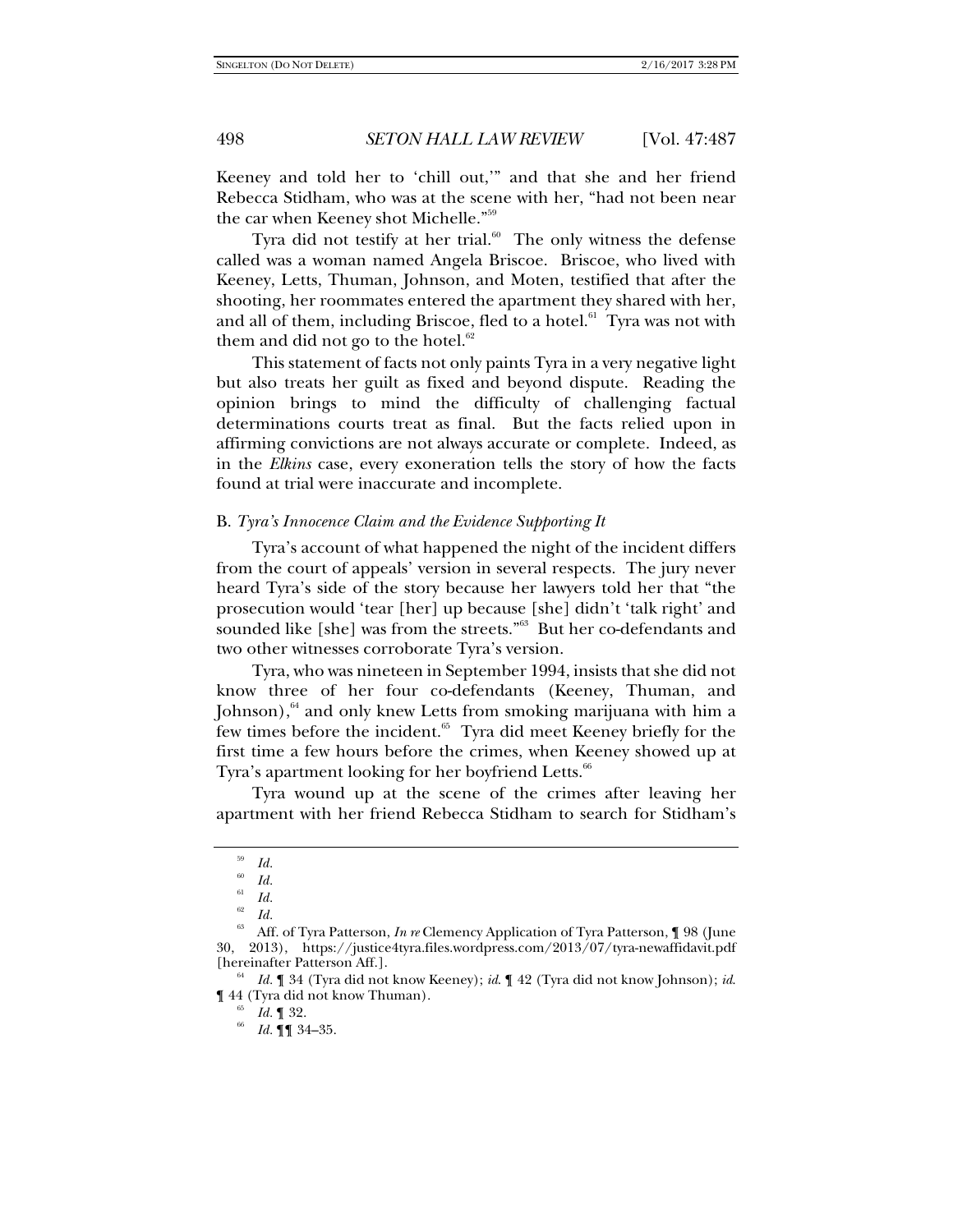Keeney and told her to 'chill out,'" and that she and her friend Rebecca Stidham, who was at the scene with her, "had not been near the car when Keeney shot Michelle."[59]

Tyra did not testify at her trial.[60] The only witness the defense called was a woman named Angela Briscoe. Briscoe, who lived with Keeney, Letts, Thuman, Johnson, and Moten, testified that after the shooting, her roommates entered the apartment they shared with her, and all of them, including Briscoe, fled to a hotel.[61] Tyra was not with them and did not go to the hotel.[62]

This statement of facts not only paints Tyra in a very negative light but also treats her guilt as fixed and beyond dispute. Reading the opinion brings to mind the difficulty of challenging factual determinations courts treat as final. But the facts relied upon in affirming convictions are not always accurate or complete. Indeed, as in the *Elkins* case, every exoneration tells the story of how the facts found at trial were inaccurate and incomplete.

### B. *Tyra's Innocence Claim and the Evidence Supporting It*

Tyra's account of what happened the night of the incident differs from the court of appeals' version in several respects. The jury never heard Tyra's side of the story because her lawyers told her that "the prosecution would 'tear [her] up because [she] didn't 'talk right' and sounded like [she] was from the streets."[63] But her co-defendants and two other witnesses corroborate Tyra's version.

Tyra, who was nineteen in September 1994, insists that she did not know three of her four co-defendants (Keeney, Thuman, and Johnson),[64] and only knew Letts from smoking marijuana with him a few times before the incident.[65] Tyra did meet Keeney briefly for the first time a few hours before the crimes, when Keeney showed up at Tyra's apartment looking for her boyfriend Letts.[66]

Tyra wound up at the scene of the crimes after leaving her apartment with her friend Rebecca Stidham to search for Stidham's

---

[59] *Id.*

[60] *Id.*

[61] *Id.*

[62] *Id.*

[63] Aff. of Tyra Patterson, *In re* Clemency Application of Tyra Patterson, ¶ 98 (June 30, 2013), https://justice4tyra.files.wordpress.com/2013/07/tyra-newaffidavit.pdf [hereinafter Patterson Aff.].

[64] *Id.* ¶ 34 (Tyra did not know Keeney); *id.* ¶ 42 (Tyra did not know Johnson); *id.* ¶ 44 (Tyra did not know Thuman).

[65] *Id.* ¶ 32.

[66] *Id.* ¶¶ 34–35.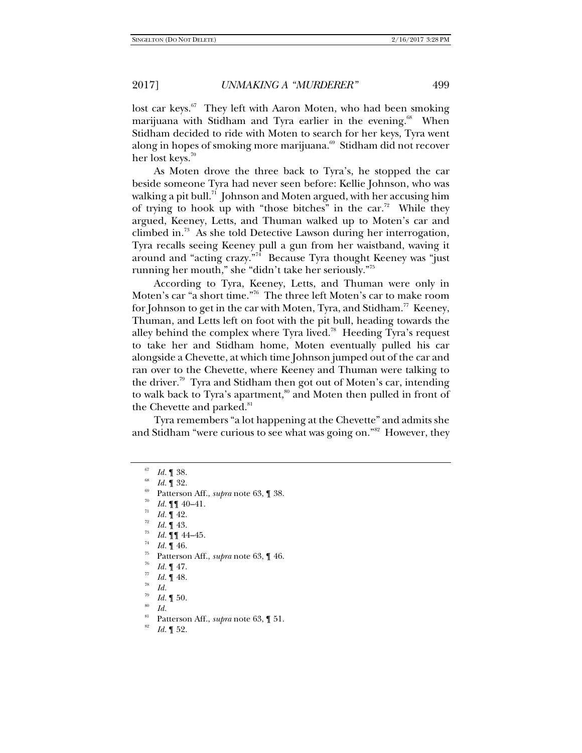lost car keys.[67] They left with Aaron Moten, who had been smoking marijuana with Stidham and Tyra earlier in the evening.[68] When Stidham decided to ride with Moten to search for her keys, Tyra went along in hopes of smoking more marijuana.[69] Stidham did not recover her lost keys.[70]

As Moten drove the three back to Tyra's, he stopped the car beside someone Tyra had never seen before: Kellie Johnson, who was walking a pit bull.[71] Johnson and Moten argued, with her accusing him of trying to hook up with "those bitches" in the car.[72] While they argued, Keeney, Letts, and Thuman walked up to Moten's car and climbed in.[73] As she told Detective Lawson during her interrogation, Tyra recalls seeing Keeney pull a gun from her waistband, waving it around and "acting crazy."[74] Because Tyra thought Keeney was "just running her mouth," she "didn't take her seriously."[75]

According to Tyra, Keeney, Letts, and Thuman were only in Moten's car "a short time."[76] The three left Moten's car to make room for Johnson to get in the car with Moten, Tyra, and Stidham.[77] Keeney, Thuman, and Letts left on foot with the pit bull, heading towards the alley behind the complex where Tyra lived.[78] Heeding Tyra's request to take her and Stidham home, Moten eventually pulled his car alongside a Chevette, at which time Johnson jumped out of the car and ran over to the Chevette, where Keeney and Thuman were talking to the driver.[79] Tyra and Stidham then got out of Moten's car, intending to walk back to Tyra's apartment,[80] and Moten then pulled in front of the Chevette and parked.[81]

Tyra remembers "a lot happening at the Chevette" and admits she and Stidham "were curious to see what was going on."[82] However, they

---

[67] *Id.* ¶ 38.

[68] *Id.* ¶ 32.

[69] Patterson Aff., *supra* note 63, ¶ 38.

[70] *Id.* ¶¶ 40–41.

[71] *Id.* ¶ 42.

[72] *Id.* ¶ 43.

[73] *Id.* ¶¶ 44–45.

[74] *Id.* ¶ 46.

[75] Patterson Aff., *supra* note 63, ¶ 46.

[76] *Id.* ¶ 47.

[77] *Id.* ¶ 48.

[78] *Id.*

[79] *Id.* ¶ 50.

[80] *Id.*

[81] Patterson Aff., *supra* note 63, ¶ 51.

[82] *Id.* ¶ 52.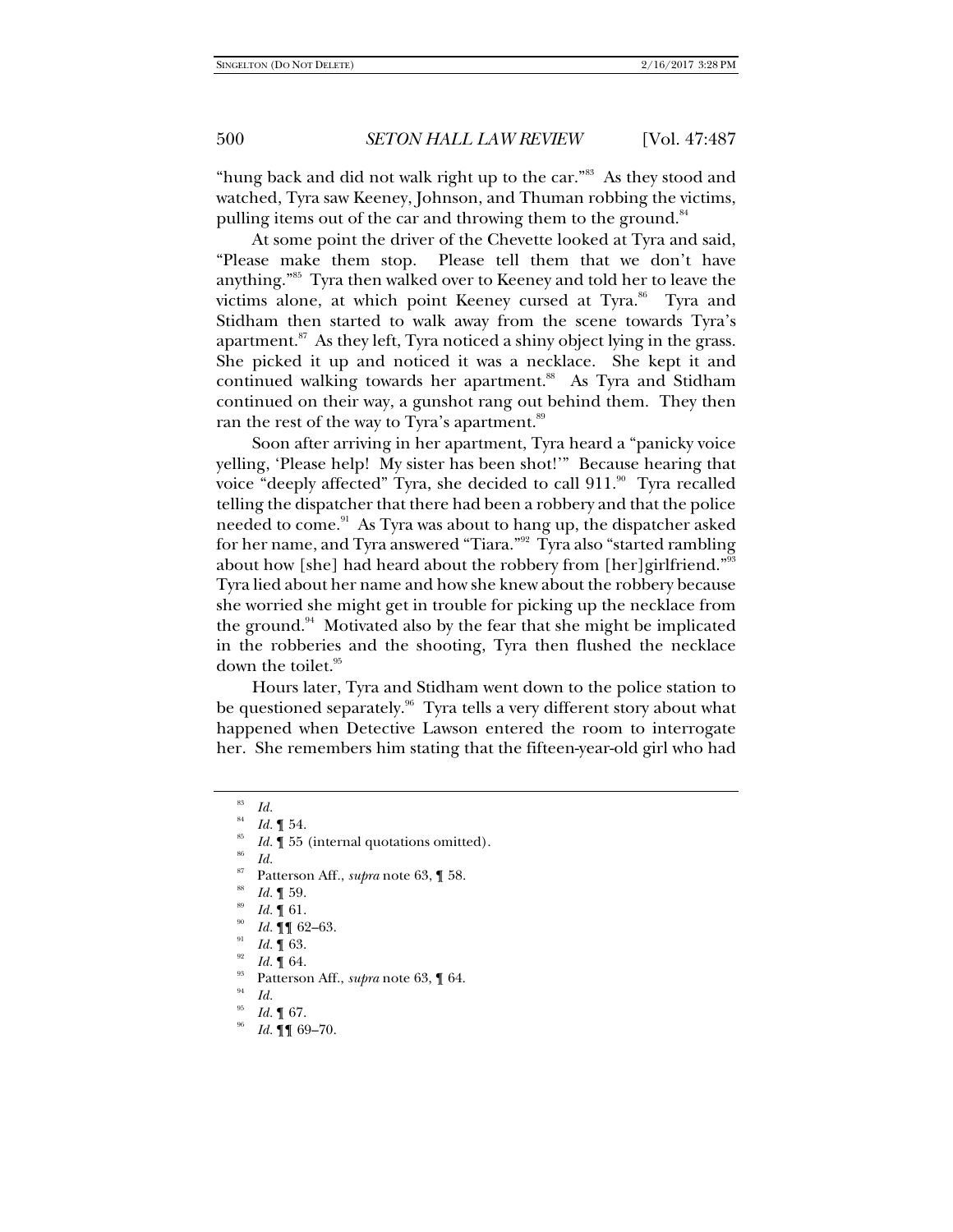"hung back and did not walk right up to the car."[83] As they stood and watched, Tyra saw Keeney, Johnson, and Thuman robbing the victims, pulling items out of the car and throwing them to the ground.[84]

At some point the driver of the Chevette looked at Tyra and said, "Please make them stop. Please tell them that we don't have anything."[85] Tyra then walked over to Keeney and told her to leave the victims alone, at which point Keeney cursed at Tyra.[86] Tyra and Stidham then started to walk away from the scene towards Tyra's apartment.[87] As they left, Tyra noticed a shiny object lying in the grass. She picked it up and noticed it was a necklace. She kept it and continued walking towards her apartment.[88] As Tyra and Stidham continued on their way, a gunshot rang out behind them. They then ran the rest of the way to Tyra's apartment.[89]

Soon after arriving in her apartment, Tyra heard a "panicky voice yelling, 'Please help! My sister has been shot!'" Because hearing that voice "deeply affected" Tyra, she decided to call 911.[90] Tyra recalled telling the dispatcher that there had been a robbery and that the police needed to come.[91] As Tyra was about to hang up, the dispatcher asked for her name, and Tyra answered "Tiara."[92] Tyra also "started rambling about how [she] had heard about the robbery from [her]girlfriend."[93] Tyra lied about her name and how she knew about the robbery because she worried she might get in trouble for picking up the necklace from the ground.[94] Motivated also by the fear that she might be implicated in the robberies and the shooting, Tyra then flushed the necklace down the toilet.[95]

Hours later, Tyra and Stidham went down to the police station to be questioned separately.[96] Tyra tells a very different story about what happened when Detective Lawson entered the room to interrogate her. She remembers him stating that the fifteen-year-old girl who had

---

[83] *Id.*

[84] *Id.* ¶ 54.

[85] *Id.* ¶ 55 (internal quotations omitted).

[86] *Id.*

[87] Patterson Aff., *supra* note 63, ¶ 58.

[88] *Id.* ¶ 59.

[89] *Id.* ¶ 61.

[90] *Id.* ¶¶ 62–63.

[91] *Id.* ¶ 63.

[92] *Id.* ¶ 64.

[93] Patterson Aff., *supra* note 63, ¶ 64.

[94] *Id.*

[95] *Id.* ¶ 67.

[96] *Id.* ¶¶ 69–70.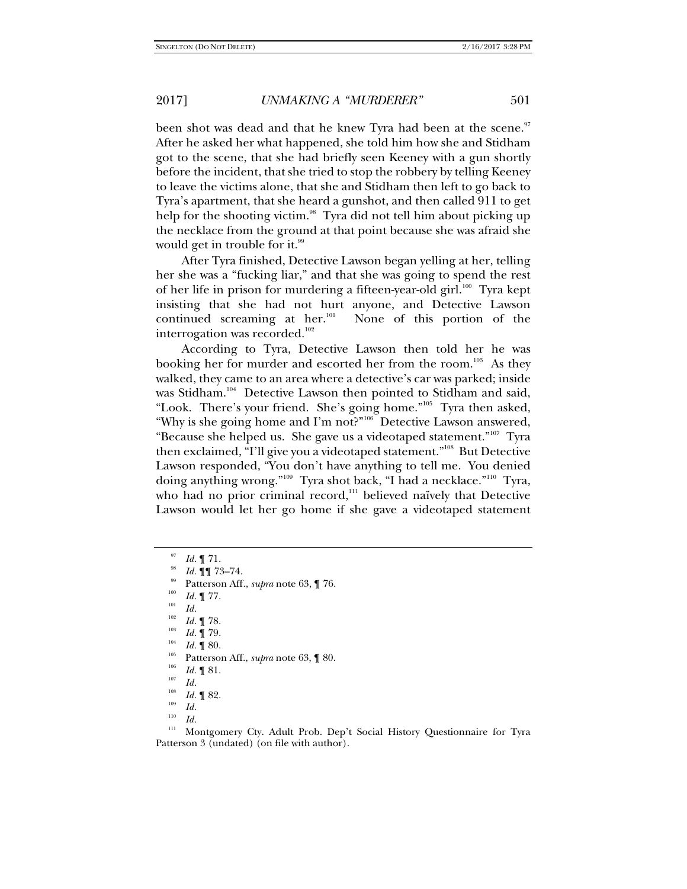been shot was dead and that he knew Tyra had been at the scene.[97] After he asked her what happened, she told him how she and Stidham got to the scene, that she had briefly seen Keeney with a gun shortly before the incident, that she tried to stop the robbery by telling Keeney to leave the victims alone, that she and Stidham then left to go back to Tyra's apartment, that she heard a gunshot, and then called 911 to get help for the shooting victim.[98] Tyra did not tell him about picking up the necklace from the ground at that point because she was afraid she would get in trouble for it.[99]

After Tyra finished, Detective Lawson began yelling at her, telling her she was a "fucking liar," and that she was going to spend the rest of her life in prison for murdering a fifteen-year-old girl.[100] Tyra kept insisting that she had not hurt anyone, and Detective Lawson continued screaming at her.[101] None of this portion of the interrogation was recorded.[102]

According to Tyra, Detective Lawson then told her he was booking her for murder and escorted her from the room.[103] As they walked, they came to an area where a detective's car was parked; inside was Stidham.[104] Detective Lawson then pointed to Stidham and said, "Look. There's your friend. She's going home."[105] Tyra then asked, "Why is she going home and I'm not?"[106] Detective Lawson answered, "Because she helped us. She gave us a videotaped statement."[107] Tyra then exclaimed, "I'll give you a videotaped statement."[108] But Detective Lawson responded, "You don't have anything to tell me. You denied doing anything wrong."[109] Tyra shot back, "I had a necklace."[110] Tyra, who had no prior criminal record,[111] believed naïvely that Detective Lawson would let her go home if she gave a videotaped statement

---

[97] *Id.* ¶ 71.

[98] *Id.* ¶¶ 73–74.

[99] Patterson Aff., *supra* note 63, ¶ 76.

[100] *Id.* ¶ 77.

[101] *Id.*

[102] *Id.* ¶ 78.

[103] *Id.* ¶ 79.

[104] *Id.* ¶ 80.

[105] Patterson Aff., *supra* note 63, ¶ 80.

[106] *Id.* ¶ 81.

[107] *Id.*

[108] *Id.* ¶ 82.

[109] *Id.*

[110] *Id.*

[111] Montgomery Cty. Adult Prob. Dep't Social History Questionnaire for Tyra Patterson 3 (undated) (on file with author).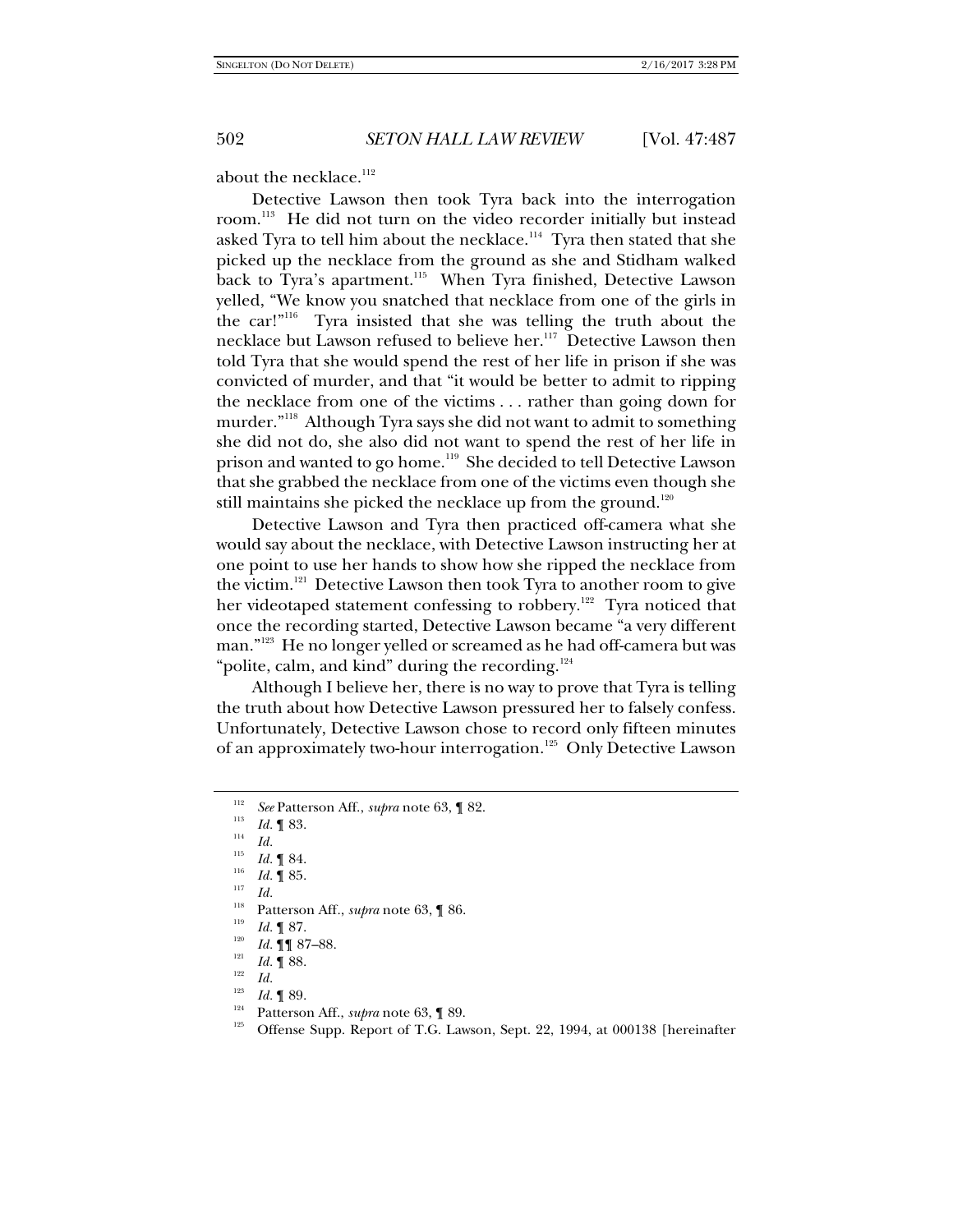about the necklace.[112]

Detective Lawson then took Tyra back into the interrogation room.[113] He did not turn on the video recorder initially but instead asked Tyra to tell him about the necklace.[114] Tyra then stated that she picked up the necklace from the ground as she and Stidham walked back to Tyra's apartment.[115] When Tyra finished, Detective Lawson yelled, "We know you snatched that necklace from one of the girls in the car!"[116] Tyra insisted that she was telling the truth about the necklace but Lawson refused to believe her.[117] Detective Lawson then told Tyra that she would spend the rest of her life in prison if she was convicted of murder, and that "it would be better to admit to ripping the necklace from one of the victims . . . rather than going down for murder."[118] Although Tyra says she did not want to admit to something she did not do, she also did not want to spend the rest of her life in prison and wanted to go home.[119] She decided to tell Detective Lawson that she grabbed the necklace from one of the victims even though she still maintains she picked the necklace up from the ground.[120]

Detective Lawson and Tyra then practiced off-camera what she would say about the necklace, with Detective Lawson instructing her at one point to use her hands to show how she ripped the necklace from the victim.[121] Detective Lawson then took Tyra to another room to give her videotaped statement confessing to robbery.[122] Tyra noticed that once the recording started, Detective Lawson became "a very different man."[123] He no longer yelled or screamed as he had off-camera but was "polite, calm, and kind" during the recording.[124]

Although I believe her, there is no way to prove that Tyra is telling the truth about how Detective Lawson pressured her to falsely confess. Unfortunately, Detective Lawson chose to record only fifteen minutes of an approximately two-hour interrogation.[125] Only Detective Lawson

---

[112] *See* Patterson Aff., *supra* note 63, ¶ 82.

[113] *Id.* ¶ 83.

[114] *Id.*

[115] *Id.* ¶ 84.

[116] *Id.* ¶ 85.

[117] *Id.*

[118] Patterson Aff., *supra* note 63, ¶ 86.

[119] *Id.* ¶ 87.

[120] *Id.* ¶¶ 87–88.

[121] *Id.* ¶ 88.

[122] *Id.*

[123] *Id.* ¶ 89.

[124] Patterson Aff., *supra* note 63, ¶ 89.

[125] Offense Supp. Report of T.G. Lawson, Sept. 22, 1994, at 000138 [hereinafter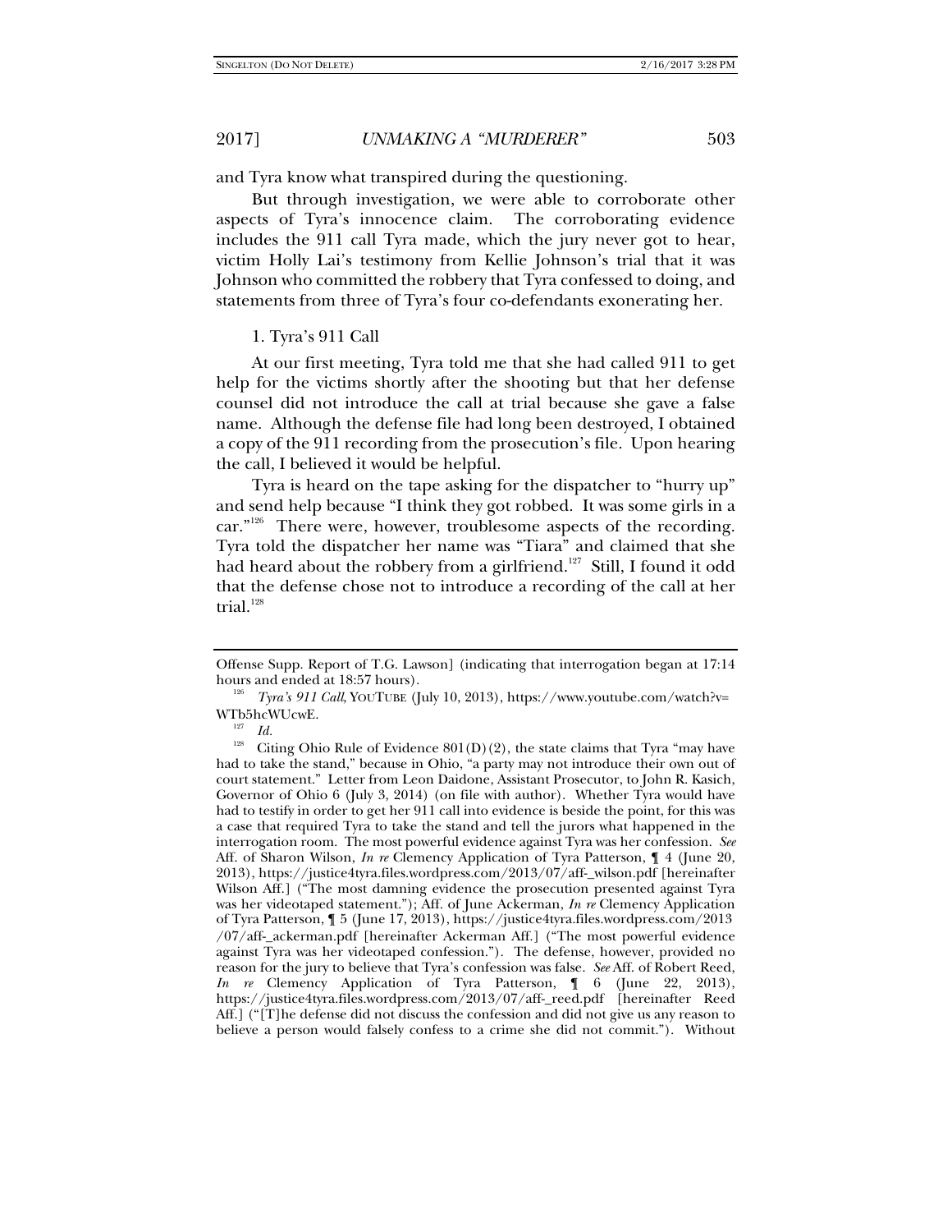and Tyra know what transpired during the questioning.

But through investigation, we were able to corroborate other aspects of Tyra's innocence claim. The corroborating evidence includes the 911 call Tyra made, which the jury never got to hear, victim Holly Lai's testimony from Kellie Johnson's trial that it was Johnson who committed the robbery that Tyra confessed to doing, and statements from three of Tyra's four co-defendants exonerating her.

1. Tyra's 911 Call

At our first meeting, Tyra told me that she had called 911 to get help for the victims shortly after the shooting but that her defense counsel did not introduce the call at trial because she gave a false name. Although the defense file had long been destroyed, I obtained a copy of the 911 recording from the prosecution's file. Upon hearing the call, I believed it would be helpful.

Tyra is heard on the tape asking for the dispatcher to "hurry up" and send help because "I think they got robbed. It was some girls in a car."[126] There were, however, troublesome aspects of the recording. Tyra told the dispatcher her name was "Tiara" and claimed that she had heard about the robbery from a girlfriend.[127] Still, I found it odd that the defense chose not to introduce a recording of the call at her trial.[128]

---

Offense Supp. Report of T.G. Lawson] (indicating that interrogation began at 17:14 hours and ended at 18:57 hours).

[126] *Tyra's 911 Call*, YOUTUBE (July 10, 2013), https://www.youtube.com/watch?v=WTb5hcWUcwE.

[127] *Id.*

[128] Citing Ohio Rule of Evidence 801(D)(2), the state claims that Tyra "may have had to take the stand," because in Ohio, "a party may not introduce their own out of court statement." Letter from Leon Daidone, Assistant Prosecutor, to John R. Kasich, Governor of Ohio 6 (July 3, 2014) (on file with author). Whether Tyra would have had to testify in order to get her 911 call into evidence is beside the point, for this was a case that required Tyra to take the stand and tell the jurors what happened in the interrogation room. The most powerful evidence against Tyra was her confession. *See* Aff. of Sharon Wilson, *In re* Clemency Application of Tyra Patterson, ¶ 4 (June 20, 2013), https://justice4tyra.files.wordpress.com/2013/07/aff-_wilson.pdf [hereinafter Wilson Aff.] ("The most damning evidence the prosecution presented against Tyra was her videotaped statement."); Aff. of June Ackerman, *In re* Clemency Application of Tyra Patterson, ¶ 5 (June 17, 2013), https://justice4tyra.files.wordpress.com/2013/07/aff-_ackerman.pdf [hereinafter Ackerman Aff.] ("The most powerful evidence against Tyra was her videotaped confession."). The defense, however, provided no reason for the jury to believe that Tyra's confession was false. *See* Aff. of Robert Reed, *In re* Clemency Application of Tyra Patterson, ¶ 6 (June 22, 2013), https://justice4tyra.files.wordpress.com/2013/07/aff-_reed.pdf [hereinafter Reed Aff.] ("[T]he defense did not discuss the confession and did not give us any reason to believe a person would falsely confess to a crime she did not commit."). Without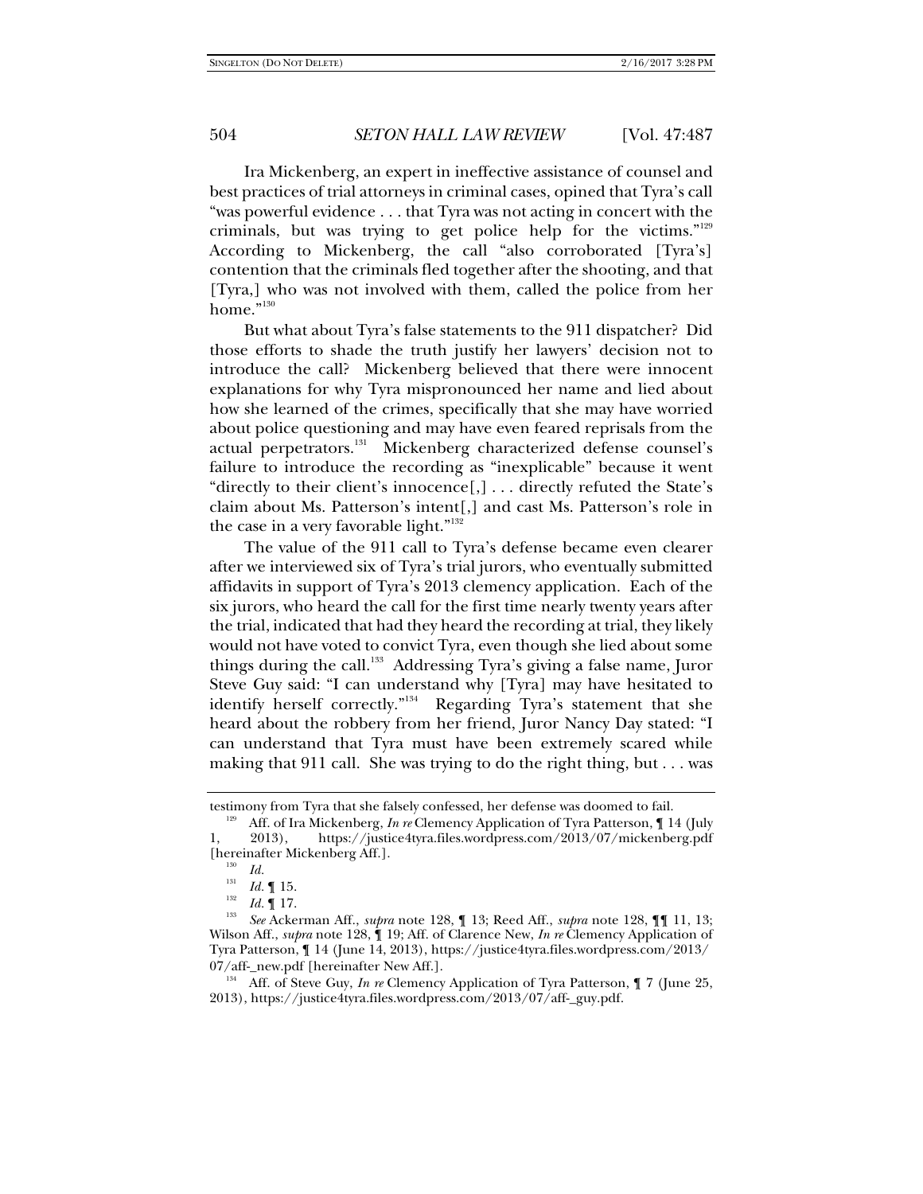Ira Mickenberg, an expert in ineffective assistance of counsel and best practices of trial attorneys in criminal cases, opined that Tyra's call "was powerful evidence . . . that Tyra was not acting in concert with the criminals, but was trying to get police help for the victims."[129] According to Mickenberg, the call "also corroborated [Tyra's] contention that the criminals fled together after the shooting, and that [Tyra,] who was not involved with them, called the police from her home."[130]

But what about Tyra's false statements to the 911 dispatcher? Did those efforts to shade the truth justify her lawyers' decision not to introduce the call? Mickenberg believed that there were innocent explanations for why Tyra mispronounced her name and lied about how she learned of the crimes, specifically that she may have worried about police questioning and may have even feared reprisals from the actual perpetrators.[131] Mickenberg characterized defense counsel's failure to introduce the recording as "inexplicable" because it went "directly to their client's innocence[,] . . . directly refuted the State's claim about Ms. Patterson's intent[,] and cast Ms. Patterson's role in the case in a very favorable light."[132]

The value of the 911 call to Tyra's defense became even clearer after we interviewed six of Tyra's trial jurors, who eventually submitted affidavits in support of Tyra's 2013 clemency application. Each of the six jurors, who heard the call for the first time nearly twenty years after the trial, indicated that had they heard the recording at trial, they likely would not have voted to convict Tyra, even though she lied about some things during the call.[133] Addressing Tyra's giving a false name, Juror Steve Guy said: "I can understand why [Tyra] may have hesitated to identify herself correctly."[134] Regarding Tyra's statement that she heard about the robbery from her friend, Juror Nancy Day stated: "I can understand that Tyra must have been extremely scared while making that 911 call. She was trying to do the right thing, but . . . was

---

testimony from Tyra that she falsely confessed, her defense was doomed to fail.

[129] Aff. of Ira Mickenberg, *In re* Clemency Application of Tyra Patterson, ¶ 14 (July 1, 2013), https://justice4tyra.files.wordpress.com/2013/07/mickenberg.pdf [hereinafter Mickenberg Aff.].

[130] *Id.*

[131] *Id.* ¶ 15.

[132] *Id.* ¶ 17.

[133] *See* Ackerman Aff., *supra* note 128, ¶ 13; Reed Aff., *supra* note 128, ¶¶ 11, 13; Wilson Aff., *supra* note 128, ¶ 19; Aff. of Clarence New, *In re* Clemency Application of Tyra Patterson, ¶ 14 (June 14, 2013), https://justice4tyra.files.wordpress.com/2013/07/aff-_new.pdf [hereinafter New Aff.].

[134] Aff. of Steve Guy, *In re* Clemency Application of Tyra Patterson, ¶ 7 (June 25, 2013), https://justice4tyra.files.wordpress.com/2013/07/aff-_guy.pdf.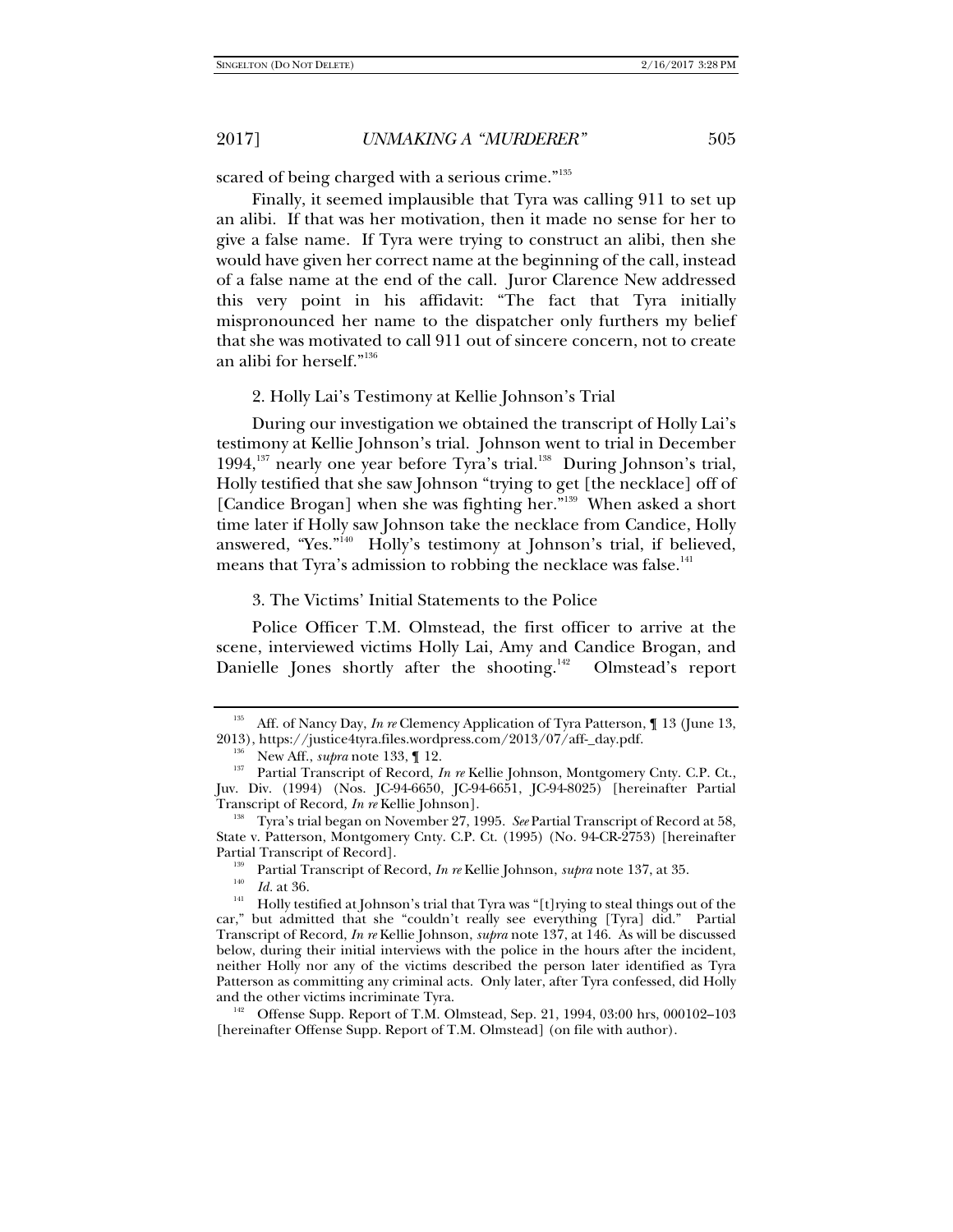scared of being charged with a serious crime."[135]

Finally, it seemed implausible that Tyra was calling 911 to set up an alibi. If that was her motivation, then it made no sense for her to give a false name. If Tyra were trying to construct an alibi, then she would have given her correct name at the beginning of the call, instead of a false name at the end of the call. Juror Clarence New addressed this very point in his affidavit: "The fact that Tyra initially mispronounced her name to the dispatcher only furthers my belief that she was motivated to call 911 out of sincere concern, not to create an alibi for herself."[136]

2. Holly Lai's Testimony at Kellie Johnson's Trial

During our investigation we obtained the transcript of Holly Lai's testimony at Kellie Johnson's trial. Johnson went to trial in December 1994,[137] nearly one year before Tyra's trial.[138] During Johnson's trial, Holly testified that she saw Johnson "trying to get [the necklace] off of [Candice Brogan] when she was fighting her."[139] When asked a short time later if Holly saw Johnson take the necklace from Candice, Holly answered, "Yes."[140] Holly's testimony at Johnson's trial, if believed, means that Tyra's admission to robbing the necklace was false.[141]

3. The Victims' Initial Statements to the Police

Police Officer T.M. Olmstead, the first officer to arrive at the scene, interviewed victims Holly Lai, Amy and Candice Brogan, and Danielle Jones shortly after the shooting.[142] Olmstead's report

---

[135] Aff. of Nancy Day, *In re* Clemency Application of Tyra Patterson, ¶ 13 (June 13, 2013), https://justice4tyra.files.wordpress.com/2013/07/aff-_day.pdf.

[136] New Aff., *supra* note 133, ¶ 12.

[137] Partial Transcript of Record, *In re* Kellie Johnson, Montgomery Cnty. C.P. Ct., Juv. Div. (1994) (Nos. JC-94-6650, JC-94-6651, JC-94-8025) [hereinafter Partial Transcript of Record, *In re* Kellie Johnson].

[138] Tyra's trial began on November 27, 1995. *See* Partial Transcript of Record at 58, State v. Patterson, Montgomery Cnty. C.P. Ct. (1995) (No. 94-CR-2753) [hereinafter Partial Transcript of Record].

[139] Partial Transcript of Record, *In re* Kellie Johnson, *supra* note 137, at 35.

[140] *Id.* at 36.

[141] Holly testified at Johnson's trial that Tyra was "[t]rying to steal things out of the car," but admitted that she "couldn't really see everything [Tyra] did." Partial Transcript of Record, *In re* Kellie Johnson, *supra* note 137, at 146. As will be discussed below, during their initial interviews with the police in the hours after the incident, neither Holly nor any of the victims described the person later identified as Tyra Patterson as committing any criminal acts. Only later, after Tyra confessed, did Holly and the other victims incriminate Tyra.

[142] Offense Supp. Report of T.M. Olmstead, Sep. 21, 1994, 03:00 hrs, 000102–103 [hereinafter Offense Supp. Report of T.M. Olmstead] (on file with author).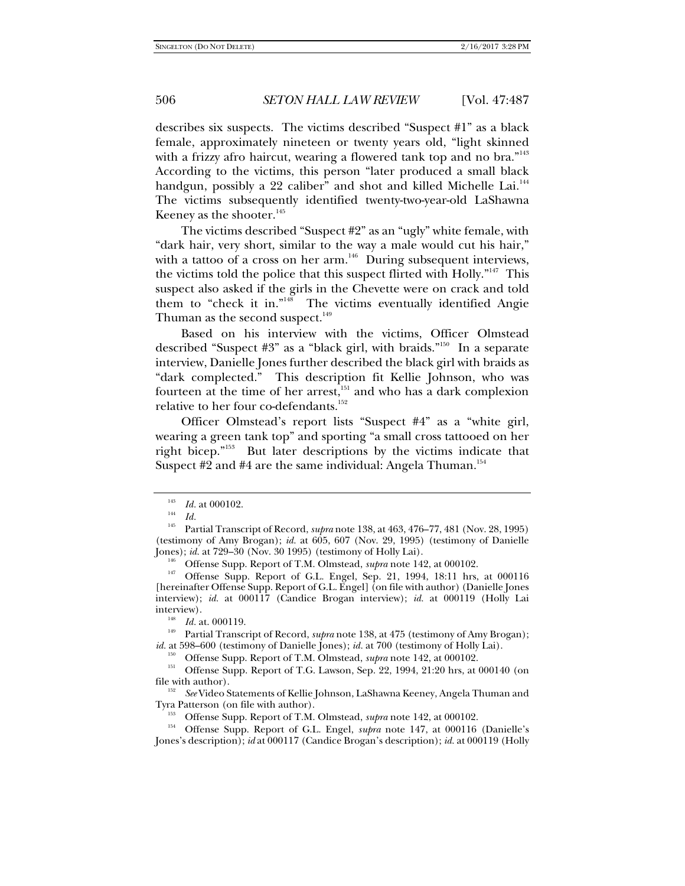describes six suspects. The victims described "Suspect #1" as a black female, approximately nineteen or twenty years old, "light skinned with a frizzy afro haircut, wearing a flowered tank top and no bra."[143] According to the victims, this person "later produced a small black handgun, possibly a 22 caliber" and shot and killed Michelle Lai.[144] The victims subsequently identified twenty-two-year-old LaShawna Keeney as the shooter.[145]

The victims described "Suspect #2" as an "ugly" white female, with "dark hair, very short, similar to the way a male would cut his hair," with a tattoo of a cross on her arm.[146] During subsequent interviews, the victims told the police that this suspect flirted with Holly."[147] This suspect also asked if the girls in the Chevette were on crack and told them to "check it in."[148] The victims eventually identified Angie Thuman as the second suspect.[149]

Based on his interview with the victims, Officer Olmstead described "Suspect #3" as a "black girl, with braids."[150] In a separate interview, Danielle Jones further described the black girl with braids as "dark complected." This description fit Kellie Johnson, who was fourteen at the time of her arrest,[151] and who has a dark complexion relative to her four co-defendants.[152]

Officer Olmstead's report lists "Suspect #4" as a "white girl, wearing a green tank top" and sporting "a small cross tattooed on her right bicep."[153] But later descriptions by the victims indicate that Suspect #2 and #4 are the same individual: Angela Thuman.[154]

---

[143] *Id.* at 000102.

[144] *Id.*

[145] Partial Transcript of Record, *supra* note 138, at 463, 476–77, 481 (Nov. 28, 1995) (testimony of Amy Brogan); *id.* at 605, 607 (Nov. 29, 1995) (testimony of Danielle Jones); *id.* at 729–30 (Nov. 30 1995) (testimony of Holly Lai).

[146] Offense Supp. Report of T.M. Olmstead, *supra* note 142, at 000102.

[147] Offense Supp. Report of G.L. Engel, Sep. 21, 1994, 18:11 hrs, at 000116 [hereinafter Offense Supp. Report of G.L. Engel] (on file with author) (Danielle Jones interview); *id.* at 000117 (Candice Brogan interview); *id.* at 000119 (Holly Lai interview).

[148] *Id.* at. 000119.

[149] Partial Transcript of Record, *supra* note 138, at 475 (testimony of Amy Brogan); *id.* at 598–600 (testimony of Danielle Jones); *id.* at 700 (testimony of Holly Lai).

[150] Offense Supp. Report of T.M. Olmstead, *supra* note 142, at 000102.

[151] Offense Supp. Report of T.G. Lawson, Sep. 22, 1994, 21:20 hrs, at 000140 (on file with author).

[152] *See* Video Statements of Kellie Johnson, LaShawna Keeney, Angela Thuman and Tyra Patterson (on file with author).

[153] Offense Supp. Report of T.M. Olmstead, *supra* note 142, at 000102.

[154] Offense Supp. Report of G.L. Engel, *supra* note 147, at 000116 (Danielle's Jones's description); *id* at 000117 (Candice Brogan's description); *id.* at 000119 (Holly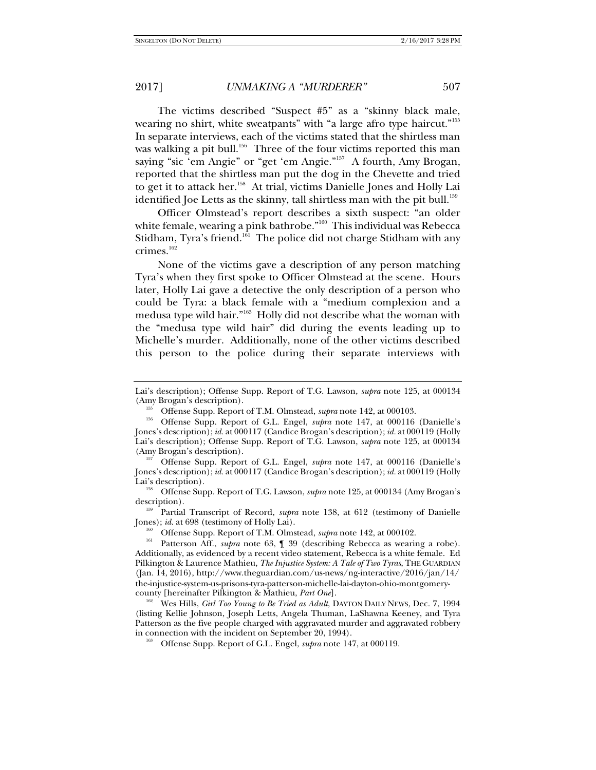The victims described "Suspect #5" as a "skinny black male, wearing no shirt, white sweatpants" with "a large afro type haircut."[155] In separate interviews, each of the victims stated that the shirtless man was walking a pit bull.[156] Three of the four victims reported this man saying "sic 'em Angie" or "get 'em Angie."[157] A fourth, Amy Brogan, reported that the shirtless man put the dog in the Chevette and tried to get it to attack her.[158] At trial, victims Danielle Jones and Holly Lai identified Joe Letts as the skinny, tall shirtless man with the pit bull.[159]

Officer Olmstead's report describes a sixth suspect: "an older white female, wearing a pink bathrobe."[160] This individual was Rebecca Stidham, Tyra's friend.[161] The police did not charge Stidham with any crimes.[162]

None of the victims gave a description of any person matching Tyra's when they first spoke to Officer Olmstead at the scene. Hours later, Holly Lai gave a detective the only description of a person who could be Tyra: a black female with a "medium complexion and a medusa type wild hair."[163] Holly did not describe what the woman with the "medusa type wild hair" did during the events leading up to Michelle's murder. Additionally, none of the other victims described this person to the police during their separate interviews with

---

Lai's description); Offense Supp. Report of T.G. Lawson, *supra* note 125, at 000134 (Amy Brogan's description).

[155] Offense Supp. Report of T.M. Olmstead, *supra* note 142, at 000103.

[156] Offense Supp. Report of G.L. Engel, *supra* note 147, at 000116 (Danielle's Jones's description); *id.* at 000117 (Candice Brogan's description); *id.* at 000119 (Holly Lai's description); Offense Supp. Report of T.G. Lawson, *supra* note 125, at 000134 (Amy Brogan's description).

[157] Offense Supp. Report of G.L. Engel, *supra* note 147, at 000116 (Danielle's Jones's description); *id.* at 000117 (Candice Brogan's description); *id.* at 000119 (Holly Lai's description).

[158] Offense Supp. Report of T.G. Lawson, *supra* note 125, at 000134 (Amy Brogan's description).

[159] Partial Transcript of Record, *supra* note 138, at 612 (testimony of Danielle Jones); *id.* at 698 (testimony of Holly Lai).

[160] Offense Supp. Report of T.M. Olmstead, *supra* note 142, at 000102.

[161] Patterson Aff., *supra* note 63, ¶ 39 (describing Rebecca as wearing a robe). Additionally, as evidenced by a recent video statement, Rebecca is a white female. Ed Pilkington & Laurence Mathieu, *The Injustice System: A Tale of Two Tyras*, THE GUARDIAN (Jan. 14, 2016), http://www.theguardian.com/us-news/ng-interactive/2016/jan/14/the-injustice-system-us-prisons-tyra-patterson-michelle-lai-dayton-ohio-montgomery-county [hereinafter Pilkington & Mathieu, *Part One*].

[162] Wes Hills, *Girl Too Young to Be Tried as Adult*, DAYTON DAILY NEWS, Dec. 7, 1994 (listing Kellie Johnson, Joseph Letts, Angela Thuman, LaShawna Keeney, and Tyra Patterson as the five people charged with aggravated murder and aggravated robbery in connection with the incident on September 20, 1994).

[163] Offense Supp. Report of G.L. Engel, *supra* note 147, at 000119.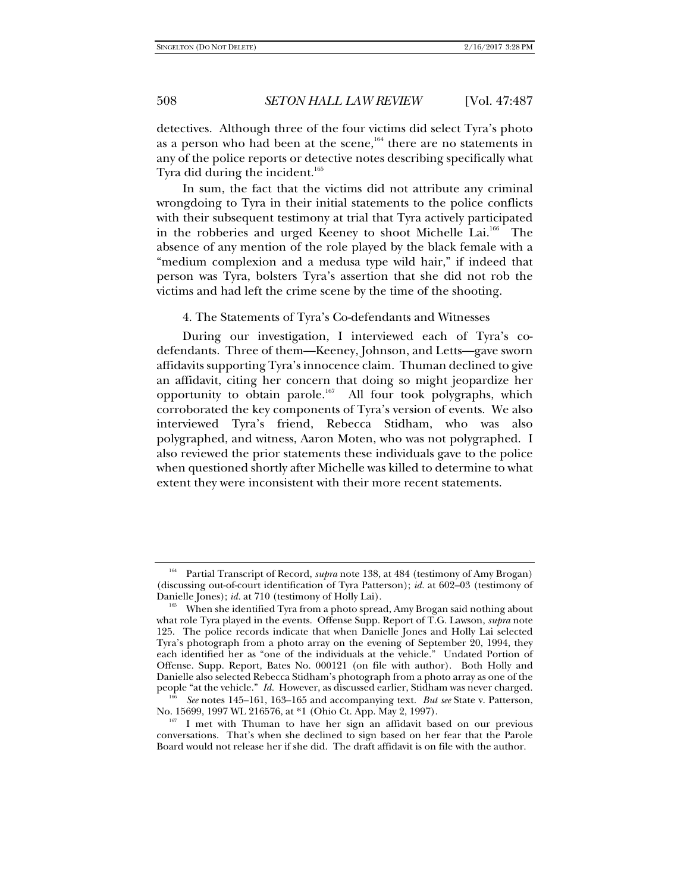detectives. Although three of the four victims did select Tyra's photo as a person who had been at the scene,[164] there are no statements in any of the police reports or detective notes describing specifically what Tyra did during the incident.[165]

In sum, the fact that the victims did not attribute any criminal wrongdoing to Tyra in their initial statements to the police conflicts with their subsequent testimony at trial that Tyra actively participated in the robberies and urged Keeney to shoot Michelle Lai.[166] The absence of any mention of the role played by the black female with a "medium complexion and a medusa type wild hair," if indeed that person was Tyra, bolsters Tyra's assertion that she did not rob the victims and had left the crime scene by the time of the shooting.

4. The Statements of Tyra's Co-defendants and Witnesses

During our investigation, I interviewed each of Tyra's co-defendants. Three of them—Keeney, Johnson, and Letts—gave sworn affidavits supporting Tyra's innocence claim. Thuman declined to give an affidavit, citing her concern that doing so might jeopardize her opportunity to obtain parole.[167] All four took polygraphs, which corroborated the key components of Tyra's version of events. We also interviewed Tyra's friend, Rebecca Stidham, who was also polygraphed, and witness, Aaron Moten, who was not polygraphed. I also reviewed the prior statements these individuals gave to the police when questioned shortly after Michelle was killed to determine to what extent they were inconsistent with their more recent statements.

---

[164] Partial Transcript of Record, *supra* note 138, at 484 (testimony of Amy Brogan) (discussing out-of-court identification of Tyra Patterson); *id.* at 602–03 (testimony of Danielle Jones); *id.* at 710 (testimony of Holly Lai).

[165] When she identified Tyra from a photo spread, Amy Brogan said nothing about what role Tyra played in the events. Offense Supp. Report of T.G. Lawson, *supra* note 125. The police records indicate that when Danielle Jones and Holly Lai selected Tyra's photograph from a photo array on the evening of September 20, 1994, they each identified her as "one of the individuals at the vehicle." Undated Portion of Offense. Supp. Report, Bates No. 000121 (on file with author). Both Holly and Danielle also selected Rebecca Stidham's photograph from a photo array as one of the people "at the vehicle." *Id.* However, as discussed earlier, Stidham was never charged.

[166] *See* notes 145–161, 163–165 and accompanying text. *But see* State v. Patterson, No. 15699, 1997 WL 216576, at *1 (Ohio Ct. App. May 2, 1997).

[167] I met with Thuman to have her sign an affidavit based on our previous conversations. That's when she declined to sign based on her fear that the Parole Board would not release her if she did. The draft affidavit is on file with the author.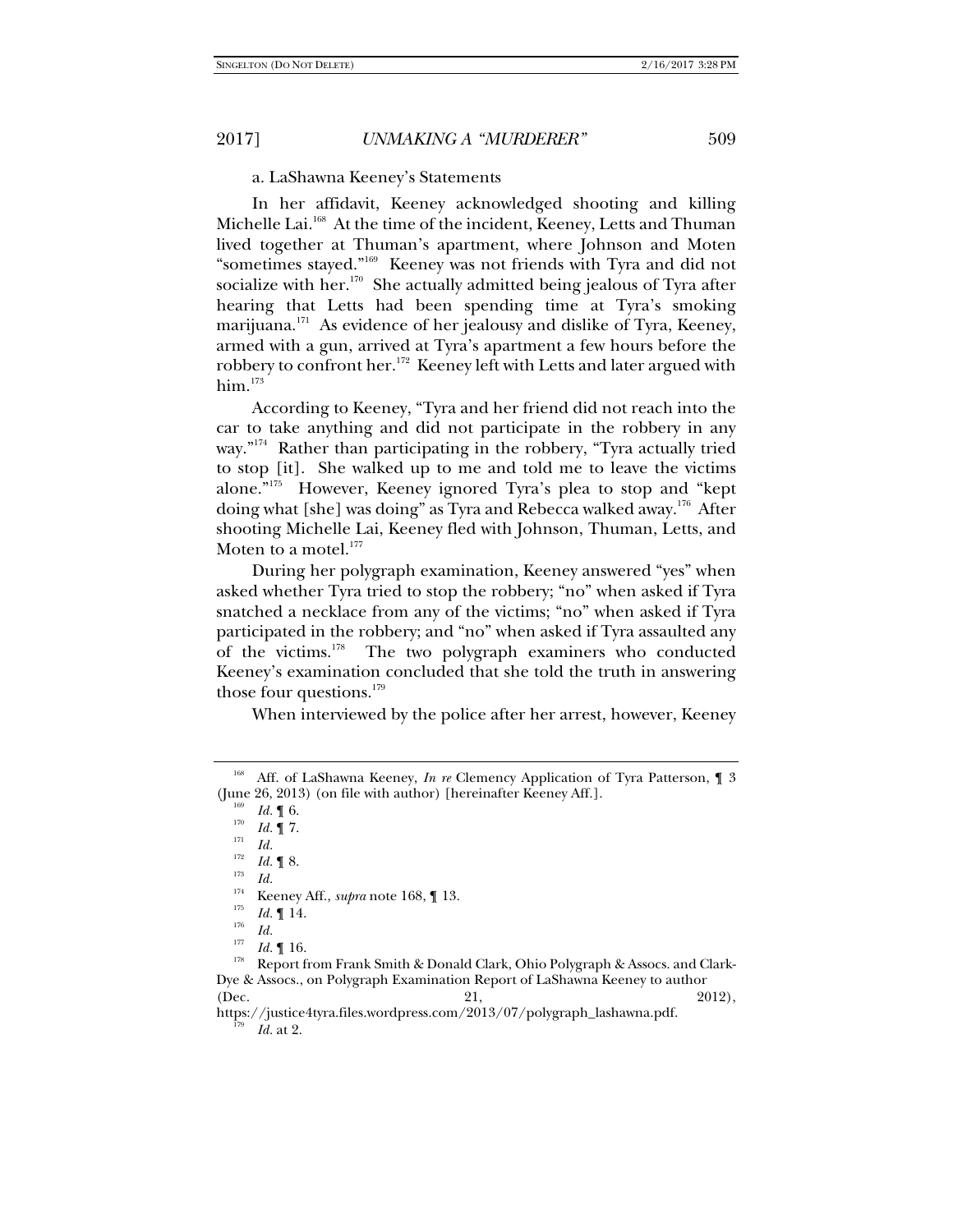a. LaShawna Keeney's Statements

In her affidavit, Keeney acknowledged shooting and killing Michelle Lai.[168] At the time of the incident, Keeney, Letts and Thuman lived together at Thuman's apartment, where Johnson and Moten "sometimes stayed."[169] Keeney was not friends with Tyra and did not socialize with her.[170] She actually admitted being jealous of Tyra after hearing that Letts had been spending time at Tyra's smoking marijuana.[171] As evidence of her jealousy and dislike of Tyra, Keeney, armed with a gun, arrived at Tyra's apartment a few hours before the robbery to confront her.[172] Keeney left with Letts and later argued with him.[173]

According to Keeney, "Tyra and her friend did not reach into the car to take anything and did not participate in the robbery in any way."[174] Rather than participating in the robbery, "Tyra actually tried to stop [it]. She walked up to me and told me to leave the victims alone."[175] However, Keeney ignored Tyra's plea to stop and "kept doing what [she] was doing" as Tyra and Rebecca walked away.[176] After shooting Michelle Lai, Keeney fled with Johnson, Thuman, Letts, and Moten to a motel.[177]

During her polygraph examination, Keeney answered "yes" when asked whether Tyra tried to stop the robbery; "no" when asked if Tyra snatched a necklace from any of the victims; "no" when asked if Tyra participated in the robbery; and "no" when asked if Tyra assaulted any of the victims.[178] The two polygraph examiners who conducted Keeney's examination concluded that she told the truth in answering those four questions.[179]

When interviewed by the police after her arrest, however, Keeney

---

[168] Aff. of LaShawna Keeney, *In re* Clemency Application of Tyra Patterson, ¶ 3 (June 26, 2013) (on file with author) [hereinafter Keeney Aff.].

[169] *Id.* ¶ 6.

[170] *Id.* ¶ 7.

[171] *Id.*

[172] *Id.* ¶ 8.

[173] *Id.*

[174] Keeney Aff., *supra* note 168, ¶ 13.

[175] *Id.* ¶ 14.

[176] *Id.*

[177] *Id.* ¶ 16.

[178] Report from Frank Smith & Donald Clark, Ohio Polygraph & Assocs. and Clark-Dye & Assocs., on Polygraph Examination Report of LaShawna Keeney to author (Dec. 21, 2012), https://justice4tyra.files.wordpress.com/2013/07/polygraph_lashawna.pdf.

[179] *Id.* at 2.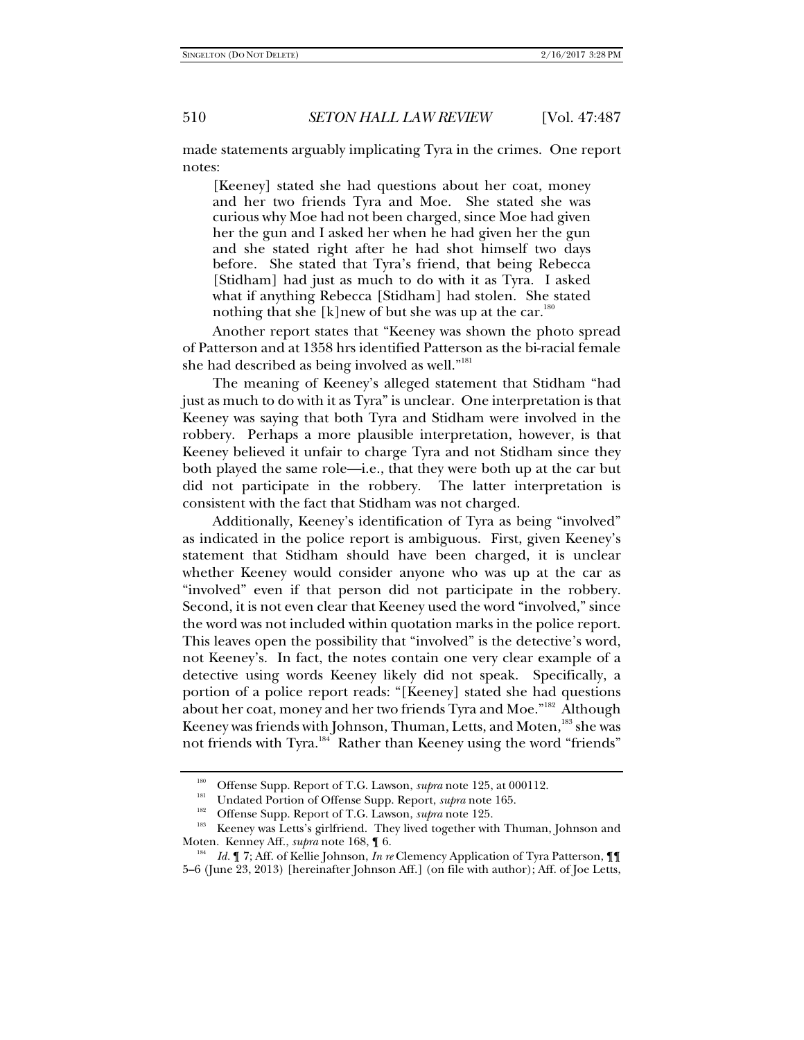made statements arguably implicating Tyra in the crimes. One report notes:

> [Keeney] stated she had questions about her coat, money and her two friends Tyra and Moe. She stated she was curious why Moe had not been charged, since Moe had given her the gun and I asked her when he had given her the gun and she stated right after he had shot himself two days before. She stated that Tyra's friend, that being Rebecca [Stidham] had just as much to do with it as Tyra. I asked what if anything Rebecca [Stidham] had stolen. She stated nothing that she [k]new of but she was up at the car.[180]

Another report states that "Keeney was shown the photo spread of Patterson and at 1358 hrs identified Patterson as the bi-racial female she had described as being involved as well."[181]

The meaning of Keeney's alleged statement that Stidham "had just as much to do with it as Tyra" is unclear. One interpretation is that Keeney was saying that both Tyra and Stidham were involved in the robbery. Perhaps a more plausible interpretation, however, is that Keeney believed it unfair to charge Tyra and not Stidham since they both played the same role—i.e., that they were both up at the car but did not participate in the robbery. The latter interpretation is consistent with the fact that Stidham was not charged.

Additionally, Keeney's identification of Tyra as being "involved" as indicated in the police report is ambiguous. First, given Keeney's statement that Stidham should have been charged, it is unclear whether Keeney would consider anyone who was up at the car as "involved" even if that person did not participate in the robbery. Second, it is not even clear that Keeney used the word "involved," since the word was not included within quotation marks in the police report. This leaves open the possibility that "involved" is the detective's word, not Keeney's. In fact, the notes contain one very clear example of a detective using words Keeney likely did not speak. Specifically, a portion of a police report reads: "[Keeney] stated she had questions about her coat, money and her two friends Tyra and Moe."[182] Although Keeney was friends with Johnson, Thuman, Letts, and Moten,[183] she was not friends with Tyra.[184] Rather than Keeney using the word "friends"

---

[180] Offense Supp. Report of T.G. Lawson, *supra* note 125, at 000112.

[181] Undated Portion of Offense Supp. Report, *supra* note 165.

[182] Offense Supp. Report of T.G. Lawson, *supra* note 125.

[183] Keeney was Letts's girlfriend. They lived together with Thuman, Johnson and Moten. Kenney Aff., *supra* note 168, ¶ 6.

[184] *Id.* ¶ 7; Aff. of Kellie Johnson, *In re* Clemency Application of Tyra Patterson, ¶¶ 5–6 (June 23, 2013) [hereinafter Johnson Aff.] (on file with author); Aff. of Joe Letts,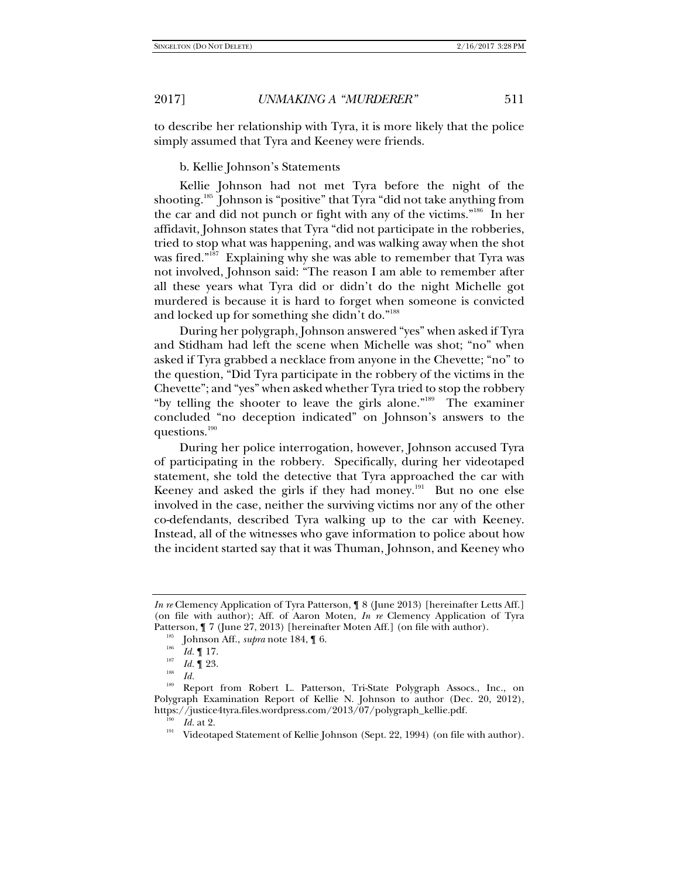to describe her relationship with Tyra, it is more likely that the police simply assumed that Tyra and Keeney were friends.

b. Kellie Johnson's Statements

Kellie Johnson had not met Tyra before the night of the shooting.[185] Johnson is "positive" that Tyra "did not take anything from the car and did not punch or fight with any of the victims."[186] In her affidavit, Johnson states that Tyra "did not participate in the robberies, tried to stop what was happening, and was walking away when the shot was fired."[187] Explaining why she was able to remember that Tyra was not involved, Johnson said: "The reason I am able to remember after all these years what Tyra did or didn't do the night Michelle got murdered is because it is hard to forget when someone is convicted and locked up for something she didn't do."[188]

During her polygraph, Johnson answered "yes" when asked if Tyra and Stidham had left the scene when Michelle was shot; "no" when asked if Tyra grabbed a necklace from anyone in the Chevette; "no" to the question, "Did Tyra participate in the robbery of the victims in the Chevette"; and "yes" when asked whether Tyra tried to stop the robbery "by telling the shooter to leave the girls alone."[189] The examiner concluded "no deception indicated" on Johnson's answers to the questions.[190]

During her police interrogation, however, Johnson accused Tyra of participating in the robbery. Specifically, during her videotaped statement, she told the detective that Tyra approached the car with Keeney and asked the girls if they had money.[191] But no one else involved in the case, neither the surviving victims nor any of the other co-defendants, described Tyra walking up to the car with Keeney. Instead, all of the witnesses who gave information to police about how the incident started say that it was Thuman, Johnson, and Keeney who

---

*In re* Clemency Application of Tyra Patterson, ¶ 8 (June 2013) [hereinafter Letts Aff.] (on file with author); Aff. of Aaron Moten, *In re* Clemency Application of Tyra Patterson, ¶ 7 (June 27, 2013) [hereinafter Moten Aff.] (on file with author).

[185] Johnson Aff., *supra* note 184, ¶ 6.

[186] *Id.* ¶ 17.

[187] *Id.* ¶ 23.

[188] *Id.*

[189] Report from Robert L. Patterson, Tri-State Polygraph Assocs., Inc., on Polygraph Examination Report of Kellie N. Johnson to author (Dec. 20, 2012), https://justice4tyra.files.wordpress.com/2013/07/polygraph_kellie.pdf.

[190] *Id.* at 2.

[191] Videotaped Statement of Kellie Johnson (Sept. 22, 1994) (on file with author).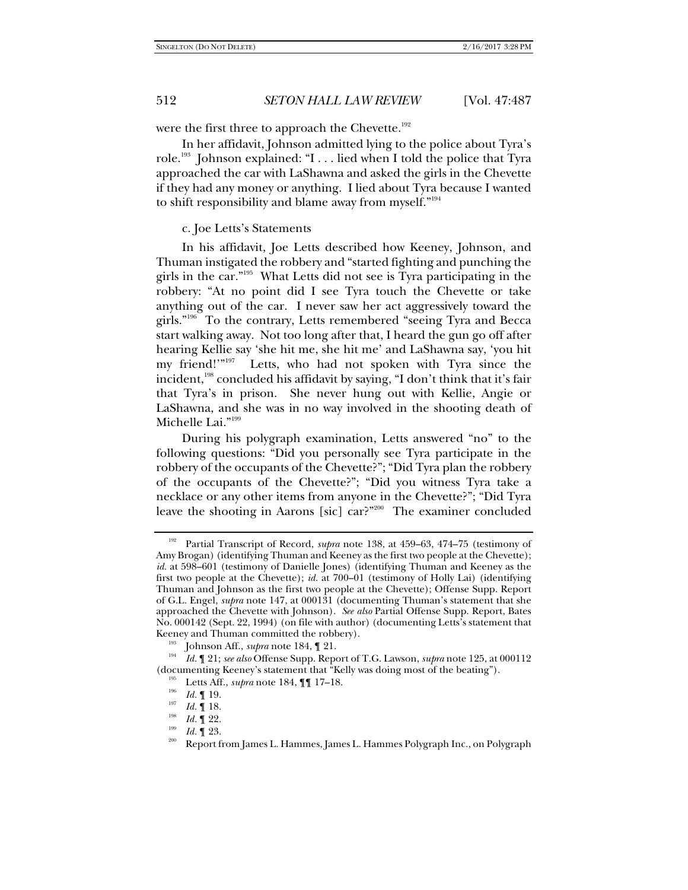were the first three to approach the Chevette.[192]

In her affidavit, Johnson admitted lying to the police about Tyra's role.[193] Johnson explained: "I . . . lied when I told the police that Tyra approached the car with LaShawna and asked the girls in the Chevette if they had any money or anything. I lied about Tyra because I wanted to shift responsibility and blame away from myself."[194]

c. Joe Letts's Statements

In his affidavit, Joe Letts described how Keeney, Johnson, and Thuman instigated the robbery and "started fighting and punching the girls in the car."[195] What Letts did not see is Tyra participating in the robbery: "At no point did I see Tyra touch the Chevette or take anything out of the car. I never saw her act aggressively toward the girls."[196] To the contrary, Letts remembered "seeing Tyra and Becca start walking away. Not too long after that, I heard the gun go off after hearing Kellie say 'she hit me, she hit me' and LaShawna say, 'you hit my friend!'"[197] Letts, who had not spoken with Tyra since the incident,[198] concluded his affidavit by saying, "I don't think that it's fair that Tyra's in prison. She never hung out with Kellie, Angie or LaShawna, and she was in no way involved in the shooting death of Michelle Lai."[199]

During his polygraph examination, Letts answered "no" to the following questions: "Did you personally see Tyra participate in the robbery of the occupants of the Chevette?"; "Did Tyra plan the robbery of the occupants of the Chevette?"; "Did you witness Tyra take a necklace or any other items from anyone in the Chevette?"; "Did Tyra leave the shooting in Aarons [sic] car?"[200] The examiner concluded

---

[192] Partial Transcript of Record, *supra* note 138, at 459–63, 474–75 (testimony of Amy Brogan) (identifying Thuman and Keeney as the first two people at the Chevette); *id.* at 598–601 (testimony of Danielle Jones) (identifying Thuman and Keeney as the first two people at the Chevette); *id.* at 700–01 (testimony of Holly Lai) (identifying Thuman and Johnson as the first two people at the Chevette); Offense Supp. Report of G.L. Engel, *supra* note 147, at 000131 (documenting Thuman's statement that she approached the Chevette with Johnson). *See also* Partial Offense Supp. Report, Bates No. 000142 (Sept. 22, 1994) (on file with author) (documenting Letts's statement that Keeney and Thuman committed the robbery).

[193] Johnson Aff., *supra* note 184, ¶ 21.

[194] *Id.* ¶ 21; *see also* Offense Supp. Report of T.G. Lawson, *supra* note 125, at 000112 (documenting Keeney's statement that "Kelly was doing most of the beating").

[195] Letts Aff., *supra* note 184, ¶¶ 17–18.

[196] *Id.* ¶ 19.

[197] *Id.* ¶ 18.

[198] *Id.* ¶ 22.

[199] *Id.* ¶ 23.

[200] Report from James L. Hammes, James L. Hammes Polygraph Inc., on Polygraph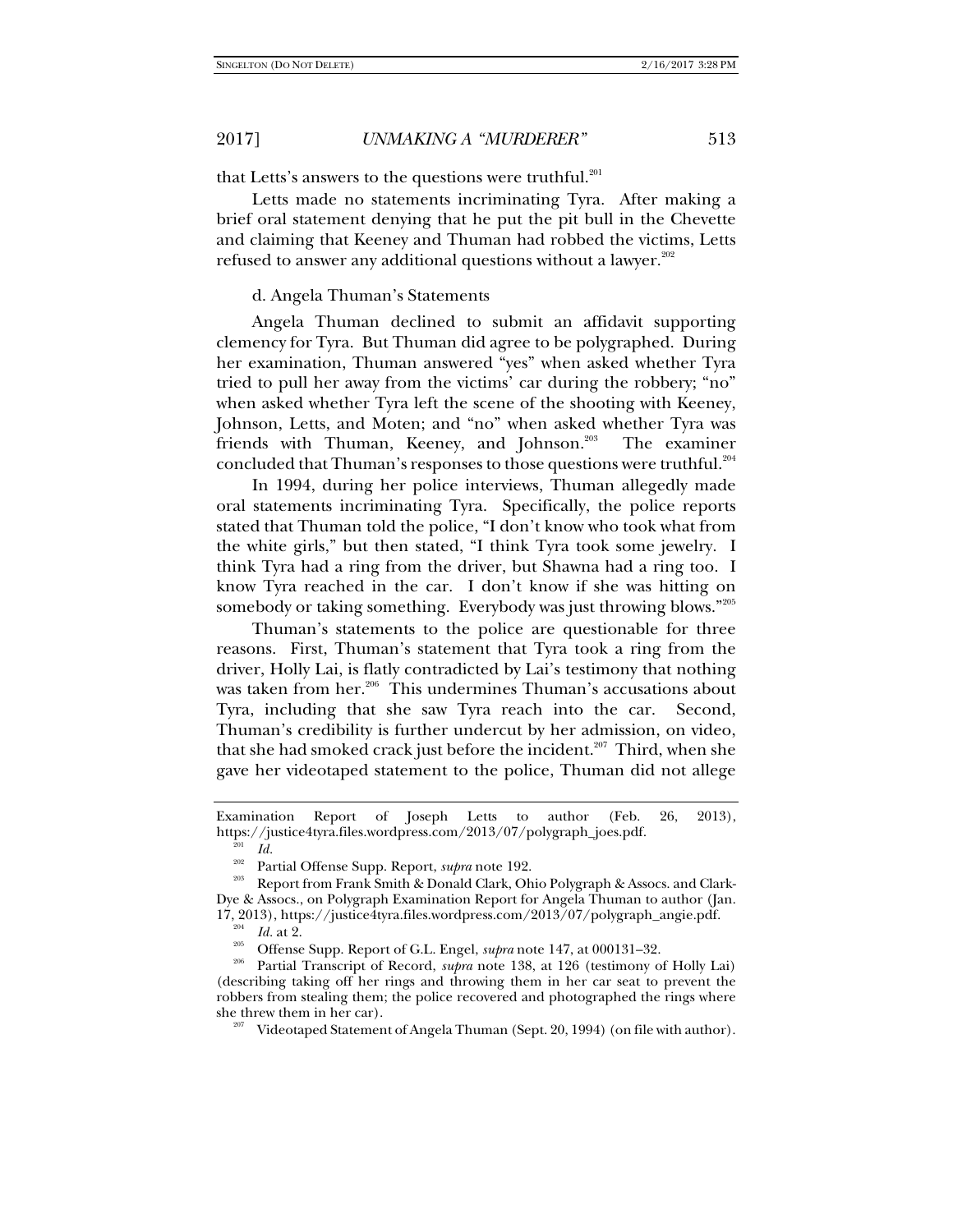that Letts's answers to the questions were truthful.[201]

Letts made no statements incriminating Tyra. After making a brief oral statement denying that he put the pit bull in the Chevette and claiming that Keeney and Thuman had robbed the victims, Letts refused to answer any additional questions without a lawyer.[202]

d. Angela Thuman's Statements

Angela Thuman declined to submit an affidavit supporting clemency for Tyra. But Thuman did agree to be polygraphed. During her examination, Thuman answered "yes" when asked whether Tyra tried to pull her away from the victims' car during the robbery; "no" when asked whether Tyra left the scene of the shooting with Keeney, Johnson, Letts, and Moten; and "no" when asked whether Tyra was friends with Thuman, Keeney, and Johnson.[203] The examiner concluded that Thuman's responses to those questions were truthful.[204]

In 1994, during her police interviews, Thuman allegedly made oral statements incriminating Tyra. Specifically, the police reports stated that Thuman told the police, "I don't know who took what from the white girls," but then stated, "I think Tyra took some jewelry. I think Tyra had a ring from the driver, but Shawna had a ring too. I know Tyra reached in the car. I don't know if she was hitting on somebody or taking something. Everybody was just throwing blows."[205]

Thuman's statements to the police are questionable for three reasons. First, Thuman's statement that Tyra took a ring from the driver, Holly Lai, is flatly contradicted by Lai's testimony that nothing was taken from her.[206] This undermines Thuman's accusations about Tyra, including that she saw Tyra reach into the car. Second, Thuman's credibility is further undercut by her admission, on video, that she had smoked crack just before the incident.[207] Third, when she gave her videotaped statement to the police, Thuman did not allege

---

Examination Report of Joseph Letts to author (Feb. 26, 2013), https://justice4tyra.files.wordpress.com/2013/07/polygraph_joes.pdf.

[201] *Id.*

[202] Partial Offense Supp. Report, *supra* note 192.

[203] Report from Frank Smith & Donald Clark, Ohio Polygraph & Assocs. and Clark-Dye & Assocs., on Polygraph Examination Report for Angela Thuman to author (Jan. 17, 2013), https://justice4tyra.files.wordpress.com/2013/07/polygraph_angie.pdf.

[204] *Id.* at 2.

[205] Offense Supp. Report of G.L. Engel, *supra* note 147, at 000131–32.

[206] Partial Transcript of Record, *supra* note 138, at 126 (testimony of Holly Lai) (describing taking off her rings and throwing them in her car seat to prevent the robbers from stealing them; the police recovered and photographed the rings where she threw them in her car).

[207] Videotaped Statement of Angela Thuman (Sept. 20, 1994) (on file with author).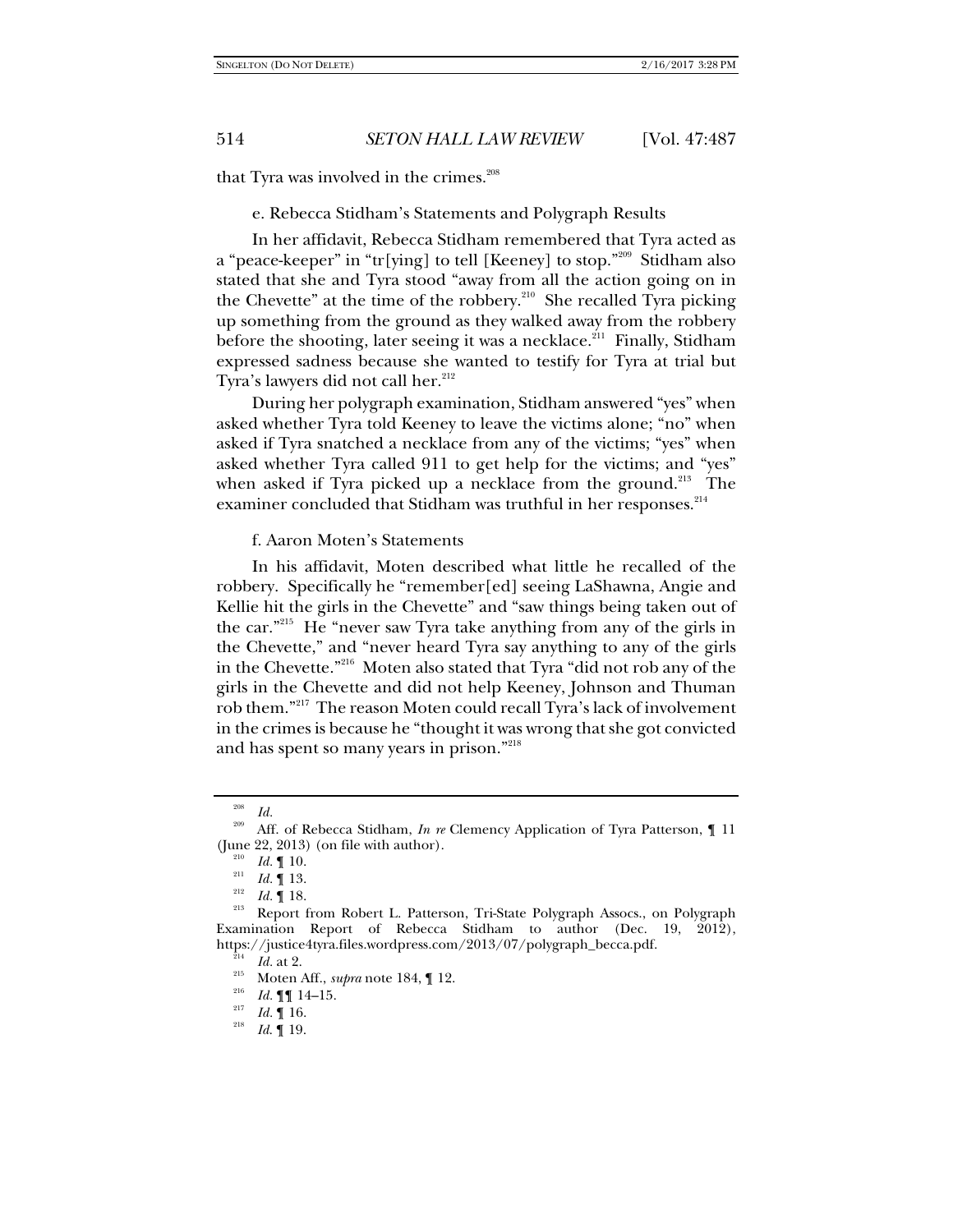that Tyra was involved in the crimes.[208]

e. Rebecca Stidham's Statements and Polygraph Results

In her affidavit, Rebecca Stidham remembered that Tyra acted as a "peace-keeper" in "tr[ying] to tell [Keeney] to stop."[209] Stidham also stated that she and Tyra stood "away from all the action going on in the Chevette" at the time of the robbery.[210] She recalled Tyra picking up something from the ground as they walked away from the robbery before the shooting, later seeing it was a necklace.[211] Finally, Stidham expressed sadness because she wanted to testify for Tyra at trial but Tyra's lawyers did not call her.[212]

During her polygraph examination, Stidham answered "yes" when asked whether Tyra told Keeney to leave the victims alone; "no" when asked if Tyra snatched a necklace from any of the victims; "yes" when asked whether Tyra called 911 to get help for the victims; and "yes" when asked if Tyra picked up a necklace from the ground.[213] The examiner concluded that Stidham was truthful in her responses.[214]

f. Aaron Moten's Statements

In his affidavit, Moten described what little he recalled of the robbery. Specifically he "remember[ed] seeing LaShawna, Angie and Kellie hit the girls in the Chevette" and "saw things being taken out of the car."[215] He "never saw Tyra take anything from any of the girls in the Chevette," and "never heard Tyra say anything to any of the girls in the Chevette."[216] Moten also stated that Tyra "did not rob any of the girls in the Chevette and did not help Keeney, Johnson and Thuman rob them."[217] The reason Moten could recall Tyra's lack of involvement in the crimes is because he "thought it was wrong that she got convicted and has spent so many years in prison."[218]

---

[208] *Id.*

[209] Aff. of Rebecca Stidham, *In re* Clemency Application of Tyra Patterson, ¶ 11 (June 22, 2013) (on file with author).

[210] *Id.* ¶ 10.

[211] *Id.* ¶ 13.

[212] *Id.* ¶ 18.

[213] Report from Robert L. Patterson, Tri-State Polygraph Assocs., on Polygraph Examination Report of Rebecca Stidham to author (Dec. 19, 2012), https://justice4tyra.files.wordpress.com/2013/07/polygraph_becca.pdf.

[214] *Id.* at 2.

[215] Moten Aff., *supra* note 184, ¶ 12.

[216] *Id.* ¶¶ 14–15.

[217] *Id.* ¶ 16.

[218] *Id.* ¶ 19.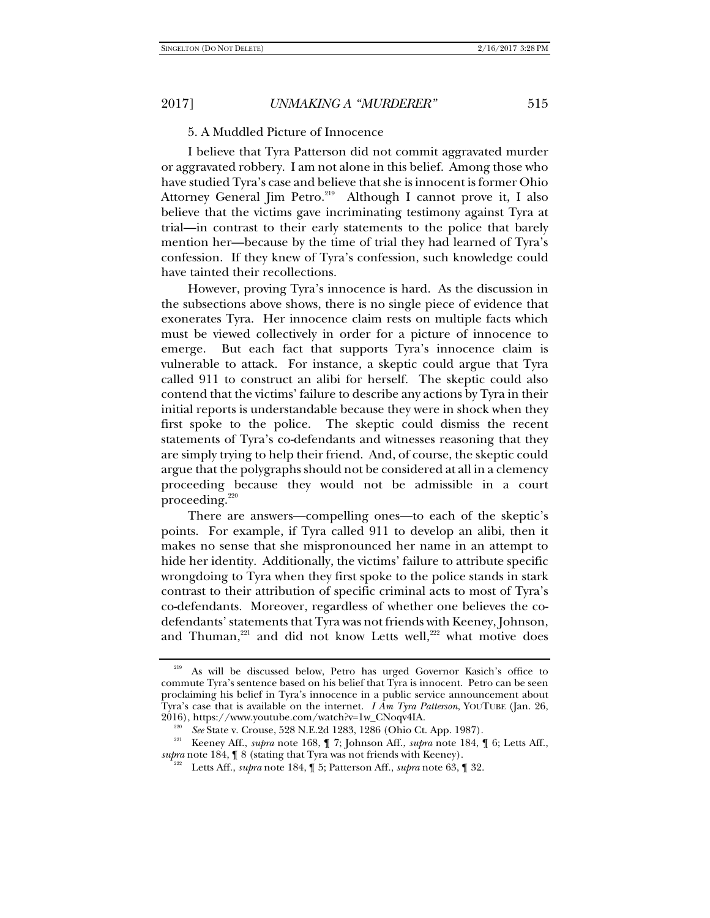### 5. A Muddled Picture of Innocence

I believe that Tyra Patterson did not commit aggravated murder or aggravated robbery. I am not alone in this belief. Among those who have studied Tyra's case and believe that she is innocent is former Ohio Attorney General Jim Petro.[219] Although I cannot prove it, I also believe that the victims gave incriminating testimony against Tyra at trial—in contrast to their early statements to the police that barely mention her—because by the time of trial they had learned of Tyra's confession. If they knew of Tyra's confession, such knowledge could have tainted their recollections.

However, proving Tyra's innocence is hard. As the discussion in the subsections above shows, there is no single piece of evidence that exonerates Tyra. Her innocence claim rests on multiple facts which must be viewed collectively in order for a picture of innocence to emerge. But each fact that supports Tyra's innocence claim is vulnerable to attack. For instance, a skeptic could argue that Tyra called 911 to construct an alibi for herself. The skeptic could also contend that the victims' failure to describe any actions by Tyra in their initial reports is understandable because they were in shock when they first spoke to the police. The skeptic could dismiss the recent statements of Tyra's co-defendants and witnesses reasoning that they are simply trying to help their friend. And, of course, the skeptic could argue that the polygraphs should not be considered at all in a clemency proceeding because they would not be admissible in a court proceeding.[220]

There are answers—compelling ones—to each of the skeptic's points. For example, if Tyra called 911 to develop an alibi, then it makes no sense that she mispronounced her name in an attempt to hide her identity. Additionally, the victims' failure to attribute specific wrongdoing to Tyra when they first spoke to the police stands in stark contrast to their attribution of specific criminal acts to most of Tyra's co-defendants. Moreover, regardless of whether one believes the co-defendants' statements that Tyra was not friends with Keeney, Johnson, and Thuman,[221] and did not know Letts well,[222] what motive does

---

[219] As will be discussed below, Petro has urged Governor Kasich's office to commute Tyra's sentence based on his belief that Tyra is innocent. Petro can be seen proclaiming his belief in Tyra's innocence in a public service announcement about Tyra's case that is available on the internet. *I Am Tyra Patterson*, YOUTUBE (Jan. 26, 2016), https://www.youtube.com/watch?v=1w_CNoqv4IA.

[220] *See* State v. Crouse, 528 N.E.2d 1283, 1286 (Ohio Ct. App. 1987).

[221] Keeney Aff., *supra* note 168, ¶ 7; Johnson Aff., *supra* note 184, ¶ 6; Letts Aff., *supra* note 184, ¶ 8 (stating that Tyra was not friends with Keeney).

[222] Letts Aff., *supra* note 184, ¶ 5; Patterson Aff., *supra* note 63, ¶ 32.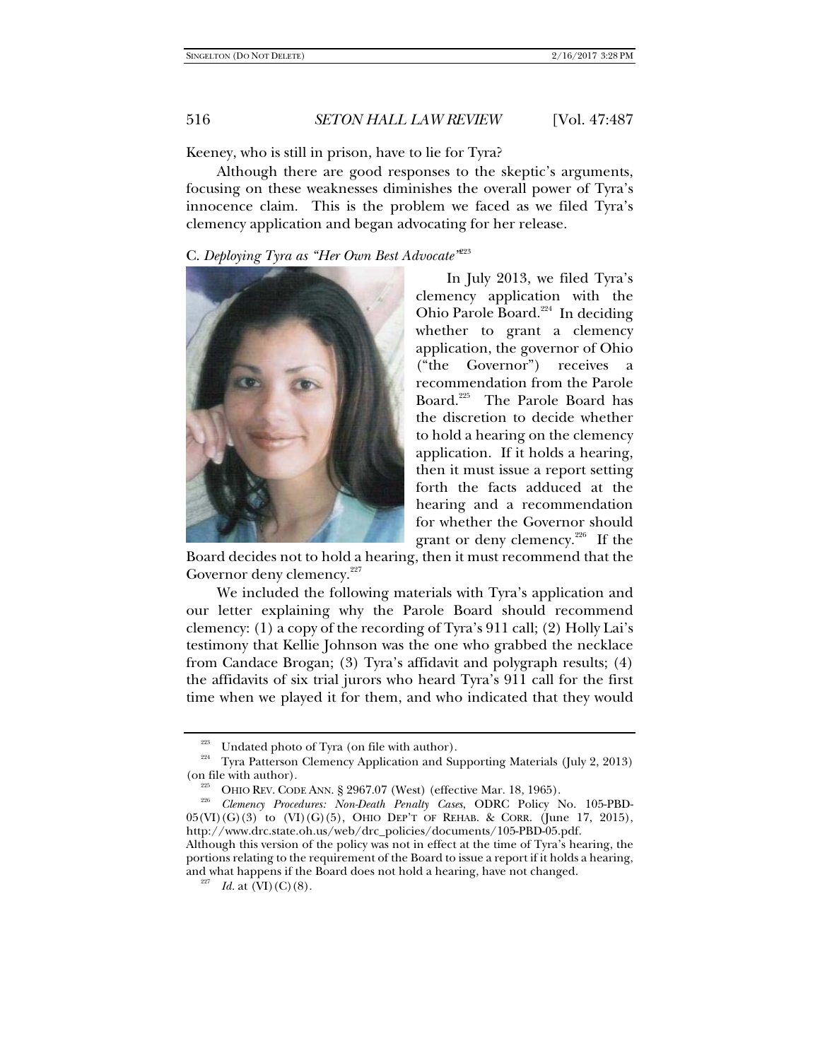Keeney, who is still in prison, have to lie for Tyra?

Although there are good responses to the skeptic's arguments, focusing on these weaknesses diminishes the overall power of Tyra's innocence claim. This is the problem we faced as we filed Tyra's clemency application and began advocating for her release.

### C. *Deploying Tyra as "Her Own Best Advocate"*[223]

In July 2013, we filed Tyra's clemency application with the Ohio Parole Board.[224] In deciding whether to grant a clemency application, the governor of Ohio ("the Governor") receives a recommendation from the Parole Board.[225] The Parole Board has the discretion to decide whether to hold a hearing on the clemency application. If it holds a hearing, then it must issue a report setting forth the facts adduced at the hearing and a recommendation for whether the Governor should grant or deny clemency.[226] If the Board decides not to hold a hearing, then it must recommend that the Governor deny clemency.[227]

We included the following materials with Tyra's application and our letter explaining why the Parole Board should recommend clemency: (1) a copy of the recording of Tyra's 911 call; (2) Holly Lai's testimony that Kellie Johnson was the one who grabbed the necklace from Candace Brogan; (3) Tyra's affidavit and polygraph results; (4) the affidavits of six trial jurors who heard Tyra's 911 call for the first time when we played it for them, and who indicated that they would

---

[223] Undated photo of Tyra (on file with author).

[224] Tyra Patterson Clemency Application and Supporting Materials (July 2, 2013) (on file with author).

[225] OHIO REV. CODE ANN. § 2967.07 (West) (effective Mar. 18, 1965).

[226] *Clemency Procedures: Non-Death Penalty Cases*, ODRC Policy No. 105-PBD-05(VI)(G)(3) to (VI)(G)(5), OHIO DEP'T OF REHAB. & CORR. (June 17, 2015), http://www.drc.state.oh.us/web/drc_policies/documents/105-PBD-05.pdf. Although this version of the policy was not in effect at the time of Tyra's hearing, the portions relating to the requirement of the Board to issue a report if it holds a hearing, and what happens if the Board does not hold a hearing, have not changed.

[227] *Id.* at (VI)(C)(8).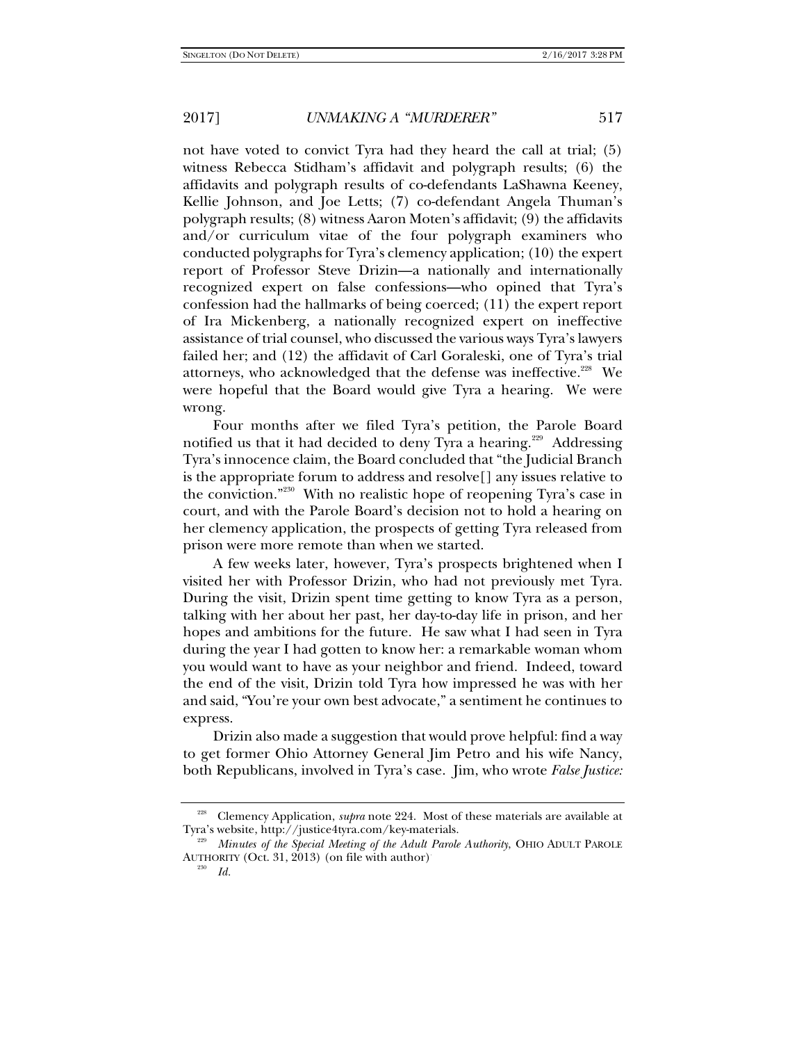not have voted to convict Tyra had they heard the call at trial; (5) witness Rebecca Stidham's affidavit and polygraph results; (6) the affidavits and polygraph results of co-defendants LaShawna Keeney, Kellie Johnson, and Joe Letts; (7) co-defendant Angela Thuman's polygraph results; (8) witness Aaron Moten's affidavit; (9) the affidavits and/or curriculum vitae of the four polygraph examiners who conducted polygraphs for Tyra's clemency application; (10) the expert report of Professor Steve Drizin—a nationally and internationally recognized expert on false confessions—who opined that Tyra's confession had the hallmarks of being coerced; (11) the expert report of Ira Mickenberg, a nationally recognized expert on ineffective assistance of trial counsel, who discussed the various ways Tyra's lawyers failed her; and (12) the affidavit of Carl Goraleski, one of Tyra's trial attorneys, who acknowledged that the defense was ineffective.[228] We were hopeful that the Board would give Tyra a hearing. We were wrong.

Four months after we filed Tyra's petition, the Parole Board notified us that it had decided to deny Tyra a hearing.[229] Addressing Tyra's innocence claim, the Board concluded that "the Judicial Branch is the appropriate forum to address and resolve[] any issues relative to the conviction."[230] With no realistic hope of reopening Tyra's case in court, and with the Parole Board's decision not to hold a hearing on her clemency application, the prospects of getting Tyra released from prison were more remote than when we started.

A few weeks later, however, Tyra's prospects brightened when I visited her with Professor Drizin, who had not previously met Tyra. During the visit, Drizin spent time getting to know Tyra as a person, talking with her about her past, her day-to-day life in prison, and her hopes and ambitions for the future. He saw what I had seen in Tyra during the year I had gotten to know her: a remarkable woman whom you would want to have as your neighbor and friend. Indeed, toward the end of the visit, Drizin told Tyra how impressed he was with her and said, "You're your own best advocate," a sentiment he continues to express.

Drizin also made a suggestion that would prove helpful: find a way to get former Ohio Attorney General Jim Petro and his wife Nancy, both Republicans, involved in Tyra's case. Jim, who wrote *False Justice:*

---

[228] Clemency Application, *supra* note 224. Most of these materials are available at Tyra's website, http://justice4tyra.com/key-materials.

[229] *Minutes of the Special Meeting of the Adult Parole Authority*, OHIO ADULT PAROLE AUTHORITY (Oct. 31, 2013) (on file with author).

[230] *Id.*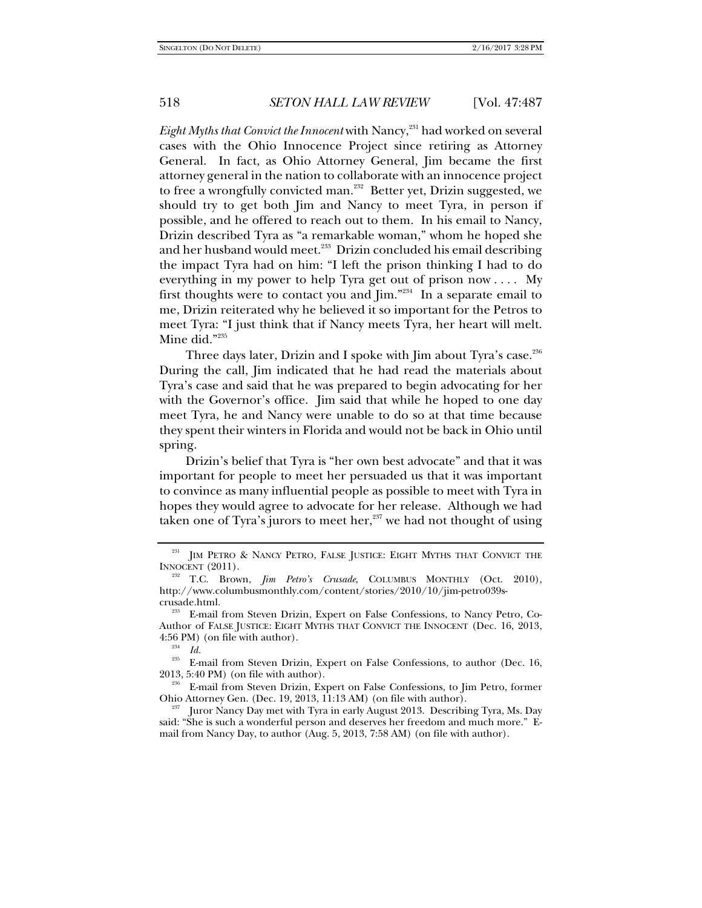*Eight Myths that Convict the Innocent* with Nancy,[231] had worked on several cases with the Ohio Innocence Project since retiring as Attorney General. In fact, as Ohio Attorney General, Jim became the first attorney general in the nation to collaborate with an innocence project to free a wrongfully convicted man.[232] Better yet, Drizin suggested, we should try to get both Jim and Nancy to meet Tyra, in person if possible, and he offered to reach out to them. In his email to Nancy, Drizin described Tyra as "a remarkable woman," whom he hoped she and her husband would meet.[233] Drizin concluded his email describing the impact Tyra had on him: "I left the prison thinking I had to do everything in my power to help Tyra get out of prison now . . . . My first thoughts were to contact you and Jim."[234] In a separate email to me, Drizin reiterated why he believed it so important for the Petros to meet Tyra: "I just think that if Nancy meets Tyra, her heart will melt. Mine did."[235]

Three days later, Drizin and I spoke with Jim about Tyra's case.[236] During the call, Jim indicated that he had read the materials about Tyra's case and said that he was prepared to begin advocating for her with the Governor's office. Jim said that while he hoped to one day meet Tyra, he and Nancy were unable to do so at that time because they spent their winters in Florida and would not be back in Ohio until spring.

Drizin's belief that Tyra is "her own best advocate" and that it was important for people to meet her persuaded us that it was important to convince as many influential people as possible to meet with Tyra in hopes they would agree to advocate for her release. Although we had taken one of Tyra's jurors to meet her,[237] we had not thought of using

---

[231] JIM PETRO & NANCY PETRO, FALSE JUSTICE: EIGHT MYTHS THAT CONVICT THE INNOCENT (2011).

[232] T.C. Brown, *Jim Petro's Crusade*, COLUMBUS MONTHLY (Oct. 2010), http://www.columbusmonthly.com/content/stories/2010/10/jim-petro039s-crusade.html.

[233] E-mail from Steven Drizin, Expert on False Confessions, to Nancy Petro, Co-Author of FALSE JUSTICE: EIGHT MYTHS THAT CONVICT THE INNOCENT (Dec. 16, 2013, 4:56 PM) (on file with author).

[234] *Id.*

[235] E-mail from Steven Drizin, Expert on False Confessions, to author (Dec. 16, 2013, 5:40 PM) (on file with author).

[236] E-mail from Steven Drizin, Expert on False Confessions, to Jim Petro, former Ohio Attorney Gen. (Dec. 19, 2013, 11:13 AM) (on file with author).

[237] Juror Nancy Day met with Tyra in early August 2013. Describing Tyra, Ms. Day said: "She is such a wonderful person and deserves her freedom and much more." E-mail from Nancy Day, to author (Aug. 5, 2013, 7:58 AM) (on file with author).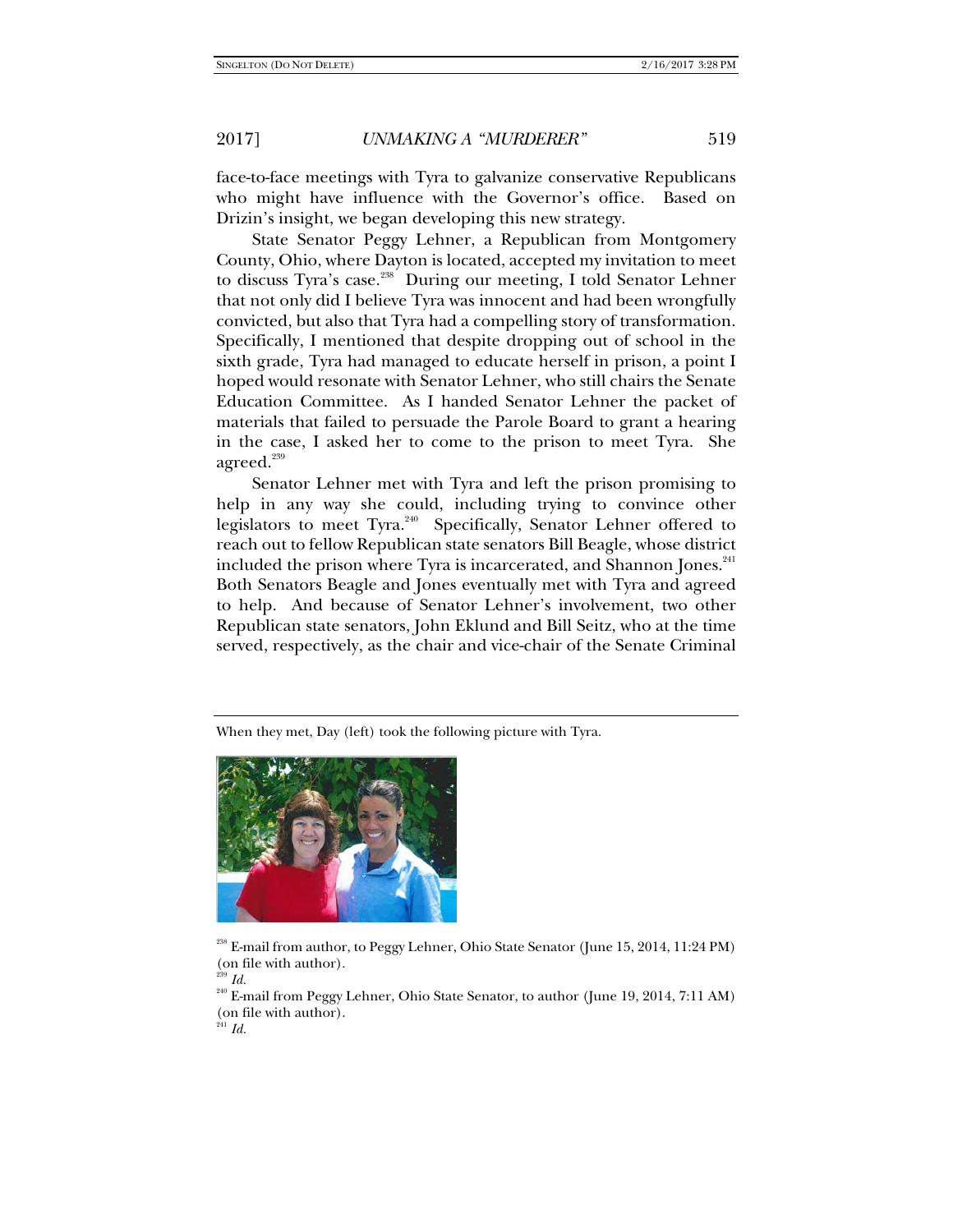face-to-face meetings with Tyra to galvanize conservative Republicans who might have influence with the Governor's office. Based on Drizin's insight, we began developing this new strategy.

State Senator Peggy Lehner, a Republican from Montgomery County, Ohio, where Dayton is located, accepted my invitation to meet to discuss Tyra's case.[238] During our meeting, I told Senator Lehner that not only did I believe Tyra was innocent and had been wrongfully convicted, but also that Tyra had a compelling story of transformation. Specifically, I mentioned that despite dropping out of school in the sixth grade, Tyra had managed to educate herself in prison, a point I hoped would resonate with Senator Lehner, who still chairs the Senate Education Committee. As I handed Senator Lehner the packet of materials that failed to persuade the Parole Board to grant a hearing in the case, I asked her to come to the prison to meet Tyra. She agreed.[239]

Senator Lehner met with Tyra and left the prison promising to help in any way she could, including trying to convince other legislators to meet Tyra.[240] Specifically, Senator Lehner offered to reach out to fellow Republican state senators Bill Beagle, whose district included the prison where Tyra is incarcerated, and Shannon Jones.[241] Both Senators Beagle and Jones eventually met with Tyra and agreed to help. And because of Senator Lehner's involvement, two other Republican state senators, John Eklund and Bill Seitz, who at the time served, respectively, as the chair and vice-chair of the Senate Criminal

---

When they met, Day (left) took the following picture with Tyra.

[238] E-mail from author, to Peggy Lehner, Ohio State Senator (June 15, 2014, 11:24 PM) (on file with author).

[239] *Id.*

[240] E-mail from Peggy Lehner, Ohio State Senator, to author (June 19, 2014, 7:11 AM) (on file with author).

[241] *Id.*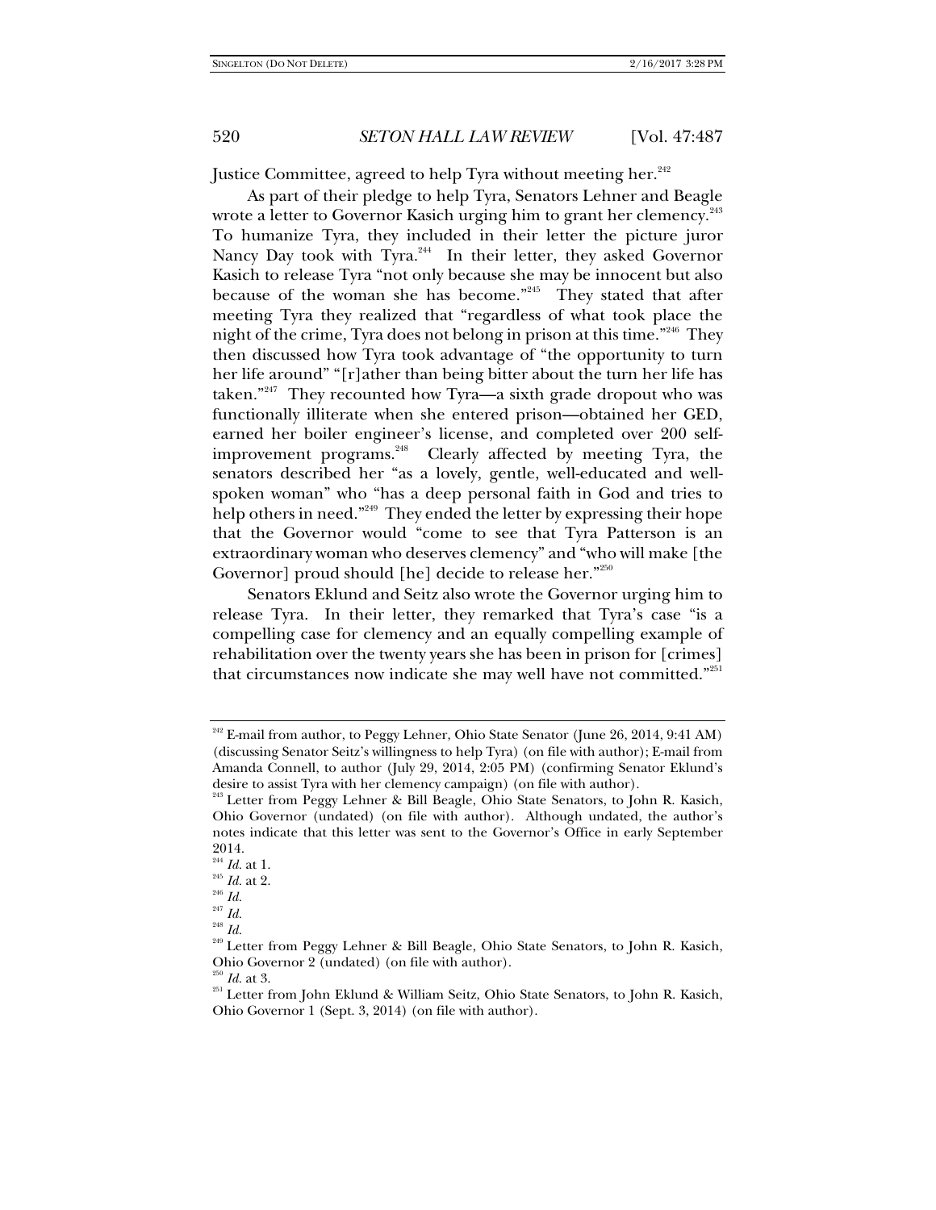Justice Committee, agreed to help Tyra without meeting her.[242]

As part of their pledge to help Tyra, Senators Lehner and Beagle wrote a letter to Governor Kasich urging him to grant her clemency.[243] To humanize Tyra, they included in their letter the picture juror Nancy Day took with Tyra.[244] In their letter, they asked Governor Kasich to release Tyra "not only because she may be innocent but also because of the woman she has become."[245] They stated that after meeting Tyra they realized that "regardless of what took place the night of the crime, Tyra does not belong in prison at this time."[246] They then discussed how Tyra took advantage of "the opportunity to turn her life around" "[r]ather than being bitter about the turn her life has taken."[247] They recounted how Tyra—a sixth grade dropout who was functionally illiterate when she entered prison—obtained her GED, earned her boiler engineer's license, and completed over 200 self-improvement programs.[248] Clearly affected by meeting Tyra, the senators described her "as a lovely, gentle, well-educated and well-spoken woman" who "has a deep personal faith in God and tries to help others in need."[249] They ended the letter by expressing their hope that the Governor would "come to see that Tyra Patterson is an extraordinary woman who deserves clemency" and "who will make [the Governor] proud should [he] decide to release her."[250]

Senators Eklund and Seitz also wrote the Governor urging him to release Tyra. In their letter, they remarked that Tyra's case "is a compelling case for clemency and an equally compelling example of rehabilitation over the twenty years she has been in prison for [crimes] that circumstances now indicate she may well have not committed."[251]

---

[242] E-mail from author, to Peggy Lehner, Ohio State Senator (June 26, 2014, 9:41 AM) (discussing Senator Seitz's willingness to help Tyra) (on file with author); E-mail from Amanda Connell, to author (July 29, 2014, 2:05 PM) (confirming Senator Eklund's desire to assist Tyra with her clemency campaign) (on file with author).

[243] Letter from Peggy Lehner & Bill Beagle, Ohio State Senators, to John R. Kasich, Ohio Governor (undated) (on file with author). Although undated, the author's notes indicate that this letter was sent to the Governor's Office in early September 2014.

[244] *Id.* at 1.

[245] *Id.* at 2.

[246] *Id.*

[247] *Id.*

[248] *Id.*

[249] Letter from Peggy Lehner & Bill Beagle, Ohio State Senators, to John R. Kasich, Ohio Governor 2 (undated) (on file with author).

[250] *Id.* at 3.

[251] Letter from John Eklund & William Seitz, Ohio State Senators, to John R. Kasich, Ohio Governor 1 (Sept. 3, 2014) (on file with author).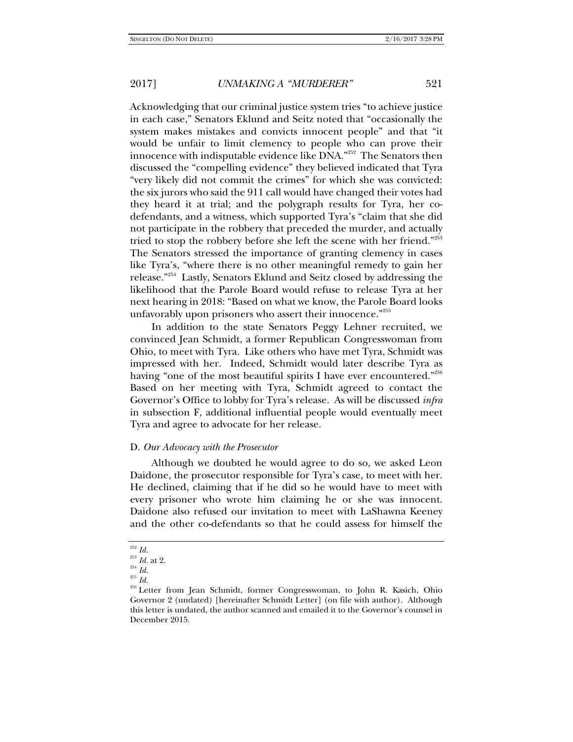Acknowledging that our criminal justice system tries "to achieve justice in each case," Senators Eklund and Seitz noted that "occasionally the system makes mistakes and convicts innocent people" and that "it would be unfair to limit clemency to people who can prove their innocence with indisputable evidence like DNA."[252] The Senators then discussed the "compelling evidence" they believed indicated that Tyra "very likely did not commit the crimes" for which she was convicted: the six jurors who said the 911 call would have changed their votes had they heard it at trial; and the polygraph results for Tyra, her co-defendants, and a witness, which supported Tyra's "claim that she did not participate in the robbery that preceded the murder, and actually tried to stop the robbery before she left the scene with her friend."[253] The Senators stressed the importance of granting clemency in cases like Tyra's, "where there is no other meaningful remedy to gain her release."[254] Lastly, Senators Eklund and Seitz closed by addressing the likelihood that the Parole Board would refuse to release Tyra at her next hearing in 2018: "Based on what we know, the Parole Board looks unfavorably upon prisoners who assert their innocence."[255]

In addition to the state Senators Peggy Lehner recruited, we convinced Jean Schmidt, a former Republican Congresswoman from Ohio, to meet with Tyra. Like others who have met Tyra, Schmidt was impressed with her. Indeed, Schmidt would later describe Tyra as having "one of the most beautiful spirits I have ever encountered."[256] Based on her meeting with Tyra, Schmidt agreed to contact the Governor's Office to lobby for Tyra's release. As will be discussed *infra* in subsection F, additional influential people would eventually meet Tyra and agree to advocate for her release.

D. *Our Advocacy with the Prosecutor*

Although we doubted he would agree to do so, we asked Leon Daidone, the prosecutor responsible for Tyra's case, to meet with her. He declined, claiming that if he did so he would have to meet with every prisoner who wrote him claiming he or she was innocent. Daidone also refused our invitation to meet with LaShawna Keeney and the other co-defendants so that he could assess for himself the

---

[252] *Id.*

[253] *Id.* at 2.

[254] *Id.*

[255] *Id.*

[256] Letter from Jean Schmidt, former Congresswoman, to John R. Kasich, Ohio Governor 2 (undated) [hereinafter Schmidt Letter] (on file with author). Although this letter is undated, the author scanned and emailed it to the Governor's counsel in December 2015.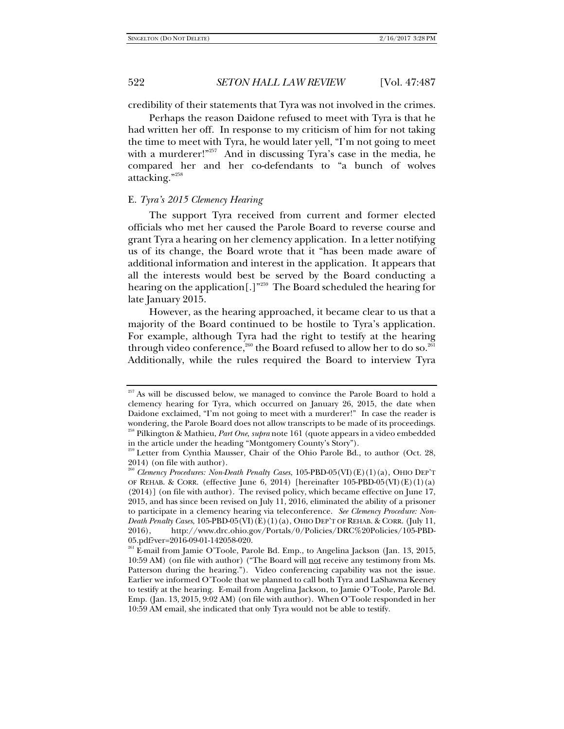credibility of their statements that Tyra was not involved in the crimes.

Perhaps the reason Daidone refused to meet with Tyra is that he had written her off. In response to my criticism of him for not taking the time to meet with Tyra, he would later yell, "I'm not going to meet with a murderer!"[257] And in discussing Tyra's case in the media, he compared her and her co-defendants to "a bunch of wolves attacking."[258]

### E. *Tyra's 2015 Clemency Hearing*

The support Tyra received from current and former elected officials who met her caused the Parole Board to reverse course and grant Tyra a hearing on her clemency application. In a letter notifying us of its change, the Board wrote that it "has been made aware of additional information and interest in the application. It appears that all the interests would best be served by the Board conducting a hearing on the application[.]"[259] The Board scheduled the hearing for late January 2015.

However, as the hearing approached, it became clear to us that a majority of the Board continued to be hostile to Tyra's application. For example, although Tyra had the right to testify at the hearing through video conference,[260] the Board refused to allow her to do so.[261] Additionally, while the rules required the Board to interview Tyra

---

[257] As will be discussed below, we managed to convince the Parole Board to hold a clemency hearing for Tyra, which occurred on January 26, 2015, the date when Daidone exclaimed, "I'm not going to meet with a murderer!" In case the reader is wondering, the Parole Board does not allow transcripts to be made of its proceedings.

[258] Pilkington & Mathieu, *Part One*, *supra* note 161 (quote appears in a video embedded in the article under the heading "Montgomery County's Story").

[259] Letter from Cynthia Mausser, Chair of the Ohio Parole Bd., to author (Oct. 28, 2014) (on file with author).

[260] *Clemency Procedures: Non-Death Penalty Cases*, 105-PBD-05(VI)(E)(1)(a), OHIO DEP'T OF REHAB. & CORR. (effective June 6, 2014) [hereinafter 105-PBD-05(VI)(E)(1)(a) (2014)] (on file with author). The revised policy, which became effective on June 17, 2015, and has since been revised on July 11, 2016, eliminated the ability of a prisoner to participate in a clemency hearing via teleconference. *See Clemency Procedure: Non-Death Penalty Cases*, 105-PBD-05(VI)(E)(1)(a), OHIO DEP'T OF REHAB. & CORR. (July 11, 2016), http://www.drc.ohio.gov/Portals/0/Policies/DRC%20Policies/105-PBD-05.pdf?ver=2016-09-01-142058-020.

[261] E-mail from Jamie O'Toole, Parole Bd. Emp., to Angelina Jackson (Jan. 13, 2015, 10:59 AM) (on file with author) ("The Board will <u>not</u> receive any testimony from Ms. Patterson during the hearing."). Video conferencing capability was not the issue. Earlier we informed O'Toole that we planned to call both Tyra and LaShawna Keeney to testify at the hearing. E-mail from Angelina Jackson, to Jamie O'Toole, Parole Bd. Emp. (Jan. 13, 2015, 9:02 AM) (on file with author). When O'Toole responded in her 10:59 AM email, she indicated that only Tyra would not be able to testify.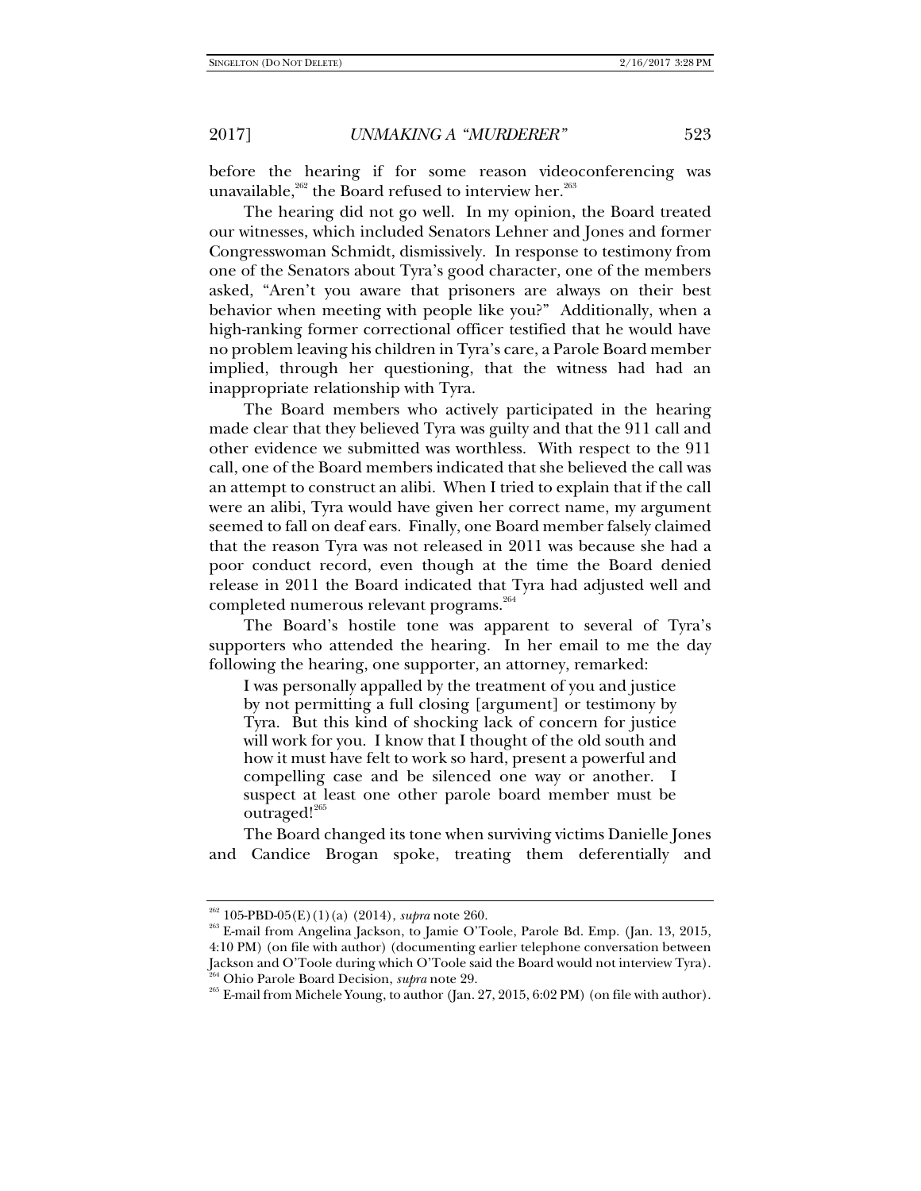before the hearing if for some reason videoconferencing was unavailable,[262] the Board refused to interview her.[263]

The hearing did not go well. In my opinion, the Board treated our witnesses, which included Senators Lehner and Jones and former Congresswoman Schmidt, dismissively. In response to testimony from one of the Senators about Tyra's good character, one of the members asked, "Aren't you aware that prisoners are always on their best behavior when meeting with people like you?" Additionally, when a high-ranking former correctional officer testified that he would have no problem leaving his children in Tyra's care, a Parole Board member implied, through her questioning, that the witness had had an inappropriate relationship with Tyra.

The Board members who actively participated in the hearing made clear that they believed Tyra was guilty and that the 911 call and other evidence we submitted was worthless. With respect to the 911 call, one of the Board members indicated that she believed the call was an attempt to construct an alibi. When I tried to explain that if the call were an alibi, Tyra would have given her correct name, my argument seemed to fall on deaf ears. Finally, one Board member falsely claimed that the reason Tyra was not released in 2011 was because she had a poor conduct record, even though at the time the Board denied release in 2011 the Board indicated that Tyra had adjusted well and completed numerous relevant programs.[264]

The Board's hostile tone was apparent to several of Tyra's supporters who attended the hearing. In her email to me the day following the hearing, one supporter, an attorney, remarked:

> I was personally appalled by the treatment of you and justice by not permitting a full closing [argument] or testimony by Tyra. But this kind of shocking lack of concern for justice will work for you. I know that I thought of the old south and how it must have felt to work so hard, present a powerful and compelling case and be silenced one way or another. I suspect at least one other parole board member must be outraged![265]

The Board changed its tone when surviving victims Danielle Jones and Candice Brogan spoke, treating them deferentially and

---

[262] 105-PBD-05(E)(1)(a) (2014), *supra* note 260.

[263] E-mail from Angelina Jackson, to Jamie O'Toole, Parole Bd. Emp. (Jan. 13, 2015, 4:10 PM) (on file with author) (documenting earlier telephone conversation between Jackson and O'Toole during which O'Toole said the Board would not interview Tyra).

[264] Ohio Parole Board Decision, *supra* note 29.

[265] E-mail from Michele Young, to author (Jan. 27, 2015, 6:02 PM) (on file with author).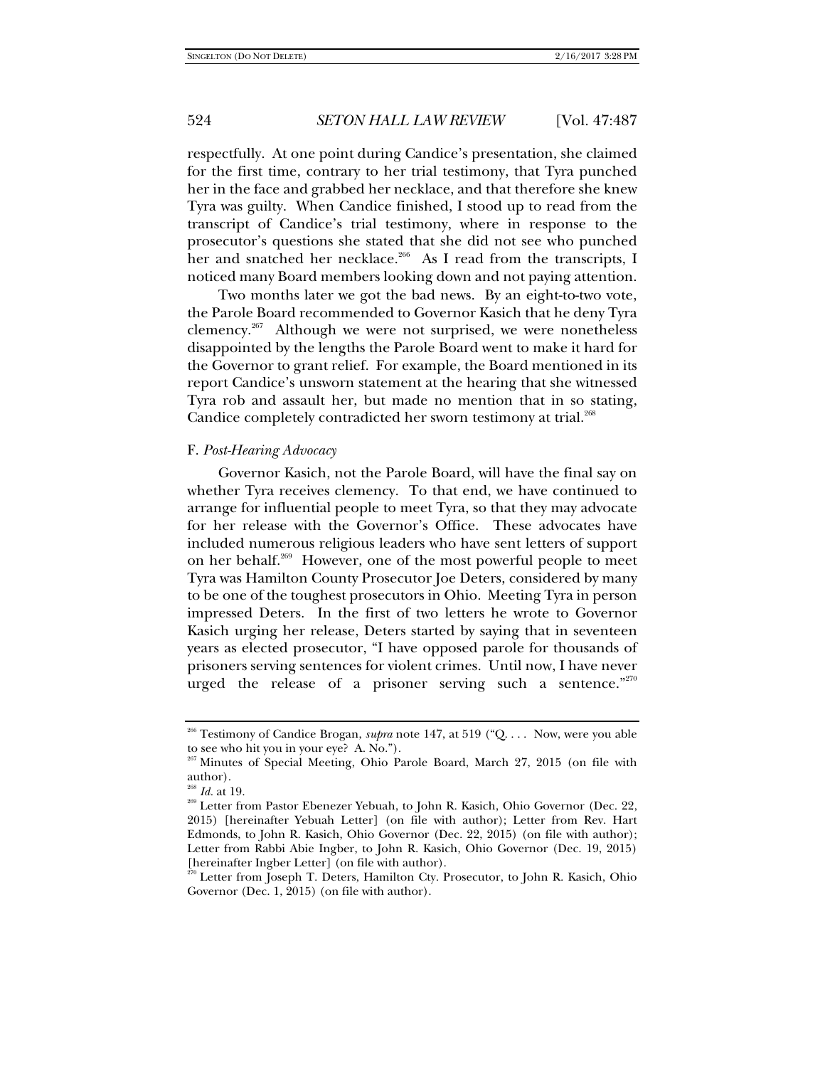respectfully. At one point during Candice's presentation, she claimed for the first time, contrary to her trial testimony, that Tyra punched her in the face and grabbed her necklace, and that therefore she knew Tyra was guilty. When Candice finished, I stood up to read from the transcript of Candice's trial testimony, where in response to the prosecutor's questions she stated that she did not see who punched her and snatched her necklace.[266] As I read from the transcripts, I noticed many Board members looking down and not paying attention.

Two months later we got the bad news. By an eight-to-two vote, the Parole Board recommended to Governor Kasich that he deny Tyra clemency.[267] Although we were not surprised, we were nonetheless disappointed by the lengths the Parole Board went to make it hard for the Governor to grant relief. For example, the Board mentioned in its report Candice's unsworn statement at the hearing that she witnessed Tyra rob and assault her, but made no mention that in so stating, Candice completely contradicted her sworn testimony at trial.[268]

### F. *Post-Hearing Advocacy*

Governor Kasich, not the Parole Board, will have the final say on whether Tyra receives clemency. To that end, we have continued to arrange for influential people to meet Tyra, so that they may advocate for her release with the Governor's Office. These advocates have included numerous religious leaders who have sent letters of support on her behalf.[269] However, one of the most powerful people to meet Tyra was Hamilton County Prosecutor Joe Deters, considered by many to be one of the toughest prosecutors in Ohio. Meeting Tyra in person impressed Deters. In the first of two letters he wrote to Governor Kasich urging her release, Deters started by saying that in seventeen years as elected prosecutor, "I have opposed parole for thousands of prisoners serving sentences for violent crimes. Until now, I have never urged the release of a prisoner serving such a sentence."[270]

---

[266] Testimony of Candice Brogan, *supra* note 147, at 519 ("Q. . . . Now, were you able to see who hit you in your eye? A. No.").

[267] Minutes of Special Meeting, Ohio Parole Board, March 27, 2015 (on file with author).

[268] *Id.* at 19.

[269] Letter from Pastor Ebenezer Yebuah, to John R. Kasich, Ohio Governor (Dec. 22, 2015) [hereinafter Yebuah Letter] (on file with author); Letter from Rev. Hart Edmonds, to John R. Kasich, Ohio Governor (Dec. 22, 2015) (on file with author); Letter from Rabbi Abie Ingber, to John R. Kasich, Ohio Governor (Dec. 19, 2015) [hereinafter Ingber Letter] (on file with author).

[270] Letter from Joseph T. Deters, Hamilton Cty. Prosecutor, to John R. Kasich, Ohio Governor (Dec. 1, 2015) (on file with author).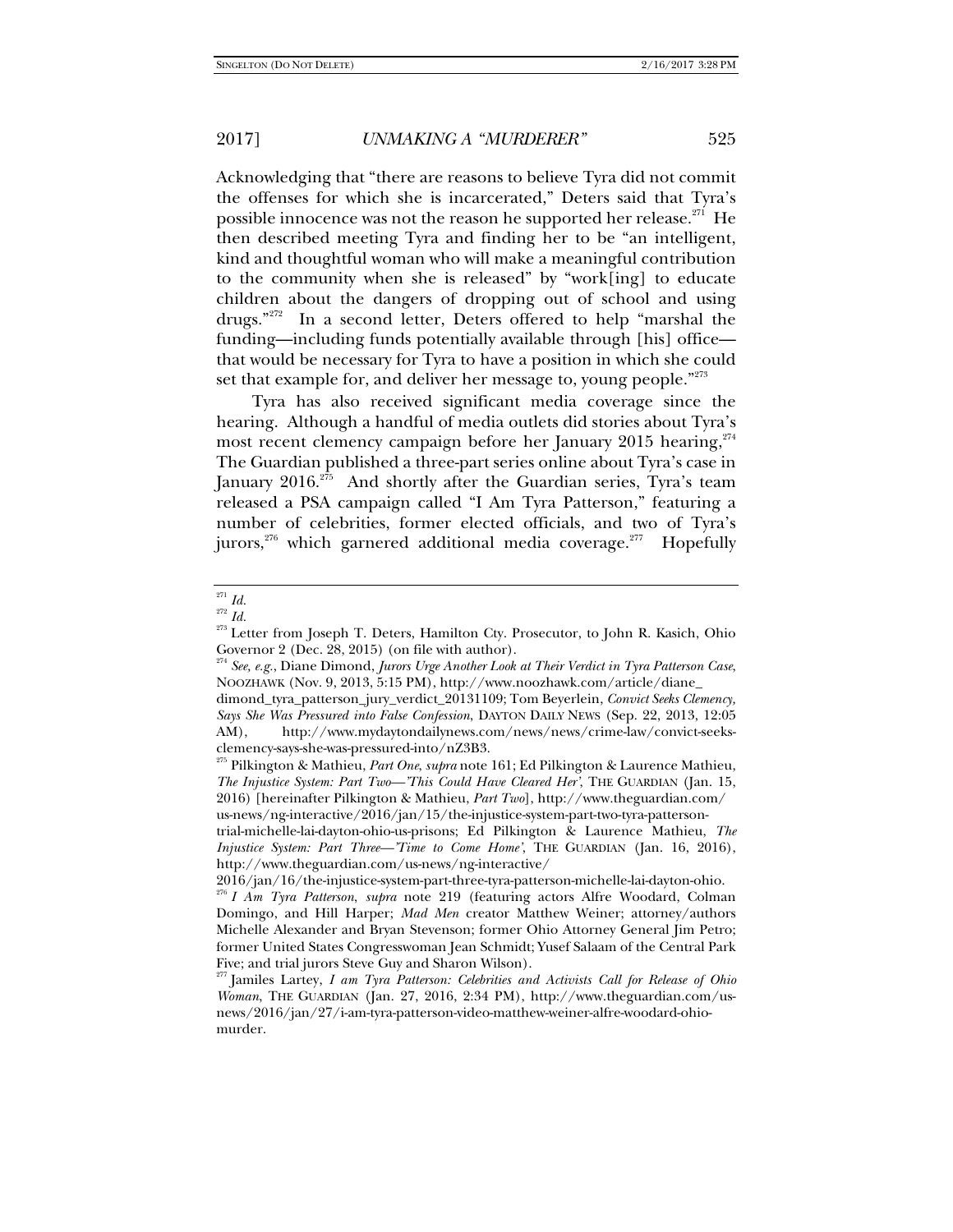Acknowledging that "there are reasons to believe Tyra did not commit the offenses for which she is incarcerated," Deters said that Tyra's possible innocence was not the reason he supported her release.[271] He then described meeting Tyra and finding her to be "an intelligent, kind and thoughtful woman who will make a meaningful contribution to the community when she is released" by "work[ing] to educate children about the dangers of dropping out of school and using drugs."[272] In a second letter, Deters offered to help "marshal the funding—including funds potentially available through [his] office—that would be necessary for Tyra to have a position in which she could set that example for, and deliver her message to, young people."[273]

Tyra has also received significant media coverage since the hearing. Although a handful of media outlets did stories about Tyra's most recent clemency campaign before her January 2015 hearing,[274] The Guardian published a three-part series online about Tyra's case in January 2016.[275] And shortly after the Guardian series, Tyra's team released a PSA campaign called "I Am Tyra Patterson," featuring a number of celebrities, former elected officials, and two of Tyra's jurors,[276] which garnered additional media coverage.[277] Hopefully

---

[271] *Id.*

[272] *Id.*

[273] Letter from Joseph T. Deters, Hamilton Cty. Prosecutor, to John R. Kasich, Ohio Governor 2 (Dec. 28, 2015) (on file with author).

[274] *See, e.g.*, Diane Dimond, *Jurors Urge Another Look at Their Verdict in Tyra Patterson Case*, NOOZHAWK (Nov. 9, 2013, 5:15 PM), http://www.noozhawk.com/article/diane_dimond_tyra_patterson_jury_verdict_20131109; Tom Beyerlein, *Convict Seeks Clemency, Says She Was Pressured into False Confession*, DAYTON DAILY NEWS (Sep. 22, 2013, 12:05 AM), http://www.mydaytondailynews.com/news/news/crime-law/convict-seeks-clemency-says-she-was-pressured-into/nZ3B3.

[275] Pilkington & Mathieu, *Part One*, *supra* note 161; Ed Pilkington & Laurence Mathieu, *The Injustice System: Part Two—'This Could Have Cleared Her'*, THE GUARDIAN (Jan. 15, 2016) [hereinafter Pilkington & Mathieu, *Part Two*], http://www.theguardian.com/us-news/ng-interactive/2016/jan/15/the-injustice-system-part-two-tyra-patterson-trial-michelle-lai-dayton-ohio-us-prisons; Ed Pilkington & Laurence Mathieu, *The Injustice System: Part Three—'Time to Come Home'*, THE GUARDIAN (Jan. 16, 2016), http://www.theguardian.com/us-news/ng-interactive/2016/jan/16/the-injustice-system-part-three-tyra-patterson-michelle-lai-dayton-ohio.

[276] *I Am Tyra Patterson*, *supra* note 219 (featuring actors Alfre Woodard, Colman Domingo, and Hill Harper; *Mad Men* creator Matthew Weiner; attorney/authors Michelle Alexander and Bryan Stevenson; former Ohio Attorney General Jim Petro; former United States Congresswoman Jean Schmidt; Yusef Salaam of the Central Park Five; and trial jurors Steve Guy and Sharon Wilson).

[277] Jamiles Lartey, *I am Tyra Patterson: Celebrities and Activists Call for Release of Ohio Woman*, THE GUARDIAN (Jan. 27, 2016, 2:34 PM), http://www.theguardian.com/us-news/2016/jan/27/i-am-tyra-patterson-video-matthew-weiner-alfre-woodard-ohio-murder.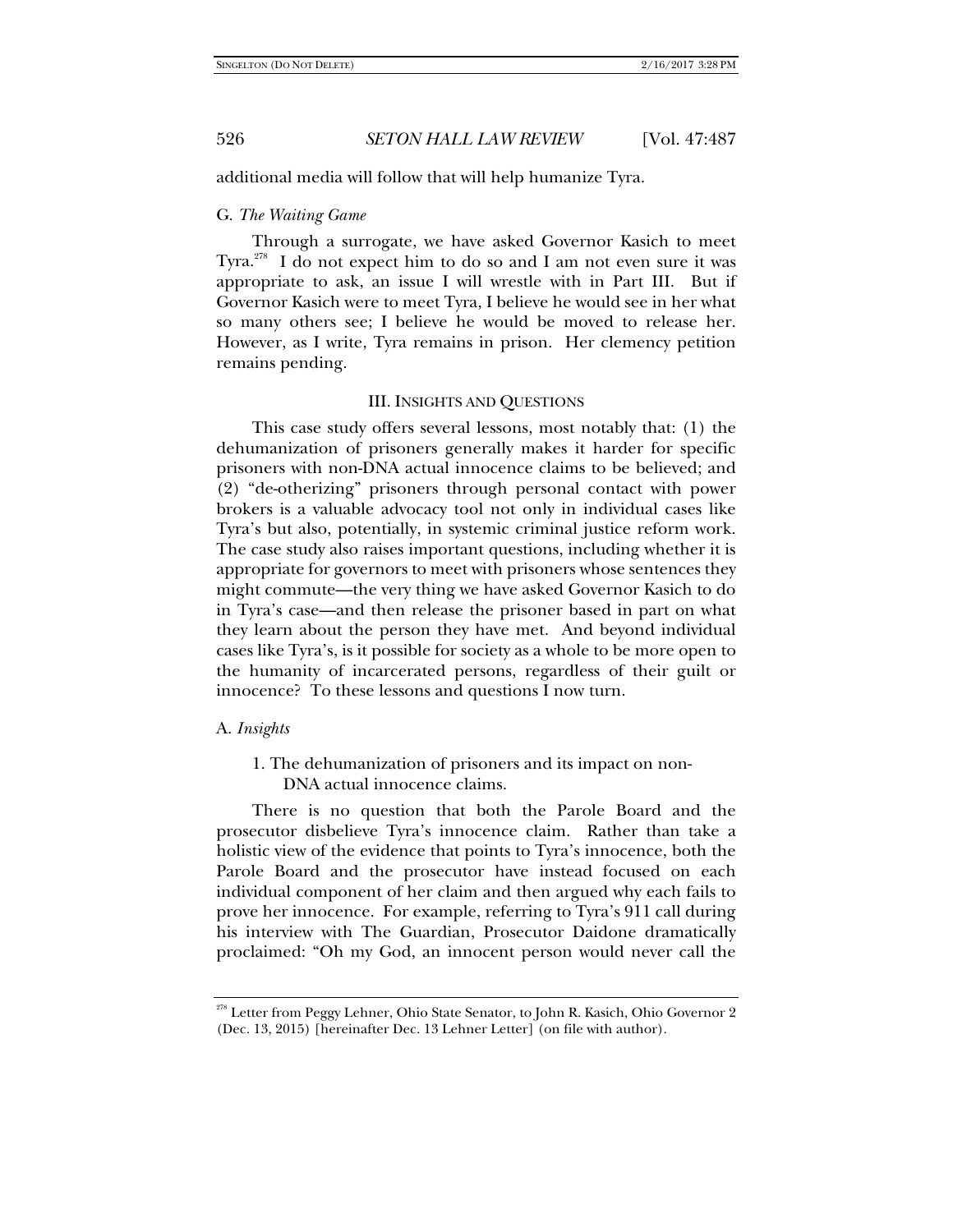additional media will follow that will help humanize Tyra.

### G. *The Waiting Game*

Through a surrogate, we have asked Governor Kasich to meet Tyra.[278] I do not expect him to do so and I am not even sure it was appropriate to ask, an issue I will wrestle with in Part III. But if Governor Kasich were to meet Tyra, I believe he would see in her what so many others see; I believe he would be moved to release her. However, as I write, Tyra remains in prison. Her clemency petition remains pending.

## III. Insights and Questions

This case study offers several lessons, most notably that: (1) the dehumanization of prisoners generally makes it harder for specific prisoners with non-DNA actual innocence claims to be believed; and (2) "de-otherizing" prisoners through personal contact with power brokers is a valuable advocacy tool not only in individual cases like Tyra's but also, potentially, in systemic criminal justice reform work. The case study also raises important questions, including whether it is appropriate for governors to meet with prisoners whose sentences they might commute—the very thing we have asked Governor Kasich to do in Tyra's case—and then release the prisoner based in part on what they learn about the person they have met. And beyond individual cases like Tyra's, is it possible for society as a whole to be more open to the humanity of incarcerated persons, regardless of their guilt or innocence? To these lessons and questions I now turn.

### A. *Insights*

#### 1. The dehumanization of prisoners and its impact on non-DNA actual innocence claims.

There is no question that both the Parole Board and the prosecutor disbelieve Tyra's innocence claim. Rather than take a holistic view of the evidence that points to Tyra's innocence, both the Parole Board and the prosecutor have instead focused on each individual component of her claim and then argued why each fails to prove her innocence. For example, referring to Tyra's 911 call during his interview with The Guardian, Prosecutor Daidone dramatically proclaimed: "Oh my God, an innocent person would never call the

---

[278] Letter from Peggy Lehner, Ohio State Senator, to John R. Kasich, Ohio Governor 2 (Dec. 13, 2015) [hereinafter Dec. 13 Lehner Letter] (on file with author).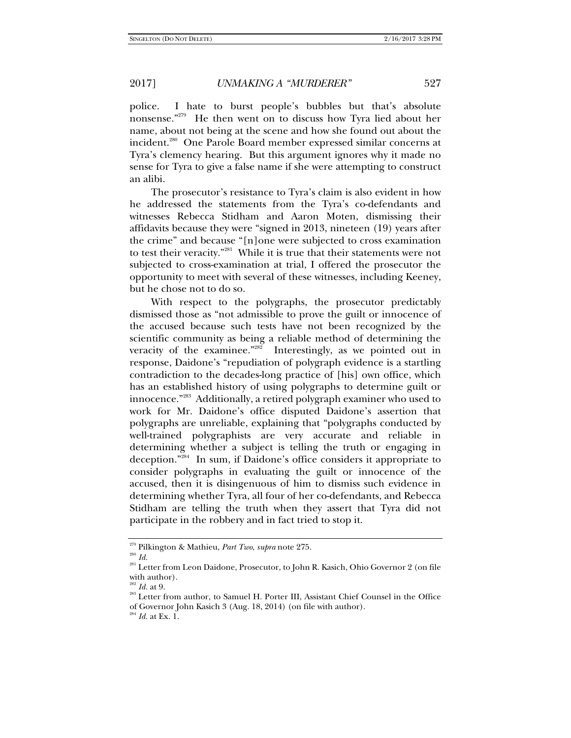police. I hate to burst people's bubbles but that's absolute nonsense."[279] He then went on to discuss how Tyra lied about her name, about not being at the scene and how she found out about the incident.[280] One Parole Board member expressed similar concerns at Tyra's clemency hearing. But this argument ignores why it made no sense for Tyra to give a false name if she were attempting to construct an alibi.

The prosecutor's resistance to Tyra's claim is also evident in how he addressed the statements from the Tyra's co-defendants and witnesses Rebecca Stidham and Aaron Moten, dismissing their affidavits because they were "signed in 2013, nineteen (19) years after the crime" and because "[n]one were subjected to cross examination to test their veracity."[281] While it is true that their statements were not subjected to cross-examination at trial, I offered the prosecutor the opportunity to meet with several of these witnesses, including Keeney, but he chose not to do so.

With respect to the polygraphs, the prosecutor predictably dismissed those as "not admissible to prove the guilt or innocence of the accused because such tests have not been recognized by the scientific community as being a reliable method of determining the veracity of the examinee."[282] Interestingly, as we pointed out in response, Daidone's "repudiation of polygraph evidence is a startling contradiction to the decades-long practice of [his] own office, which has an established history of using polygraphs to determine guilt or innocence."[283] Additionally, a retired polygraph examiner who used to work for Mr. Daidone's office disputed Daidone's assertion that polygraphs are unreliable, explaining that "polygraphs conducted by well-trained polygraphists are very accurate and reliable in determining whether a subject is telling the truth or engaging in deception."[284] In sum, if Daidone's office considers it appropriate to consider polygraphs in evaluating the guilt or innocence of the accused, then it is disingenuous of him to dismiss such evidence in determining whether Tyra, all four of her co-defendants, and Rebecca Stidham are telling the truth when they assert that Tyra did not participate in the robbery and in fact tried to stop it.

---

[279] Pilkington & Mathieu, *Part Two*, *supra* note 275.

[280] *Id.*

[281] Letter from Leon Daidone, Prosecutor, to John R. Kasich, Ohio Governor 2 (on file with author).

[282] *Id.* at 9.

[283] Letter from author, to Samuel H. Porter III, Assistant Chief Counsel in the Office of Governor John Kasich 3 (Aug. 18, 2014) (on file with author).

[284] *Id.* at Ex. 1.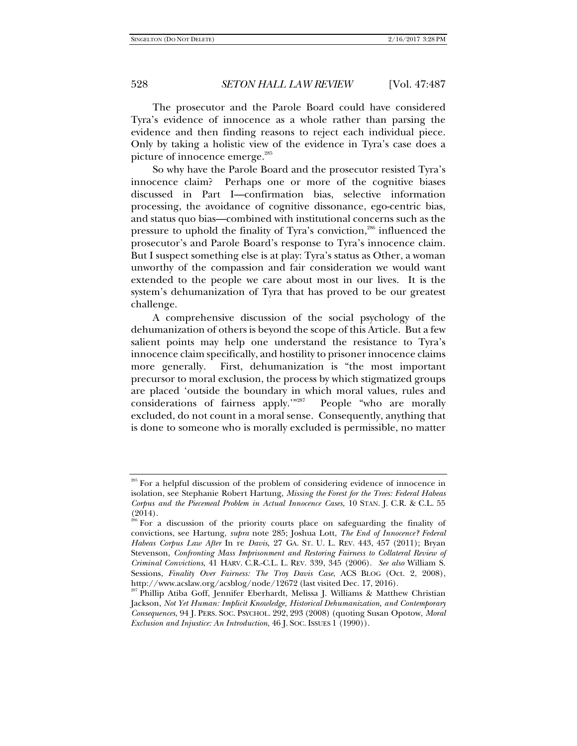The prosecutor and the Parole Board could have considered Tyra's evidence of innocence as a whole rather than parsing the evidence and then finding reasons to reject each individual piece. Only by taking a holistic view of the evidence in Tyra's case does a picture of innocence emerge.[285]

So why have the Parole Board and the prosecutor resisted Tyra's innocence claim? Perhaps one or more of the cognitive biases discussed in Part I—confirmation bias, selective information processing, the avoidance of cognitive dissonance, ego-centric bias, and status quo bias—combined with institutional concerns such as the pressure to uphold the finality of Tyra's conviction,[286] influenced the prosecutor's and Parole Board's response to Tyra's innocence claim. But I suspect something else is at play: Tyra's status as Other, a woman unworthy of the compassion and fair consideration we would want extended to the people we care about most in our lives. It is the system's dehumanization of Tyra that has proved to be our greatest challenge.

A comprehensive discussion of the social psychology of the dehumanization of others is beyond the scope of this Article. But a few salient points may help one understand the resistance to Tyra's innocence claim specifically, and hostility to prisoner innocence claims more generally. First, dehumanization is "the most important precursor to moral exclusion, the process by which stigmatized groups are placed 'outside the boundary in which moral values, rules and considerations of fairness apply.'"[287] People "who are morally excluded, do not count in a moral sense. Consequently, anything that is done to someone who is morally excluded is permissible, no matter

---

[285] For a helpful discussion of the problem of considering evidence of innocence in isolation, see Stephanie Robert Hartung, *Missing the Forest for the Trees: Federal Habeas Corpus and the Piecemeal Problem in Actual Innocence Cases*, 10 STAN. J. C.R. & C.L. 55 (2014).

[286] For a discussion of the priority courts place on safeguarding the finality of convictions, see Hartung, *supra* note 285; Joshua Lott, *The End of Innocence? Federal Habeas Corpus Law After* In re *Davis*, 27 GA. ST. U. L. REV. 443, 457 (2011); Bryan Stevenson, *Confronting Mass Imprisonment and Restoring Fairness to Collateral Review of Criminal Convictions*, 41 HARV. C.R.-C.L. L. REV. 339, 345 (2006). *See also* William S. Sessions, *Finality Over Fairness: The Troy Davis Case*, ACS BLOG (Oct. 2, 2008), http://www.acslaw.org/acsblog/node/12672 (last visited Dec. 17, 2016).

[287] Phillip Atiba Goff, Jennifer Eberhardt, Melissa J. Williams & Matthew Christian Jackson, *Not Yet Human: Implicit Knowledge, Historical Dehumanization, and Contemporary Consequences*, 94 J. PERS. SOC. PSYCHOL. 292, 293 (2008) (quoting Susan Opotow, *Moral Exclusion and Injustice: An Introduction*, 46 J. SOC. ISSUES 1 (1990)).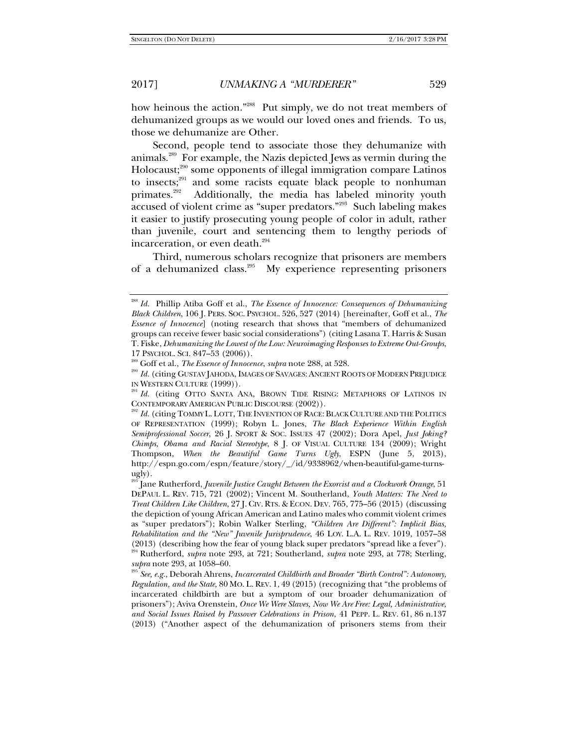how heinous the action."[288] Put simply, we do not treat members of dehumanized groups as we would our loved ones and friends. To us, those we dehumanize are Other.

Second, people tend to associate those they dehumanize with animals.[289] For example, the Nazis depicted Jews as vermin during the Holocaust;[290] some opponents of illegal immigration compare Latinos to insects;[291] and some racists equate black people to nonhuman primates.[292] Additionally, the media has labeled minority youth accused of violent crime as "super predators."[293] Such labeling makes it easier to justify prosecuting young people of color in adult, rather than juvenile, court and sentencing them to lengthy periods of incarceration, or even death.[294]

Third, numerous scholars recognize that prisoners are members of a dehumanized class.[295] My experience representing prisoners

---

[288] *Id.* Phillip Atiba Goff et al., *The Essence of Innocence: Consequences of Dehumanizing Black Children*, 106 J. PERS. SOC. PSYCHOL. 526, 527 (2014) [hereinafter, Goff et al., *The Essence of Innocence*] (noting research that shows that "members of dehumanized groups can receive fewer basic social considerations") (citing Lasana T. Harris & Susan T. Fiske, *Dehumanizing the Lowest of the Low: Neuroimaging Responses to Extreme Out-Groups*, 17 PSYCHOL. SCI. 847–53 (2006)).

[289] Goff et al., *The Essence of Innocence*, *supra* note 288, at 528.

[290] *Id.* (citing GUSTAV JAHODA, IMAGES OF SAVAGES: ANCIENT ROOTS OF MODERN PREJUDICE IN WESTERN CULTURE (1999)).

[291] *Id.* (citing OTTO SANTA ANA, BROWN TIDE RISING: METAPHORS OF LATINOS IN CONTEMPORARY AMERICAN PUBLIC DISCOURSE (2002)).

[292] *Id.* (citing TOMMY L. LOTT, THE INVENTION OF RACE: BLACK CULTURE AND THE POLITICS OF REPRESENTATION (1999); Robyn L. Jones, *The Black Experience Within English Semiprofessional Soccer*, 26 J. SPORT & SOC. ISSUES 47 (2002); Dora Apel, *Just Joking? Chimps, Obama and Racial Stereotype*, 8 J. OF VISUAL CULTURE 134 (2009); Wright Thompson, *When the Beautiful Game Turns Ugly*, ESPN (June 5, 2013), http://espn.go.com/espn/feature/story/_/id/9338962/when-beautiful-game-turns-ugly).

[293] Jane Rutherford, *Juvenile Justice Caught Between the Exorcist and a Clockwork Orange*, 51 DEPAUL L. REV. 715, 721 (2002); Vincent M. Southerland, *Youth Matters: The Need to Treat Children Like Children*, 27 J. CIV. RTS. & ECON. DEV. 765, 775–56 (2015) (discussing the depiction of young African American and Latino males who commit violent crimes as "super predators"); Robin Walker Sterling, *"Children Are Different": Implicit Bias, Rehabilitation and the "New" Juvenile Jurisprudence*, 46 LOY. L.A. L. REV. 1019, 1057–58 (2013) (describing how the fear of young black super predators "spread like a fever").

[294] Rutherford, *supra* note 293, at 721; Southerland, *supra* note 293, at 778; Sterling, *supra* note 293, at 1058–60.

[295] *See, e.g.*, Deborah Ahrens, *Incarcerated Childbirth and Broader "Birth Control": Autonomy, Regulation, and the State*, 80 MO. L. REV. 1, 49 (2015) (recognizing that "the problems of incarcerated childbirth are but a symptom of our broader dehumanization of prisoners"); Aviva Orenstein, *Once We Were Slaves, Now We Are Free: Legal, Administrative, and Social Issues Raised by Passover Celebrations in Prison*, 41 PEPP. L. REV. 61, 86 n.137 (2013) ("Another aspect of the dehumanization of prisoners stems from their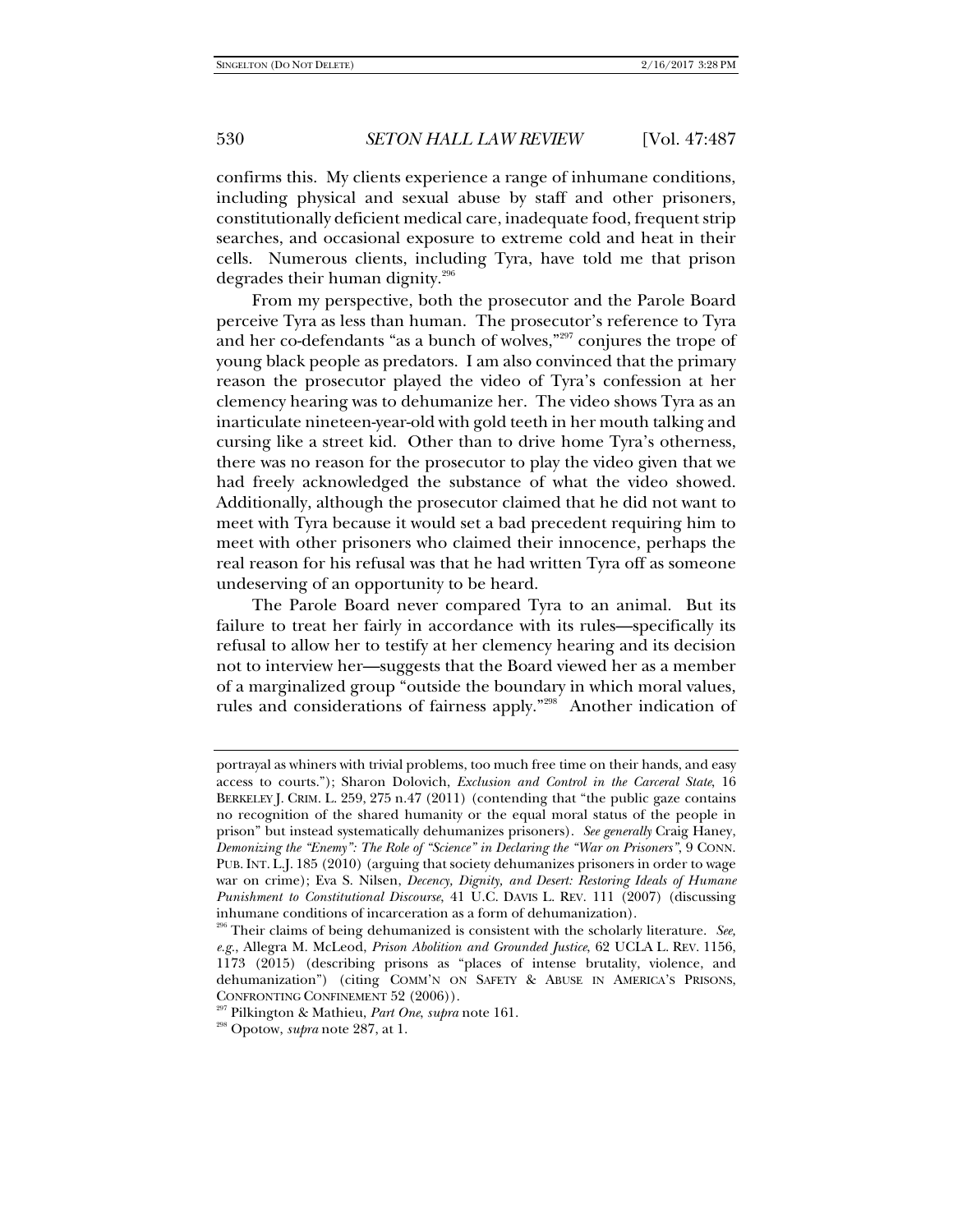confirms this. My clients experience a range of inhumane conditions, including physical and sexual abuse by staff and other prisoners, constitutionally deficient medical care, inadequate food, frequent strip searches, and occasional exposure to extreme cold and heat in their cells. Numerous clients, including Tyra, have told me that prison degrades their human dignity.[296]

From my perspective, both the prosecutor and the Parole Board perceive Tyra as less than human. The prosecutor's reference to Tyra and her co-defendants "as a bunch of wolves,"[297] conjures the trope of young black people as predators. I am also convinced that the primary reason the prosecutor played the video of Tyra's confession at her clemency hearing was to dehumanize her. The video shows Tyra as an inarticulate nineteen-year-old with gold teeth in her mouth talking and cursing like a street kid. Other than to drive home Tyra's otherness, there was no reason for the prosecutor to play the video given that we had freely acknowledged the substance of what the video showed. Additionally, although the prosecutor claimed that he did not want to meet with Tyra because it would set a bad precedent requiring him to meet with other prisoners who claimed their innocence, perhaps the real reason for his refusal was that he had written Tyra off as someone undeserving of an opportunity to be heard.

The Parole Board never compared Tyra to an animal. But its failure to treat her fairly in accordance with its rules—specifically its refusal to allow her to testify at her clemency hearing and its decision not to interview her—suggests that the Board viewed her as a member of a marginalized group "outside the boundary in which moral values, rules and considerations of fairness apply."[298] Another indication of

---

portrayal as whiners with trivial problems, too much free time on their hands, and easy access to courts."); Sharon Dolovich, *Exclusion and Control in the Carceral State*, 16 BERKELEY J. CRIM. L. 259, 275 n.47 (2011) (contending that "the public gaze contains no recognition of the shared humanity or the equal moral status of the people in prison" but instead systematically dehumanizes prisoners). *See generally* Craig Haney, *Demonizing the "Enemy": The Role of "Science" in Declaring the "War on Prisoners"*, 9 CONN. PUB. INT. L.J. 185 (2010) (arguing that society dehumanizes prisoners in order to wage war on crime); Eva S. Nilsen, *Decency, Dignity, and Desert: Restoring Ideals of Humane Punishment to Constitutional Discourse*, 41 U.C. DAVIS L. REV. 111 (2007) (discussing inhumane conditions of incarceration as a form of dehumanization).

[296] Their claims of being dehumanized is consistent with the scholarly literature. *See, e.g.*, Allegra M. McLeod, *Prison Abolition and Grounded Justice*, 62 UCLA L. REV. 1156, 1173 (2015) (describing prisons as "places of intense brutality, violence, and dehumanization") (citing COMM'N ON SAFETY & ABUSE IN AMERICA'S PRISONS, CONFRONTING CONFINEMENT 52 (2006)).

[297] Pilkington & Mathieu, *Part One*, *supra* note 161.

[298] Opotow, *supra* note 287, at 1.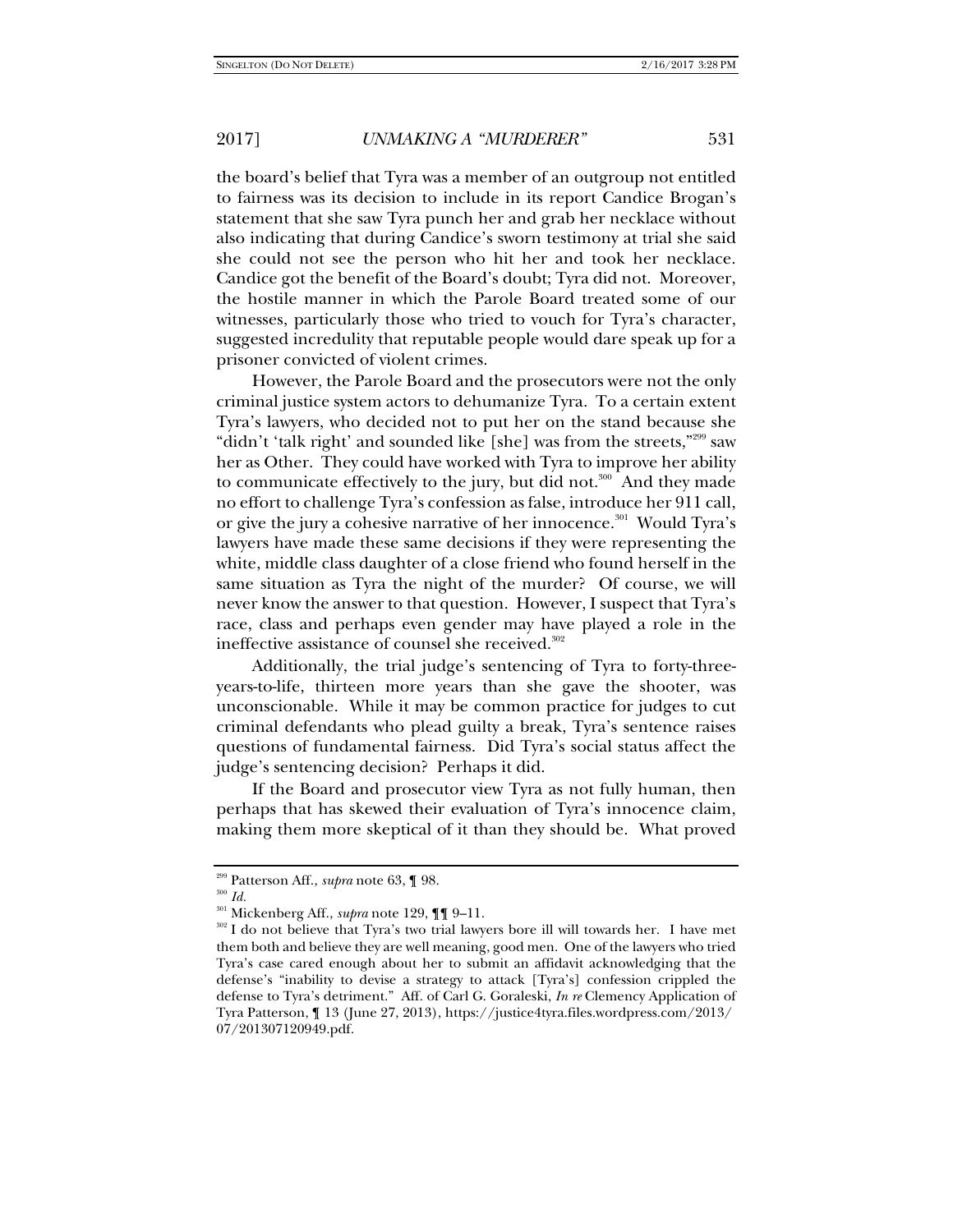the board's belief that Tyra was a member of an outgroup not entitled to fairness was its decision to include in its report Candice Brogan's statement that she saw Tyra punch her and grab her necklace without also indicating that during Candice's sworn testimony at trial she said she could not see the person who hit her and took her necklace. Candice got the benefit of the Board's doubt; Tyra did not. Moreover, the hostile manner in which the Parole Board treated some of our witnesses, particularly those who tried to vouch for Tyra's character, suggested incredulity that reputable people would dare speak up for a prisoner convicted of violent crimes.

However, the Parole Board and the prosecutors were not the only criminal justice system actors to dehumanize Tyra. To a certain extent Tyra's lawyers, who decided not to put her on the stand because she "didn't 'talk right' and sounded like [she] was from the streets,"[299] saw her as Other. They could have worked with Tyra to improve her ability to communicate effectively to the jury, but did not.[300] And they made no effort to challenge Tyra's confession as false, introduce her 911 call, or give the jury a cohesive narrative of her innocence.[301] Would Tyra's lawyers have made these same decisions if they were representing the white, middle class daughter of a close friend who found herself in the same situation as Tyra the night of the murder? Of course, we will never know the answer to that question. However, I suspect that Tyra's race, class and perhaps even gender may have played a role in the ineffective assistance of counsel she received.[302]

Additionally, the trial judge's sentencing of Tyra to forty-three-years-to-life, thirteen more years than she gave the shooter, was unconscionable. While it may be common practice for judges to cut criminal defendants who plead guilty a break, Tyra's sentence raises questions of fundamental fairness. Did Tyra's social status affect the judge's sentencing decision? Perhaps it did.

If the Board and prosecutor view Tyra as not fully human, then perhaps that has skewed their evaluation of Tyra's innocence claim, making them more skeptical of it than they should be. What proved

---

[299] Patterson Aff., *supra* note 63, ¶ 98.

[300] *Id.*

[301] Mickenberg Aff., *supra* note 129, ¶¶ 9–11.

[302] I do not believe that Tyra's two trial lawyers bore ill will towards her. I have met them both and believe they are well meaning, good men. One of the lawyers who tried Tyra's case cared enough about her to submit an affidavit acknowledging that the defense's "inability to devise a strategy to attack [Tyra's] confession crippled the defense to Tyra's detriment." Aff. of Carl G. Goraleski, *In re* Clemency Application of Tyra Patterson, ¶ 13 (June 27, 2013), https://justice4tyra.files.wordpress.com/2013/07/201307120949.pdf.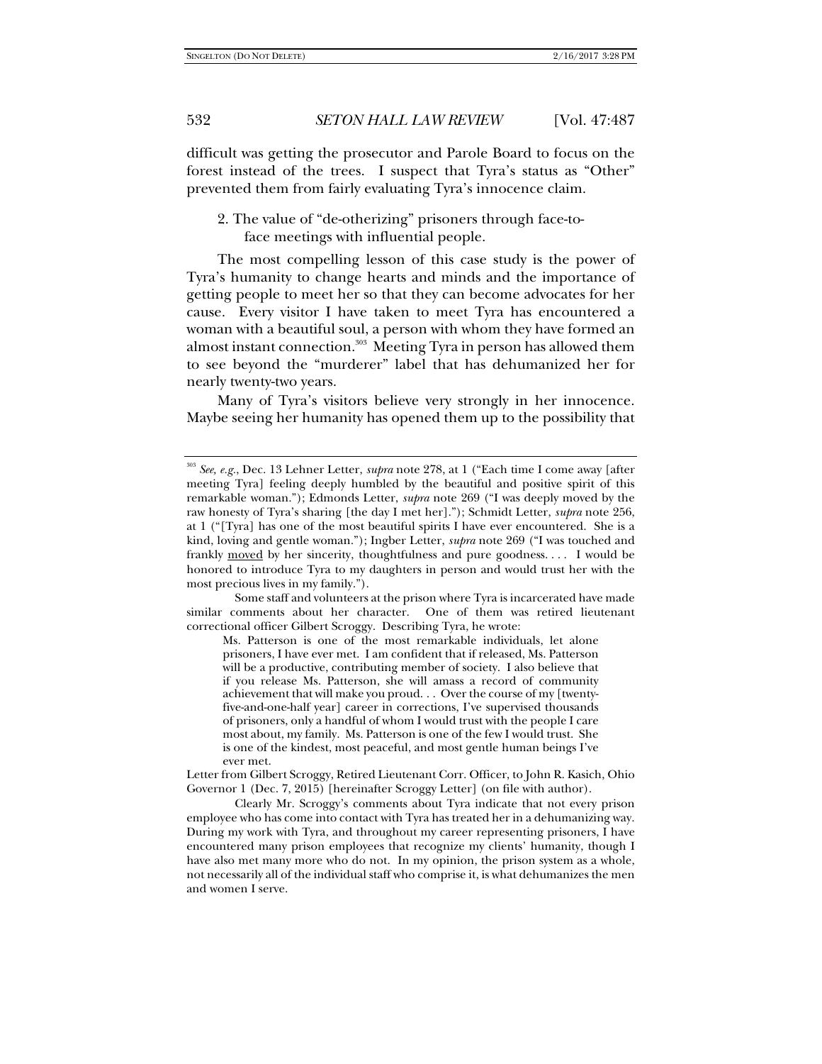difficult was getting the prosecutor and Parole Board to focus on the forest instead of the trees. I suspect that Tyra's status as "Other" prevented them from fairly evaluating Tyra's innocence claim.

2. The value of "de-otherizing" prisoners through face-to-face meetings with influential people.

The most compelling lesson of this case study is the power of Tyra's humanity to change hearts and minds and the importance of getting people to meet her so that they can become advocates for her cause. Every visitor I have taken to meet Tyra has encountered a woman with a beautiful soul, a person with whom they have formed an almost instant connection.[303] Meeting Tyra in person has allowed them to see beyond the "murderer" label that has dehumanized her for nearly twenty-two years.

Many of Tyra's visitors believe very strongly in her innocence. Maybe seeing her humanity has opened them up to the possibility that

---

[303] *See, e.g.*, Dec. 13 Lehner Letter, *supra* note 278, at 1 ("Each time I come away [after meeting Tyra] feeling deeply humbled by the beautiful and positive spirit of this remarkable woman."); Edmonds Letter, *supra* note 269 ("I was deeply moved by the raw honesty of Tyra's sharing [the day I met her]."); Schmidt Letter, *supra* note 256, at 1 ("[Tyra] has one of the most beautiful spirits I have ever encountered. She is a kind, loving and gentle woman."); Ingber Letter, *supra* note 269 ("I was touched and frankly moved by her sincerity, thoughtfulness and pure goodness. . . . I would be honored to introduce Tyra to my daughters in person and would trust her with the most precious lives in my family.").

Some staff and volunteers at the prison where Tyra is incarcerated have made similar comments about her character. One of them was retired lieutenant correctional officer Gilbert Scroggy. Describing Tyra, he wrote:

> Ms. Patterson is one of the most remarkable individuals, let alone prisoners, I have ever met. I am confident that if released, Ms. Patterson will be a productive, contributing member of society. I also believe that if you release Ms. Patterson, she will amass a record of community achievement that will make you proud. . . Over the course of my [twenty-five-and-one-half year] career in corrections, I've supervised thousands of prisoners, only a handful of whom I would trust with the people I care most about, my family. Ms. Patterson is one of the few I would trust. She is one of the kindest, most peaceful, and most gentle human beings I've ever met.

Letter from Gilbert Scroggy, Retired Lieutenant Corr. Officer, to John R. Kasich, Ohio Governor 1 (Dec. 7, 2015) [hereinafter Scroggy Letter] (on file with author).

Clearly Mr. Scroggy's comments about Tyra indicate that not every prison employee who has come into contact with Tyra has treated her in a dehumanizing way. During my work with Tyra, and throughout my career representing prisoners, I have encountered many prison employees that recognize my clients' humanity, though I have also met many more who do not. In my opinion, the prison system as a whole, not necessarily all of the individual staff who comprise it, is what dehumanizes the men and women I serve.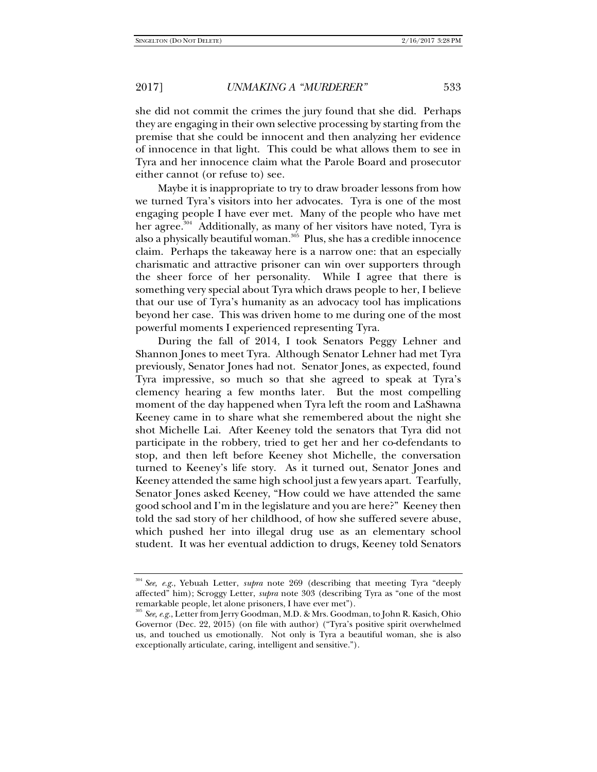she did not commit the crimes the jury found that she did. Perhaps they are engaging in their own selective processing by starting from the premise that she could be innocent and then analyzing her evidence of innocence in that light. This could be what allows them to see in Tyra and her innocence claim what the Parole Board and prosecutor either cannot (or refuse to) see.

Maybe it is inappropriate to try to draw broader lessons from how we turned Tyra's visitors into her advocates. Tyra is one of the most engaging people I have ever met. Many of the people who have met her agree.[304] Additionally, as many of her visitors have noted, Tyra is also a physically beautiful woman.[305] Plus, she has a credible innocence claim. Perhaps the takeaway here is a narrow one: that an especially charismatic and attractive prisoner can win over supporters through the sheer force of her personality. While I agree that there is something very special about Tyra which draws people to her, I believe that our use of Tyra's humanity as an advocacy tool has implications beyond her case. This was driven home to me during one of the most powerful moments I experienced representing Tyra.

During the fall of 2014, I took Senators Peggy Lehner and Shannon Jones to meet Tyra. Although Senator Lehner had met Tyra previously, Senator Jones had not. Senator Jones, as expected, found Tyra impressive, so much so that she agreed to speak at Tyra's clemency hearing a few months later. But the most compelling moment of the day happened when Tyra left the room and LaShawna Keeney came in to share what she remembered about the night she shot Michelle Lai. After Keeney told the senators that Tyra did not participate in the robbery, tried to get her and her co-defendants to stop, and then left before Keeney shot Michelle, the conversation turned to Keeney's life story. As it turned out, Senator Jones and Keeney attended the same high school just a few years apart. Tearfully, Senator Jones asked Keeney, "How could we have attended the same good school and I'm in the legislature and you are here?" Keeney then told the sad story of her childhood, of how she suffered severe abuse, which pushed her into illegal drug use as an elementary school student. It was her eventual addiction to drugs, Keeney told Senators

---

[304] *See, e.g.*, Yebuah Letter, *supra* note 269 (describing that meeting Tyra "deeply affected" him); Scroggy Letter, *supra* note 303 (describing Tyra as "one of the most remarkable people, let alone prisoners, I have ever met").

[305] *See, e.g.*, Letter from Jerry Goodman, M.D. & Mrs. Goodman, to John R. Kasich, Ohio Governor (Dec. 22, 2015) (on file with author) ("Tyra's positive spirit overwhelmed us, and touched us emotionally. Not only is Tyra a beautiful woman, she is also exceptionally articulate, caring, intelligent and sensitive.").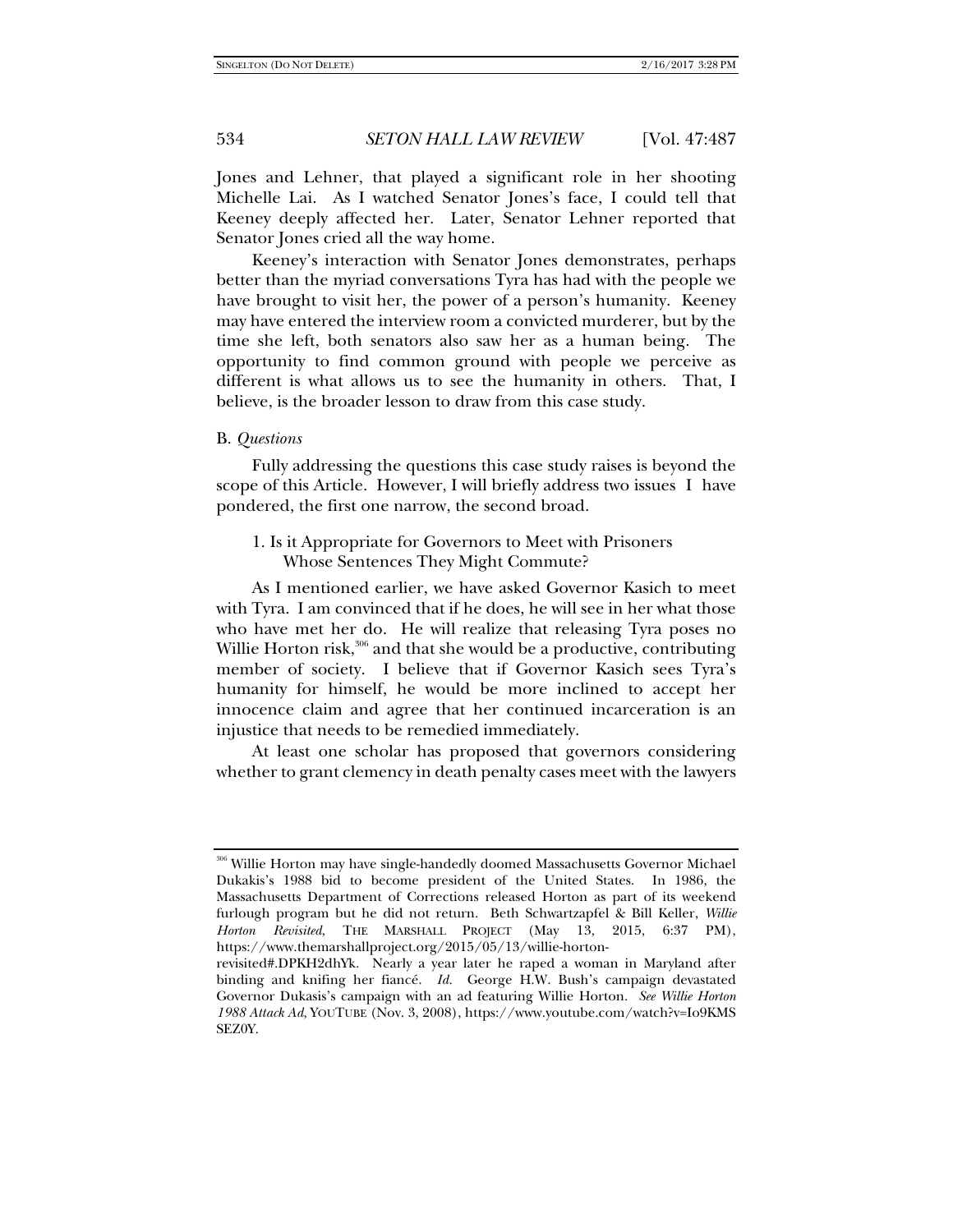Jones and Lehner, that played a significant role in her shooting Michelle Lai. As I watched Senator Jones's face, I could tell that Keeney deeply affected her. Later, Senator Lehner reported that Senator Jones cried all the way home.

Keeney's interaction with Senator Jones demonstrates, perhaps better than the myriad conversations Tyra has had with the people we have brought to visit her, the power of a person's humanity. Keeney may have entered the interview room a convicted murderer, but by the time she left, both senators also saw her as a human being. The opportunity to find common ground with people we perceive as different is what allows us to see the humanity in others. That, I believe, is the broader lesson to draw from this case study.

### B. *Questions*

Fully addressing the questions this case study raises is beyond the scope of this Article. However, I will briefly address two issues I have pondered, the first one narrow, the second broad.

#### 1. Is it Appropriate for Governors to Meet with Prisoners Whose Sentences They Might Commute?

As I mentioned earlier, we have asked Governor Kasich to meet with Tyra. I am convinced that if he does, he will see in her what those who have met her do. He will realize that releasing Tyra poses no Willie Horton risk,[306] and that she would be a productive, contributing member of society. I believe that if Governor Kasich sees Tyra's humanity for himself, he would be more inclined to accept her innocence claim and agree that her continued incarceration is an injustice that needs to be remedied immediately.

At least one scholar has proposed that governors considering whether to grant clemency in death penalty cases meet with the lawyers

---

[306] Willie Horton may have single-handedly doomed Massachusetts Governor Michael Dukakis's 1988 bid to become president of the United States. In 1986, the Massachusetts Department of Corrections released Horton as part of its weekend furlough program but he did not return. Beth Schwartzapfel & Bill Keller, *Willie Horton Revisited*, THE MARSHALL PROJECT (May 13, 2015, 6:37 PM), https://www.themarshallproject.org/2015/05/13/willie-horton-revisited#.DPKH2dhYk. Nearly a year later he raped a woman in Maryland after binding and knifing her fiancé. *Id.* George H.W. Bush's campaign devastated Governor Dukasis's campaign with an ad featuring Willie Horton. *See Willie Horton 1988 Attack Ad*, YOUTUBE (Nov. 3, 2008), https://www.youtube.com/watch?v=Io9KMSSEZ0Y.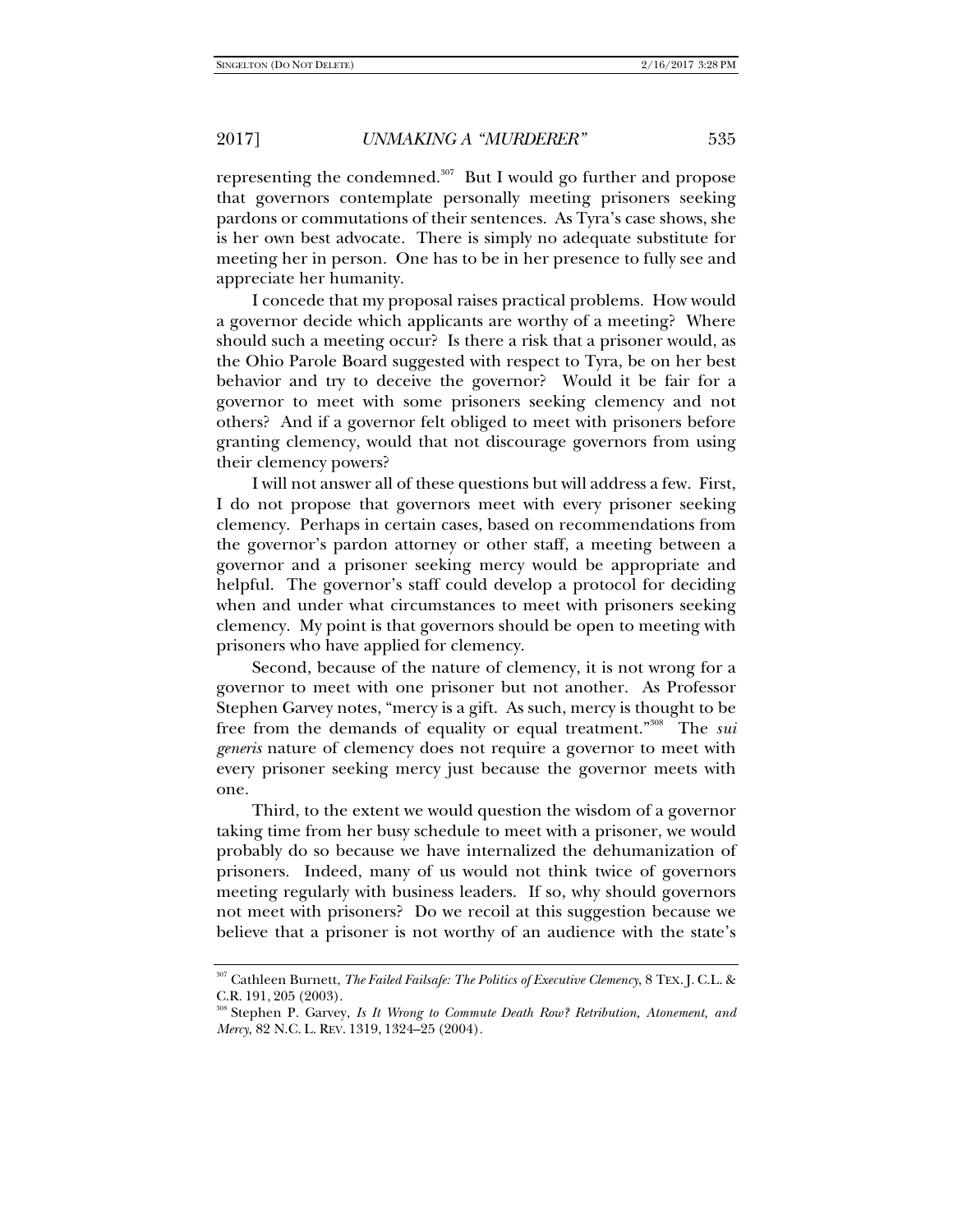representing the condemned.[307] But I would go further and propose that governors contemplate personally meeting prisoners seeking pardons or commutations of their sentences. As Tyra's case shows, she is her own best advocate. There is simply no adequate substitute for meeting her in person. One has to be in her presence to fully see and appreciate her humanity.

I concede that my proposal raises practical problems. How would a governor decide which applicants are worthy of a meeting? Where should such a meeting occur? Is there a risk that a prisoner would, as the Ohio Parole Board suggested with respect to Tyra, be on her best behavior and try to deceive the governor? Would it be fair for a governor to meet with some prisoners seeking clemency and not others? And if a governor felt obliged to meet with prisoners before granting clemency, would that not discourage governors from using their clemency powers?

I will not answer all of these questions but will address a few. First, I do not propose that governors meet with every prisoner seeking clemency. Perhaps in certain cases, based on recommendations from the governor's pardon attorney or other staff, a meeting between a governor and a prisoner seeking mercy would be appropriate and helpful. The governor's staff could develop a protocol for deciding when and under what circumstances to meet with prisoners seeking clemency. My point is that governors should be open to meeting with prisoners who have applied for clemency.

Second, because of the nature of clemency, it is not wrong for a governor to meet with one prisoner but not another. As Professor Stephen Garvey notes, "mercy is a gift. As such, mercy is thought to be free from the demands of equality or equal treatment."[308] The *sui generis* nature of clemency does not require a governor to meet with every prisoner seeking mercy just because the governor meets with one.

Third, to the extent we would question the wisdom of a governor taking time from her busy schedule to meet with a prisoner, we would probably do so because we have internalized the dehumanization of prisoners. Indeed, many of us would not think twice of governors meeting regularly with business leaders. If so, why should governors not meet with prisoners? Do we recoil at this suggestion because we believe that a prisoner is not worthy of an audience with the state's

---

[307] Cathleen Burnett, *The Failed Failsafe: The Politics of Executive Clemency*, 8 TEX. J. C.L. & C.R. 191, 205 (2003).

[308] Stephen P. Garvey, *Is It Wrong to Commute Death Row? Retribution, Atonement, and Mercy*, 82 N.C. L. REV. 1319, 1324–25 (2004).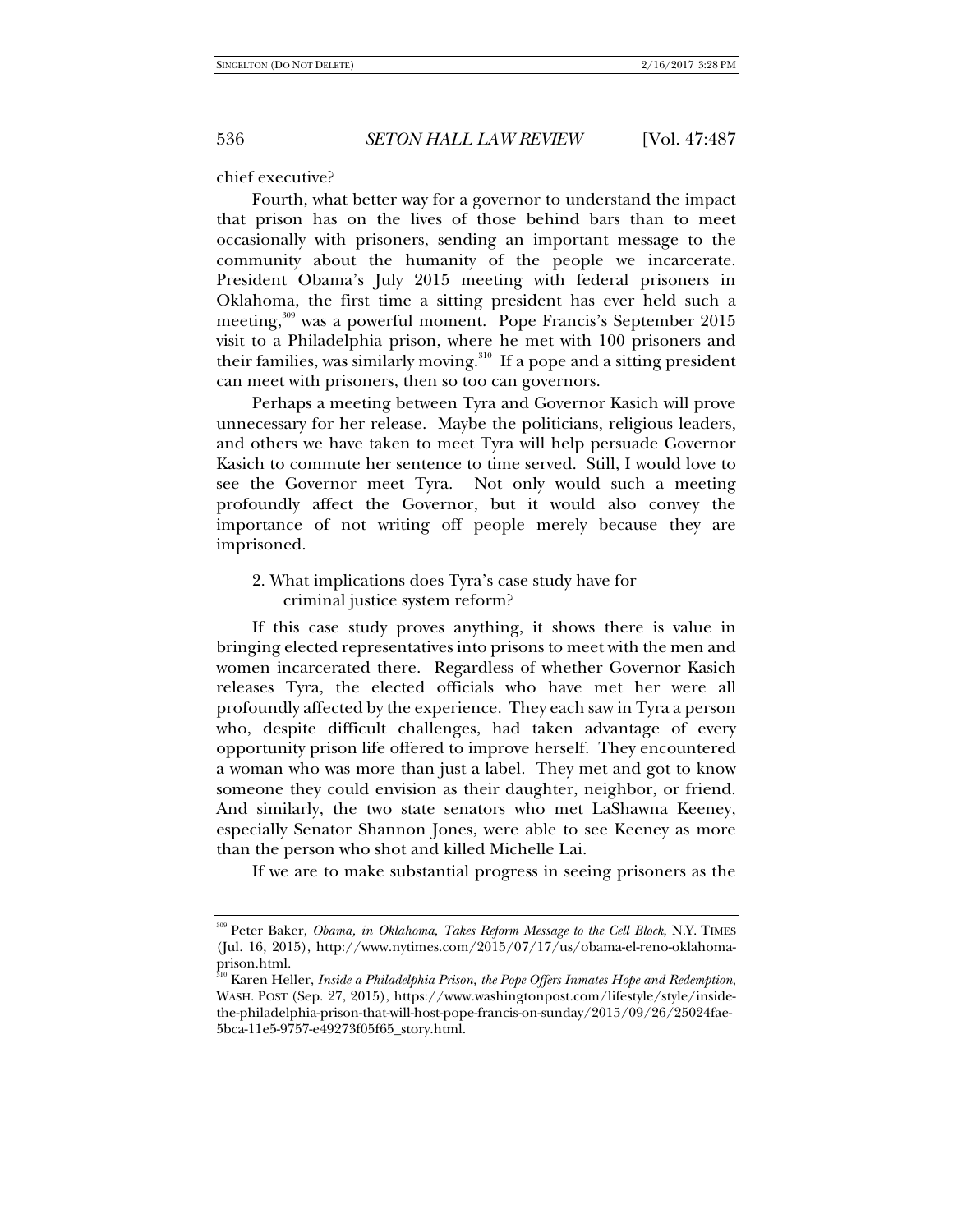chief executive?

Fourth, what better way for a governor to understand the impact that prison has on the lives of those behind bars than to meet occasionally with prisoners, sending an important message to the community about the humanity of the people we incarcerate. President Obama's July 2015 meeting with federal prisoners in Oklahoma, the first time a sitting president has ever held such a meeting,[309] was a powerful moment. Pope Francis's September 2015 visit to a Philadelphia prison, where he met with 100 prisoners and their families, was similarly moving.[310] If a pope and a sitting president can meet with prisoners, then so too can governors.

Perhaps a meeting between Tyra and Governor Kasich will prove unnecessary for her release. Maybe the politicians, religious leaders, and others we have taken to meet Tyra will help persuade Governor Kasich to commute her sentence to time served. Still, I would love to see the Governor meet Tyra. Not only would such a meeting profoundly affect the Governor, but it would also convey the importance of not writing off people merely because they are imprisoned.

2. What implications does Tyra's case study have for criminal justice system reform?

If this case study proves anything, it shows there is value in bringing elected representatives into prisons to meet with the men and women incarcerated there. Regardless of whether Governor Kasich releases Tyra, the elected officials who have met her were all profoundly affected by the experience. They each saw in Tyra a person who, despite difficult challenges, had taken advantage of every opportunity prison life offered to improve herself. They encountered a woman who was more than just a label. They met and got to know someone they could envision as their daughter, neighbor, or friend. And similarly, the two state senators who met LaShawna Keeney, especially Senator Shannon Jones, were able to see Keeney as more than the person who shot and killed Michelle Lai.

If we are to make substantial progress in seeing prisoners as the

---

[309] Peter Baker, *Obama, in Oklahoma, Takes Reform Message to the Cell Block*, N.Y. TIMES (Jul. 16, 2015), http://www.nytimes.com/2015/07/17/us/obama-el-reno-oklahoma-prison.html.

[310] Karen Heller, *Inside a Philadelphia Prison, the Pope Offers Inmates Hope and Redemption*, WASH. POST (Sep. 27, 2015), https://www.washingtonpost.com/lifestyle/style/inside-the-philadelphia-prison-that-will-host-pope-francis-on-sunday/2015/09/26/25024fae-5bca-11e5-9757-e49273f05f65_story.html.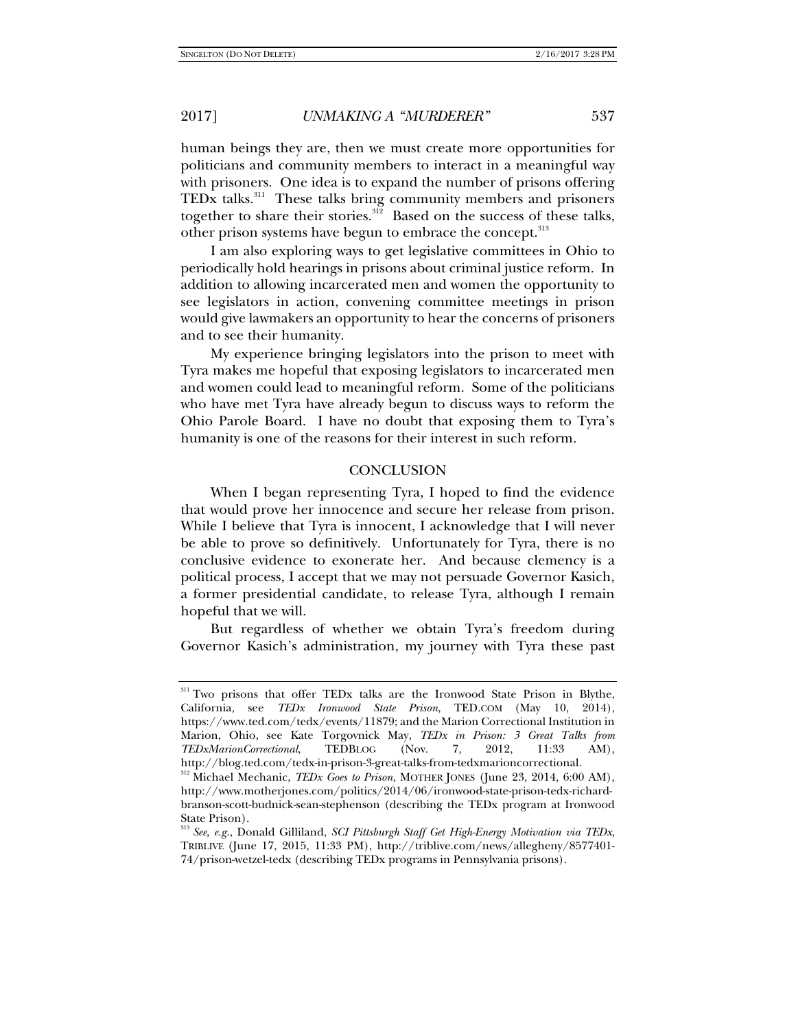human beings they are, then we must create more opportunities for politicians and community members to interact in a meaningful way with prisoners. One idea is to expand the number of prisons offering TEDx talks.[311] These talks bring community members and prisoners together to share their stories.[312] Based on the success of these talks, other prison systems have begun to embrace the concept.[313]

I am also exploring ways to get legislative committees in Ohio to periodically hold hearings in prisons about criminal justice reform. In addition to allowing incarcerated men and women the opportunity to see legislators in action, convening committee meetings in prison would give lawmakers an opportunity to hear the concerns of prisoners and to see their humanity.

My experience bringing legislators into the prison to meet with Tyra makes me hopeful that exposing legislators to incarcerated men and women could lead to meaningful reform. Some of the politicians who have met Tyra have already begun to discuss ways to reform the Ohio Parole Board. I have no doubt that exposing them to Tyra's humanity is one of the reasons for their interest in such reform.

## CONCLUSION

When I began representing Tyra, I hoped to find the evidence that would prove her innocence and secure her release from prison. While I believe that Tyra is innocent, I acknowledge that I will never be able to prove so definitively. Unfortunately for Tyra, there is no conclusive evidence to exonerate her. And because clemency is a political process, I accept that we may not persuade Governor Kasich, a former presidential candidate, to release Tyra, although I remain hopeful that we will.

But regardless of whether we obtain Tyra's freedom during Governor Kasich's administration, my journey with Tyra these past

---

[311] Two prisons that offer TEDx talks are the Ironwood State Prison in Blythe, California, see *TEDx Ironwood State Prison*, TED.COM (May 10, 2014), https://www.ted.com/tedx/events/11879; and the Marion Correctional Institution in Marion, Ohio, see Kate Torgovnick May, *TEDx in Prison: 3 Great Talks from TEDxMarionCorrectional*, TEDBLOG (Nov. 7, 2012, 11:33 AM), http://blog.ted.com/tedx-in-prison-3-great-talks-from-tedxmarioncorrectional.

[312] Michael Mechanic, *TEDx Goes to Prison*, MOTHER JONES (June 23, 2014, 6:00 AM), http://www.motherjones.com/politics/2014/06/ironwood-state-prison-tedx-richard-branson-scott-budnick-sean-stephenson (describing the TEDx program at Ironwood State Prison).

[313] *See, e.g.*, Donald Gilliland, *SCI Pittsburgh Staff Get High-Energy Motivation via TEDx*, TRIBLIVE (June 17, 2015, 11:33 PM), http://triblive.com/news/allegheny/8577401-74/prison-wetzel-tedx (describing TEDx programs in Pennsylvania prisons).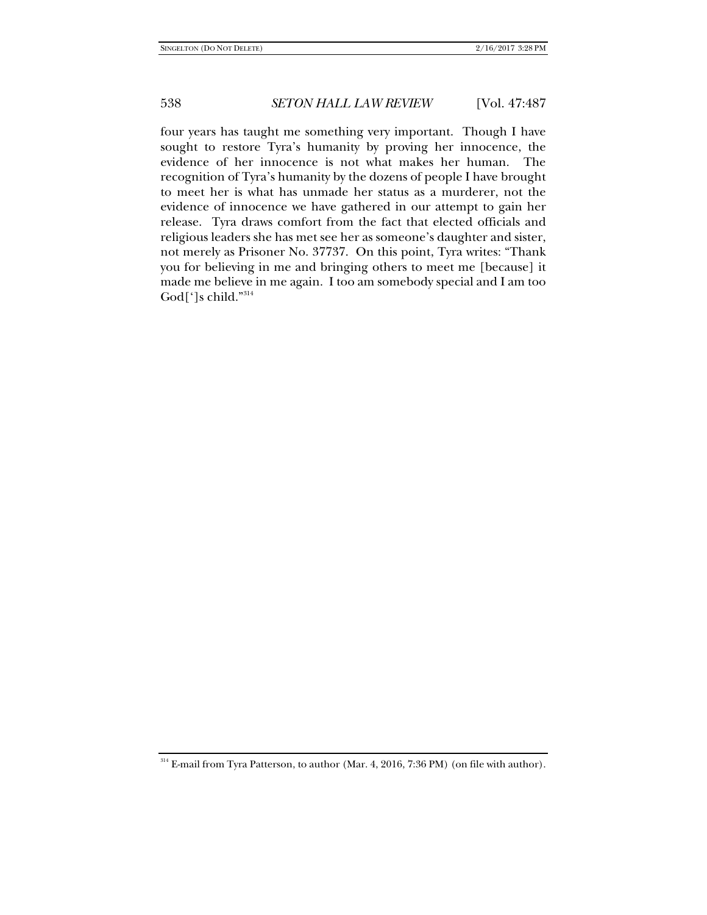four years has taught me something very important. Though I have sought to restore Tyra's humanity by proving her innocence, the evidence of her innocence is not what makes her human. The recognition of Tyra's humanity by the dozens of people I have brought to meet her is what has unmade her status as a murderer, not the evidence of innocence we have gathered in our attempt to gain her release. Tyra draws comfort from the fact that elected officials and religious leaders she has met see her as someone's daughter and sister, not merely as Prisoner No. 37737. On this point, Tyra writes: "Thank you for believing in me and bringing others to meet me [because] it made me believe in me again. I too am somebody special and I am too God[']s child."[314]

---

[314] E-mail from Tyra Patterson, to author (Mar. 4, 2016, 7:36 PM) (on file with author).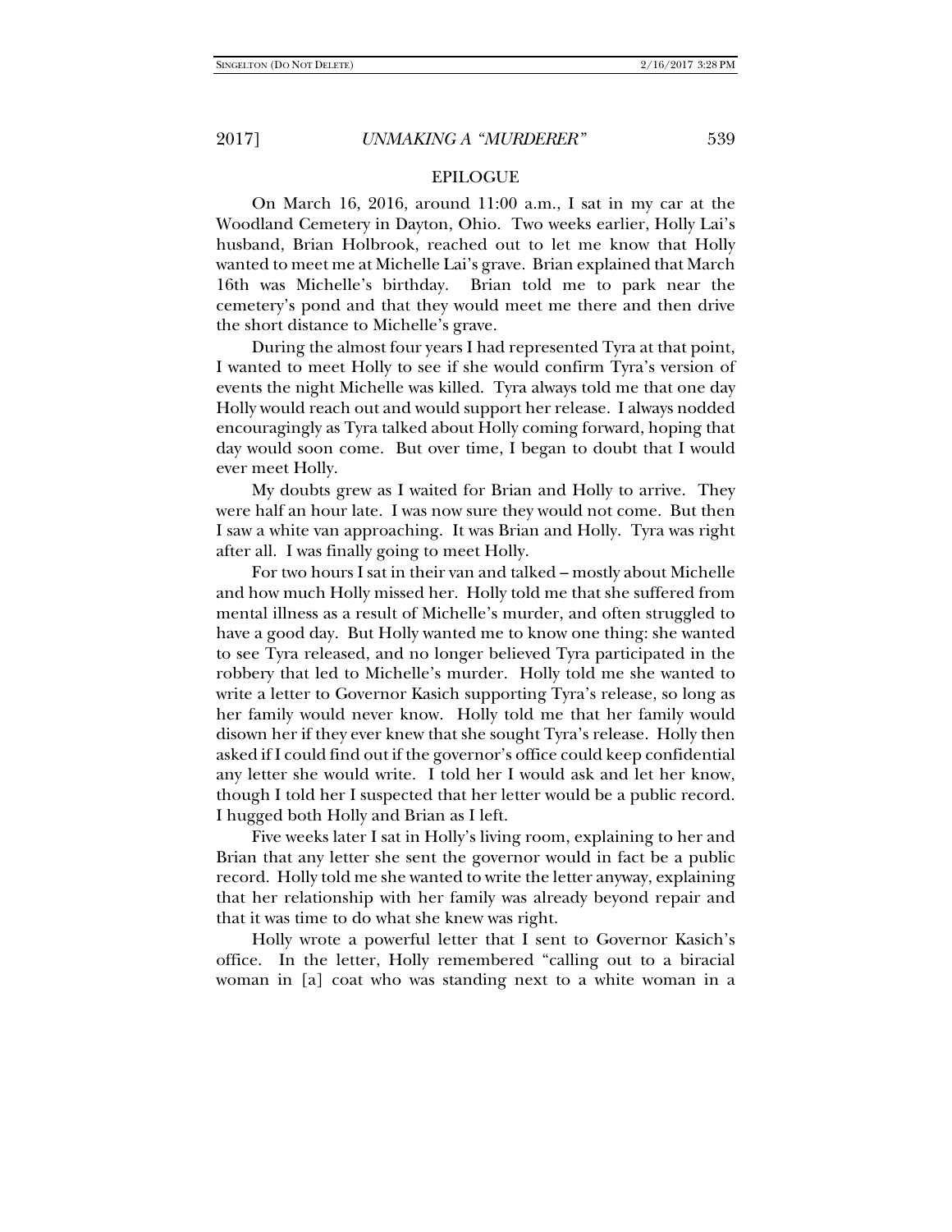## EPILOGUE

On March 16, 2016, around 11:00 a.m., I sat in my car at the Woodland Cemetery in Dayton, Ohio. Two weeks earlier, Holly Lai's husband, Brian Holbrook, reached out to let me know that Holly wanted to meet me at Michelle Lai's grave. Brian explained that March 16th was Michelle's birthday. Brian told me to park near the cemetery's pond and that they would meet me there and then drive the short distance to Michelle's grave.

During the almost four years I had represented Tyra at that point, I wanted to meet Holly to see if she would confirm Tyra's version of events the night Michelle was killed. Tyra always told me that one day Holly would reach out and would support her release. I always nodded encouragingly as Tyra talked about Holly coming forward, hoping that day would soon come. But over time, I began to doubt that I would ever meet Holly.

My doubts grew as I waited for Brian and Holly to arrive. They were half an hour late. I was now sure they would not come. But then I saw a white van approaching. It was Brian and Holly. Tyra was right after all. I was finally going to meet Holly.

For two hours I sat in their van and talked – mostly about Michelle and how much Holly missed her. Holly told me that she suffered from mental illness as a result of Michelle's murder, and often struggled to have a good day. But Holly wanted me to know one thing: she wanted to see Tyra released, and no longer believed Tyra participated in the robbery that led to Michelle's murder. Holly told me she wanted to write a letter to Governor Kasich supporting Tyra's release, so long as her family would never know. Holly told me that her family would disown her if they ever knew that she sought Tyra's release. Holly then asked if I could find out if the governor's office could keep confidential any letter she would write. I told her I would ask and let her know, though I told her I suspected that her letter would be a public record. I hugged both Holly and Brian as I left.

Five weeks later I sat in Holly's living room, explaining to her and Brian that any letter she sent the governor would in fact be a public record. Holly told me she wanted to write the letter anyway, explaining that her relationship with her family was already beyond repair and that it was time to do what she knew was right.

Holly wrote a powerful letter that I sent to Governor Kasich's office. In the letter, Holly remembered "calling out to a biracial woman in [a] coat who was standing next to a white woman in a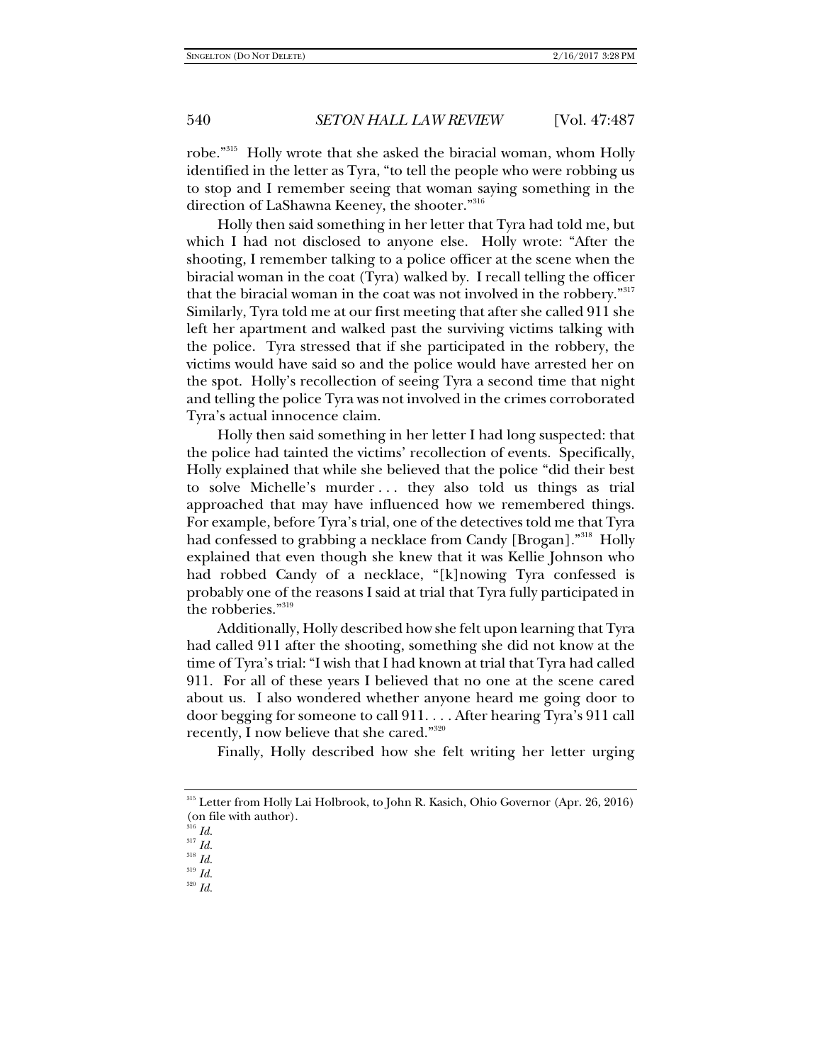robe."[315] Holly wrote that she asked the biracial woman, whom Holly identified in the letter as Tyra, "to tell the people who were robbing us to stop and I remember seeing that woman saying something in the direction of LaShawna Keeney, the shooter."[316]

Holly then said something in her letter that Tyra had told me, but which I had not disclosed to anyone else. Holly wrote: "After the shooting, I remember talking to a police officer at the scene when the biracial woman in the coat (Tyra) walked by. I recall telling the officer that the biracial woman in the coat was not involved in the robbery."[317] Similarly, Tyra told me at our first meeting that after she called 911 she left her apartment and walked past the surviving victims talking with the police. Tyra stressed that if she participated in the robbery, the victims would have said so and the police would have arrested her on the spot. Holly's recollection of seeing Tyra a second time that night and telling the police Tyra was not involved in the crimes corroborated Tyra's actual innocence claim.

Holly then said something in her letter I had long suspected: that the police had tainted the victims' recollection of events. Specifically, Holly explained that while she believed that the police "did their best to solve Michelle's murder . . . they also told us things as trial approached that may have influenced how we remembered things. For example, before Tyra's trial, one of the detectives told me that Tyra had confessed to grabbing a necklace from Candy [Brogan]."[318] Holly explained that even though she knew that it was Kellie Johnson who had robbed Candy of a necklace, "[k]nowing Tyra confessed is probably one of the reasons I said at trial that Tyra fully participated in the robberies."[319]

Additionally, Holly described how she felt upon learning that Tyra had called 911 after the shooting, something she did not know at the time of Tyra's trial: "I wish that I had known at trial that Tyra had called 911. For all of these years I believed that no one at the scene cared about us. I also wondered whether anyone heard me going door to door begging for someone to call 911. . . . After hearing Tyra's 911 call recently, I now believe that she cared."[320]

Finally, Holly described how she felt writing her letter urging

---

[315] Letter from Holly Lai Holbrook, to John R. Kasich, Ohio Governor (Apr. 26, 2016) (on file with author).

[316] *Id.*

[317] *Id.*

[318] *Id.*

[319] *Id.*

[320] *Id.*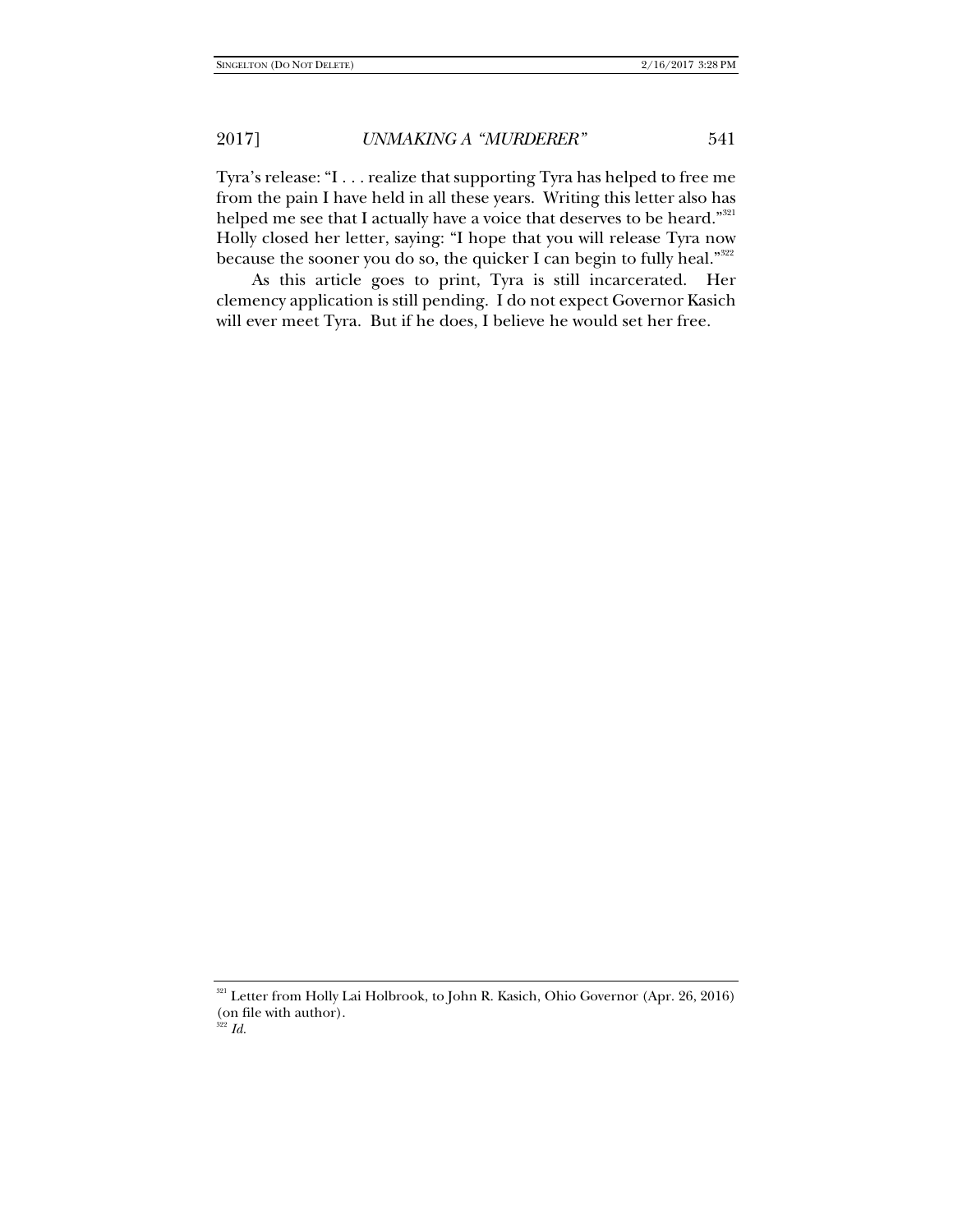Tyra's release: "I . . . realize that supporting Tyra has helped to free me from the pain I have held in all these years. Writing this letter also has helped me see that I actually have a voice that deserves to be heard."[321] Holly closed her letter, saying: "I hope that you will release Tyra now because the sooner you do so, the quicker I can begin to fully heal."[322]

As this article goes to print, Tyra is still incarcerated. Her clemency application is still pending. I do not expect Governor Kasich will ever meet Tyra. But if he does, I believe he would set her free.

---

[321] Letter from Holly Lai Holbrook, to John R. Kasich, Ohio Governor (Apr. 26, 2016) (on file with author).

[322] *Id.*